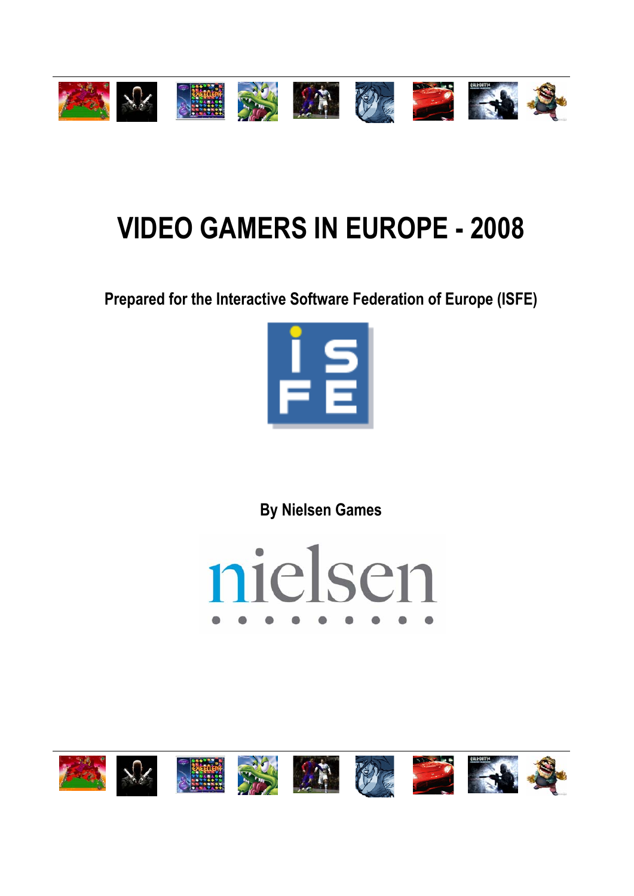# VIDEO GAMERS IN EUROPE - 2008

**Prepared for the Interactive Software Federation of Europe (ISFE)**

**By Nielsen Games**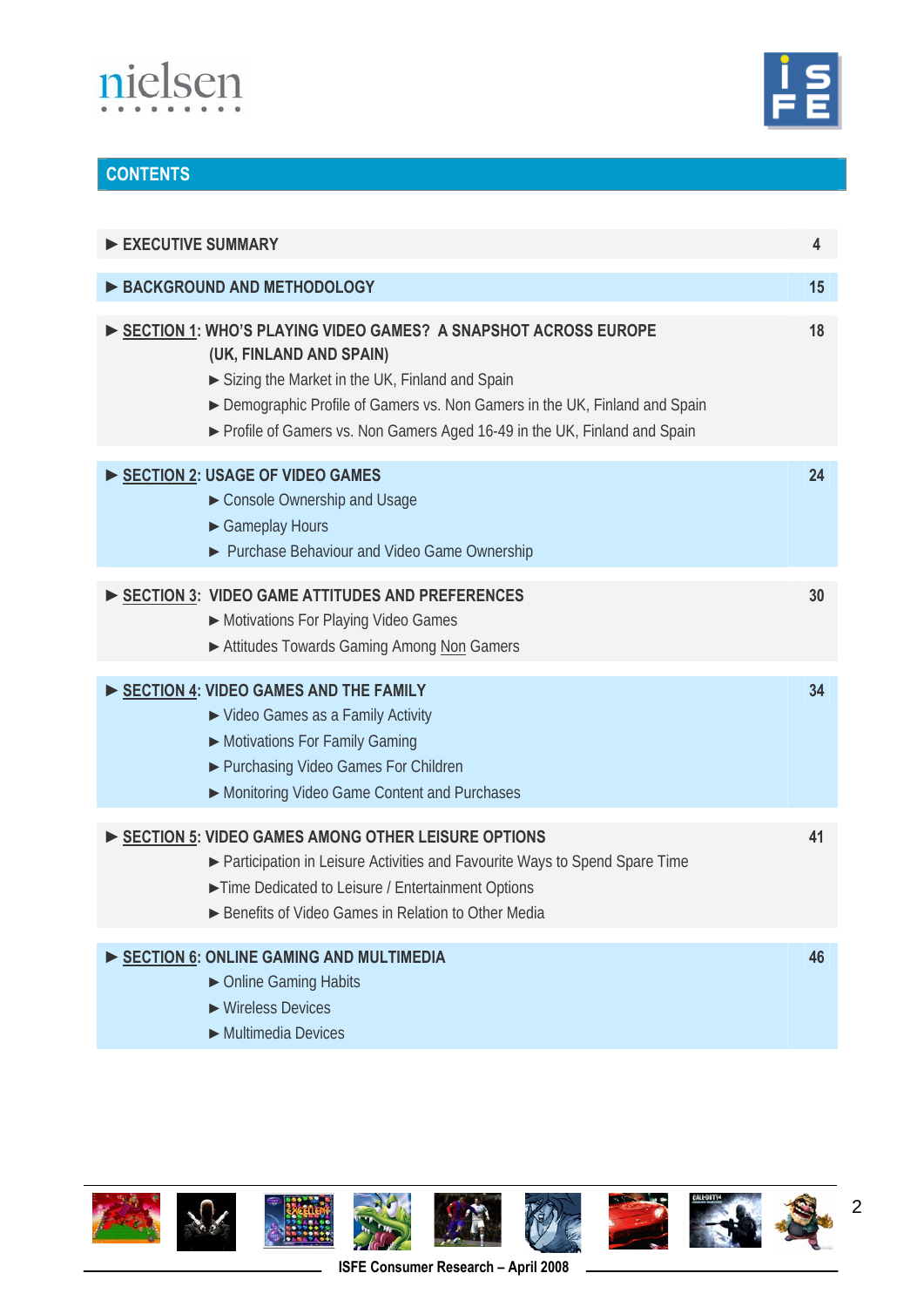# CONTENTS

| | |
|---|---|
| ► **EXECUTIVE SUMMARY** | **4** |
| ► **BACKGROUND AND METHODOLOGY** | **15** |
| ► **SECTION 1: WHO'S PLAYING VIDEO GAMES? A SNAPSHOT ACROSS EUROPE (UK, FINLAND AND SPAIN)**<br>► Sizing the Market in the UK, Finland and Spain<br>► Demographic Profile of Gamers vs. Non Gamers in the UK, Finland and Spain<br>► Profile of Gamers vs. Non Gamers Aged 16-49 in the UK, Finland and Spain | **18** |
| ► **SECTION 2: USAGE OF VIDEO GAMES**<br>► Console Ownership and Usage<br>► Gameplay Hours<br>► Purchase Behaviour and Video Game Ownership | **24** |
| ► **SECTION 3: VIDEO GAME ATTITUDES AND PREFERENCES**<br>► Motivations For Playing Video Games<br>► Attitudes Towards Gaming Among Non Gamers | **30** |
| ► **SECTION 4: VIDEO GAMES AND THE FAMILY**<br>► Video Games as a Family Activity<br>► Motivations For Family Gaming<br>► Purchasing Video Games For Children<br>► Monitoring Video Game Content and Purchases | **34** |
| ► **SECTION 5: VIDEO GAMES AMONG OTHER LEISURE OPTIONS**<br>► Participation in Leisure Activities and Favourite Ways to Spend Spare Time<br>► Time Dedicated to Leisure / Entertainment Options<br>► Benefits of Video Games in Relation to Other Media | **41** |
| ► **SECTION 6: ONLINE GAMING AND MULTIMEDIA**<br>► Online Gaming Habits<br>► Wireless Devices<br>► Multimedia Devices | **46** |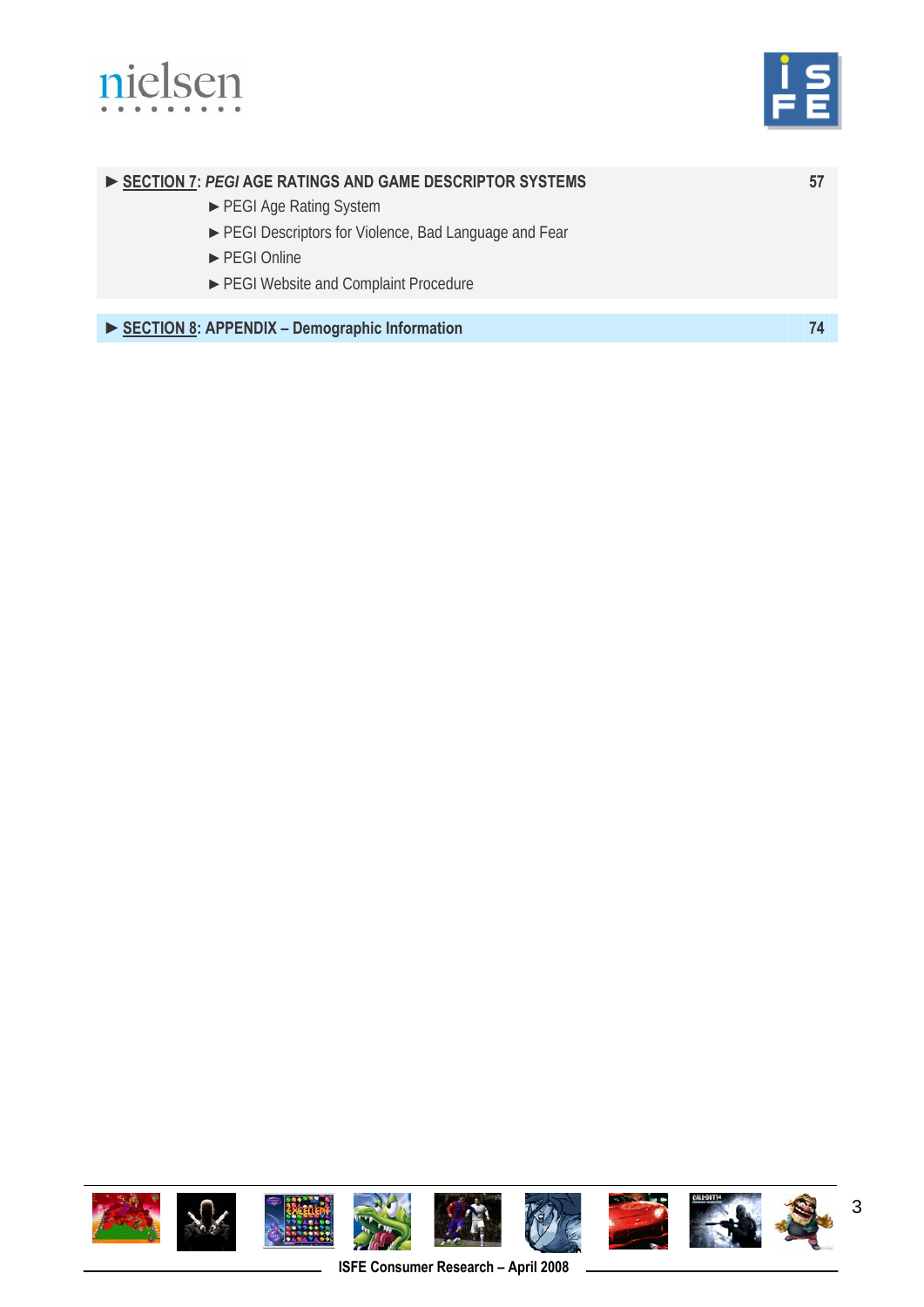| | |
|---|---|
| ► **SECTION 7: *PEGI* AGE RATINGS AND GAME DESCRIPTOR SYSTEMS** | **57** |
| ► PEGI Age Rating System | |
| ► PEGI Descriptors for Violence, Bad Language and Fear | |
| ► PEGI Online | |
| ► PEGI Website and Complaint Procedure | |
| ► **SECTION 8: APPENDIX – Demographic Information** | **74** |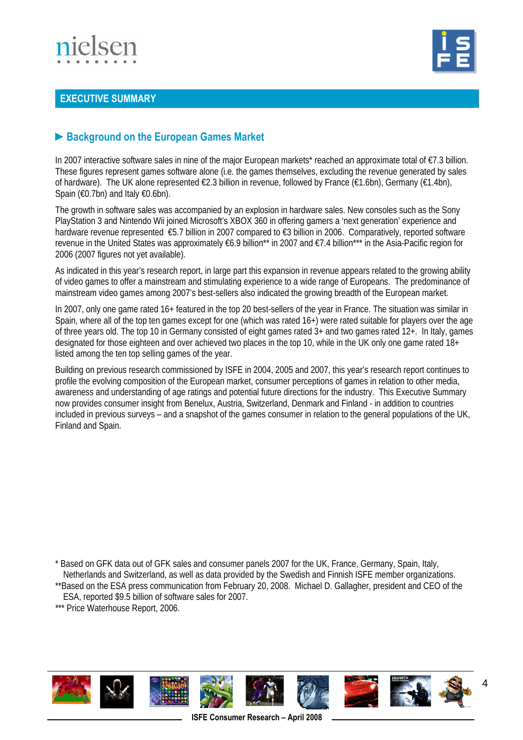## EXECUTIVE SUMMARY

### ► Background on the European Games Market

In 2007 interactive software sales in nine of the major European markets* reached an approximate total of €7.3 billion. These figures represent games software alone (i.e. the games themselves, excluding the revenue generated by sales of hardware). The UK alone represented €2.3 billion in revenue, followed by France (€1.6bn), Germany (€1.4bn), Spain (€0.7bn) and Italy €0.6bn).

The growth in software sales was accompanied by an explosion in hardware sales. New consoles such as the Sony PlayStation 3 and Nintendo Wii joined Microsoft's XBOX 360 in offering gamers a 'next generation' experience and hardware revenue represented €5.7 billion in 2007 compared to €3 billion in 2006. Comparatively, reported software revenue in the United States was approximately €6.9 billion** in 2007 and €7.4 billion*** in the Asia-Pacific region for 2006 (2007 figures not yet available).

As indicated in this year's research report, in large part this expansion in revenue appears related to the growing ability of video games to offer a mainstream and stimulating experience to a wide range of Europeans. The predominance of mainstream video games among 2007's best-sellers also indicated the growing breadth of the European market.

In 2007, only one game rated 16+ featured in the top 20 best-sellers of the year in France. The situation was similar in Spain, where all of the top ten games except for one (which was rated 16+) were rated suitable for players over the age of three years old. The top 10 in Germany consisted of eight games rated 3+ and two games rated 12+. In Italy, games designated for those eighteen and over achieved two places in the top 10, while in the UK only one game rated 18+ listed among the ten top selling games of the year.

Building on previous research commissioned by ISFE in 2004, 2005 and 2007, this year's research report continues to profile the evolving composition of the European market, consumer perceptions of games in relation to other media, awareness and understanding of age ratings and potential future directions for the industry. This Executive Summary now provides consumer insight from Benelux, Austria, Switzerland, Denmark and Finland - in addition to countries included in previous surveys – and a snapshot of the games consumer in relation to the general populations of the UK, Finland and Spain.

\* Based on GFK data out of GFK sales and consumer panels 2007 for the UK, France, Germany, Spain, Italy, Netherlands and Switzerland, as well as data provided by the Swedish and Finnish ISFE member organizations.

\**Based on the ESA press communication from February 20, 2008. Michael D. Gallagher, president and CEO of the ESA, reported $9.5 billion of software sales for 2007.

\*** Price Waterhouse Report, 2006.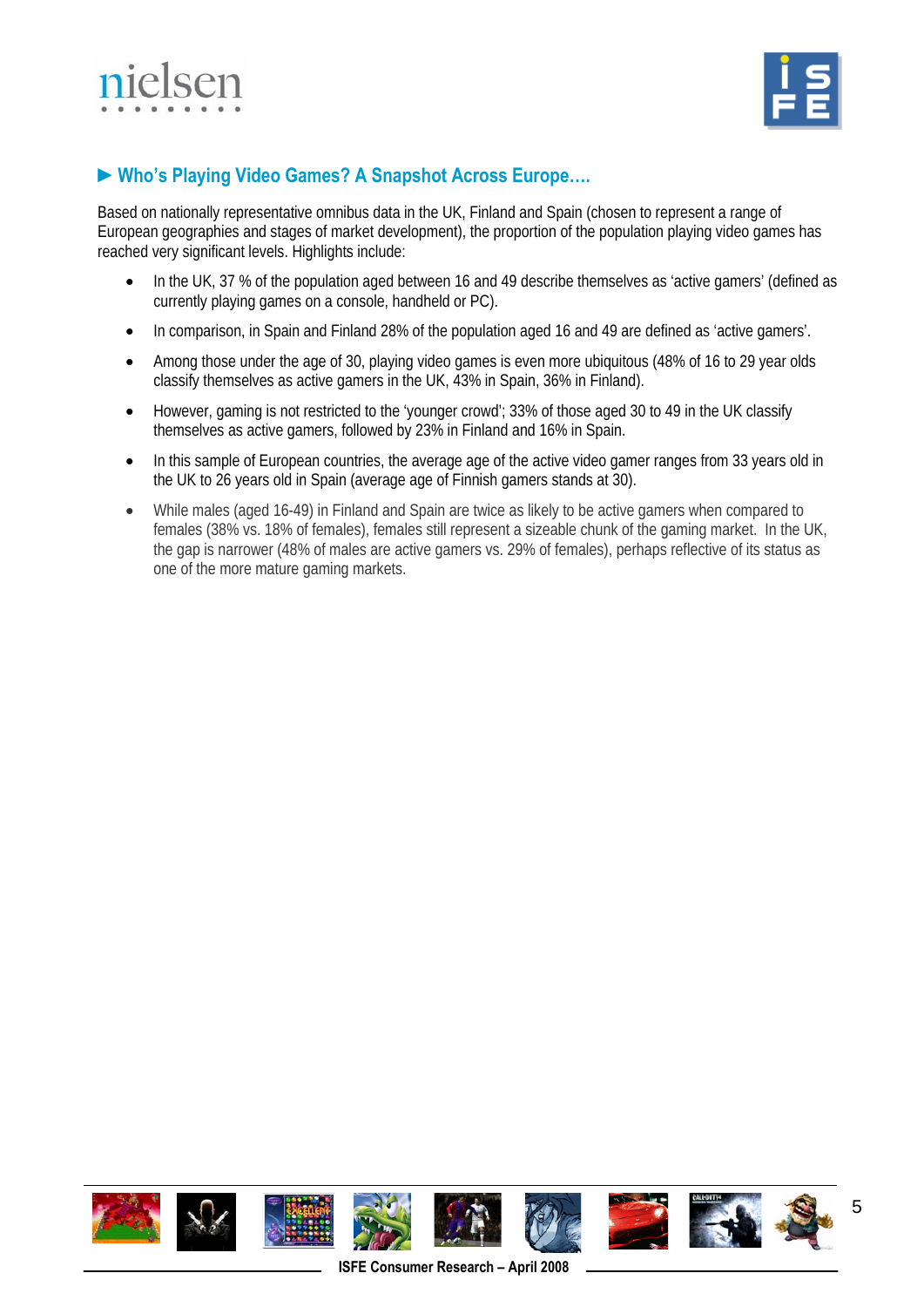## ► Who's Playing Video Games? A Snapshot Across Europe….

Based on nationally representative omnibus data in the UK, Finland and Spain (chosen to represent a range of European geographies and stages of market development), the proportion of the population playing video games has reached very significant levels. Highlights include:

- In the UK, 37 % of the population aged between 16 and 49 describe themselves as 'active gamers' (defined as currently playing games on a console, handheld or PC).
- In comparison, in Spain and Finland 28% of the population aged 16 and 49 are defined as 'active gamers'.
- Among those under the age of 30, playing video games is even more ubiquitous (48% of 16 to 29 year olds classify themselves as active gamers in the UK, 43% in Spain, 36% in Finland).
- However, gaming is not restricted to the 'younger crowd'; 33% of those aged 30 to 49 in the UK classify themselves as active gamers, followed by 23% in Finland and 16% in Spain.
- In this sample of European countries, the average age of the active video gamer ranges from 33 years old in the UK to 26 years old in Spain (average age of Finnish gamers stands at 30).
- While males (aged 16-49) in Finland and Spain are twice as likely to be active gamers when compared to females (38% vs. 18% of females), females still represent a sizeable chunk of the gaming market. In the UK, the gap is narrower (48% of males are active gamers vs. 29% of females), perhaps reflective of its status as one of the more mature gaming markets.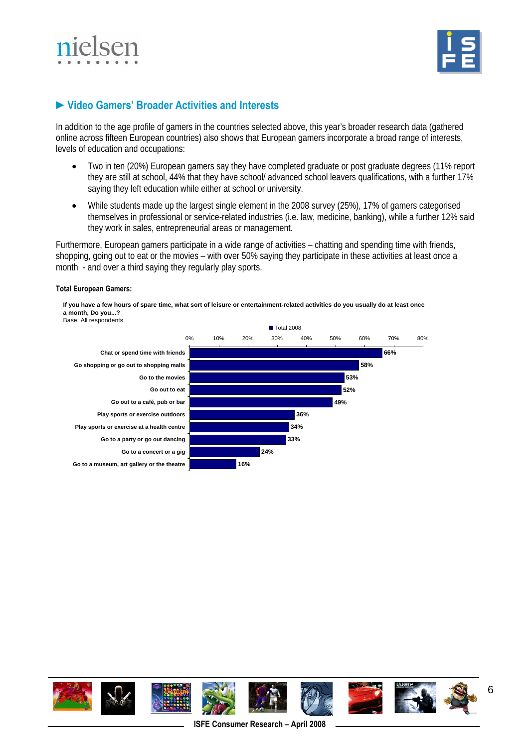## ► Video Gamers' Broader Activities and Interests

In addition to the age profile of gamers in the countries selected above, this year's broader research data (gathered online across fifteen European countries) also shows that European gamers incorporate a broad range of interests, levels of education and occupations:

- Two in ten (20%) European gamers say they have completed graduate or post graduate degrees (11% report they are still at school, 44% that they have school/ advanced school leavers qualifications, with a further 17% saying they left education while either at school or university.
- While students made up the largest single element in the 2008 survey (25%), 17% of gamers categorised themselves in professional or service-related industries (i.e. law, medicine, banking), while a further 12% said they work in sales, entrepreneurial areas or management.

Furthermore, European gamers participate in a wide range of activities – chatting and spending time with friends, shopping, going out to eat or the movies – with over 50% saying they participate in these activities at least once a month - and over a third saying they regularly play sports.

**Total European Gamers:**

**If you have a few hours of spare time, what sort of leisure or entertainment-related activities do you usually do at least once a month, Do you...?**
Base: All respondents

| Activity | Total 2008 |
|---|---|
| Chat or spend time with friends | 66% |
| Go shopping or go out to shopping malls | 58% |
| Go to the movies | 53% |
| Go out to eat | 52% |
| Go out to a café, pub or bar | 49% |
| Play sports or exercise outdoors | 36% |
| Play sports or exercise at a health centre | 34% |
| Go to a party or go out dancing | 33% |
| Go to a concert or a gig | 24% |
| Go to a museum, art gallery or the theatre | 16% |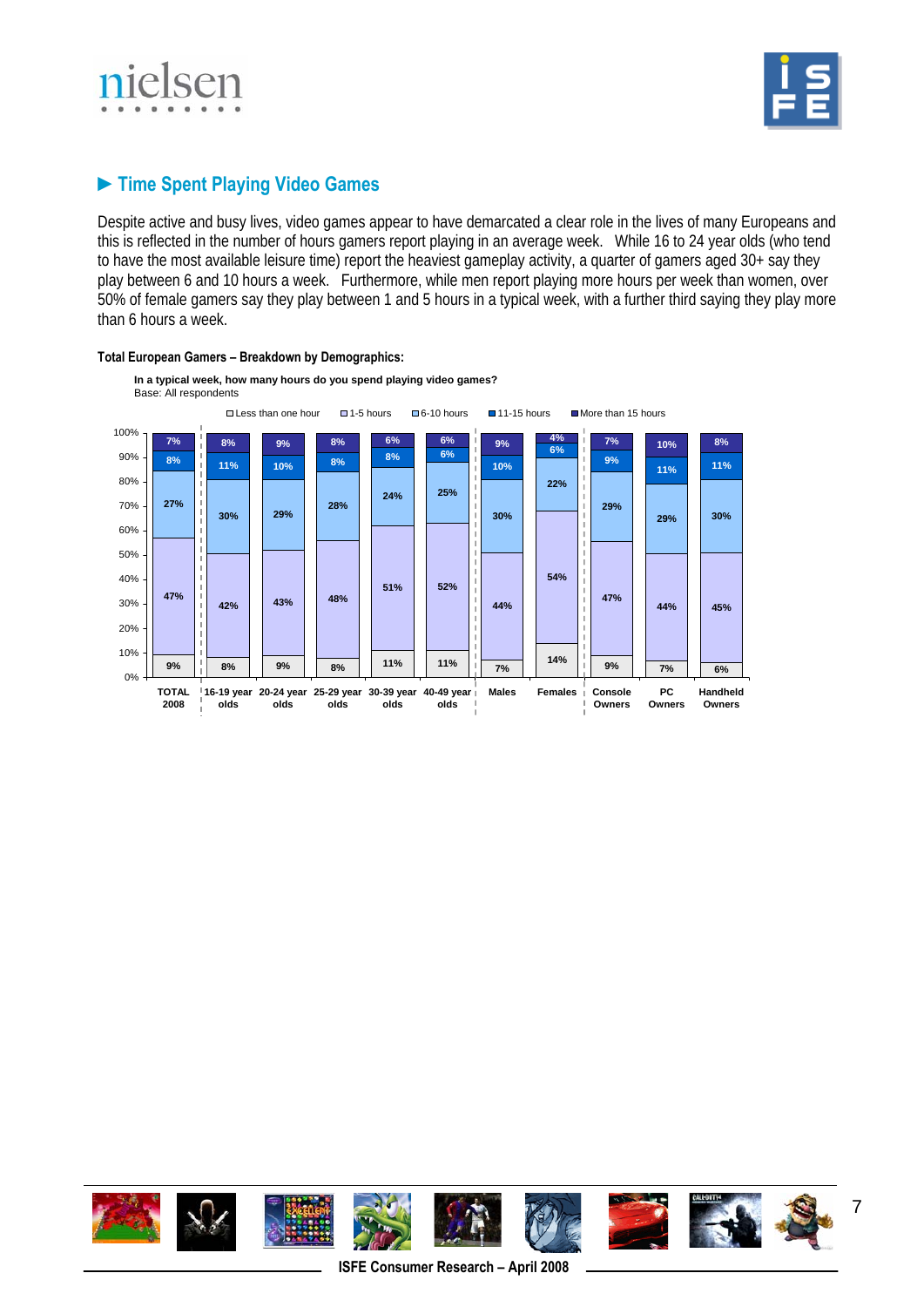## ► Time Spent Playing Video Games

Despite active and busy lives, video games appear to have demarcated a clear role in the lives of many Europeans and this is reflected in the number of hours gamers report playing in an average week. While 16 to 24 year olds (who tend to have the most available leisure time) report the heaviest gameplay activity, a quarter of gamers aged 30+ say they play between 6 and 10 hours a week. Furthermore, while men report playing more hours per week than women, over 50% of female gamers say they play between 1 and 5 hours in a typical week, with a further third saying they play more than 6 hours a week.

**Total European Gamers – Breakdown by Demographics:**

**In a typical week, how many hours do you spend playing video games?**
Base: All respondents

| | Less than one hour | 1-5 hours | 6-10 hours | 11-15 hours | More than 15 hours |
|---|---|---|---|---|---|
| TOTAL 2008 | 9% | 47% | 27% | 8% | 7% |
| 16-19 year olds | 8% | 42% | 30% | 11% | 8% |
| 20-24 year olds | 9% | 43% | 29% | 10% | 9% |
| 25-29 year olds | 8% | 48% | 28% | 8% | 8% |
| 30-39 year olds | 11% | 51% | 24% | 8% | 6% |
| 40-49 year olds | 11% | 52% | 25% | 6% | 6% |
| Males | 7% | 44% | 30% | 10% | 9% |
| Females | 14% | 54% | 22% | 6% | 4% |
| Console Owners | 9% | 47% | 29% | 9% | 7% |
| PC Owners | 7% | 44% | 29% | 11% | 10% |
| Handheld Owners | 6% | 45% | 30% | 11% | 8% |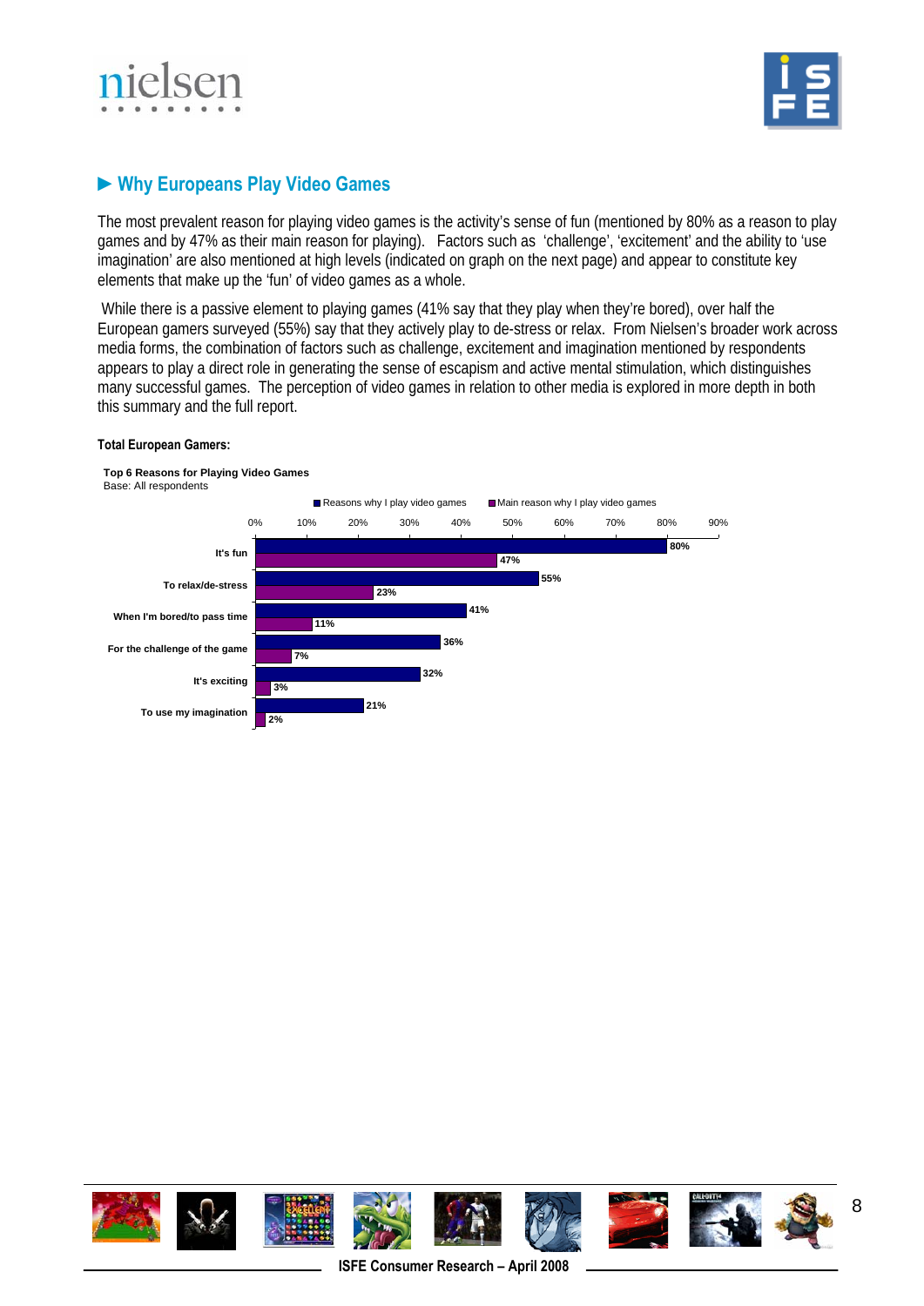## ► Why Europeans Play Video Games

The most prevalent reason for playing video games is the activity's sense of fun (mentioned by 80% as a reason to play games and by 47% as their main reason for playing). Factors such as 'challenge', 'excitement' and the ability to 'use imagination' are also mentioned at high levels (indicated on graph on the next page) and appear to constitute key elements that make up the 'fun' of video games as a whole.

While there is a passive element to playing games (41% say that they play when they're bored), over half the European gamers surveyed (55%) say that they actively play to de-stress or relax. From Nielsen's broader work across media forms, the combination of factors such as challenge, excitement and imagination mentioned by respondents appears to play a direct role in generating the sense of escapism and active mental stimulation, which distinguishes many successful games. The perception of video games in relation to other media is explored in more depth in both this summary and the full report.

**Total European Gamers:**

**Top 6 Reasons for Playing Video Games**
Base: All respondents

| | Reasons why I play video games | Main reason why I play video games |
|---|---|---|
| It's fun | 80% | 47% |
| To relax/de-stress | 55% | 23% |
| When I'm bored/to pass time | 41% | 11% |
| For the challenge of the game | 36% | 7% |
| It's exciting | 32% | 3% |
| To use my imagination | 21% | 2% |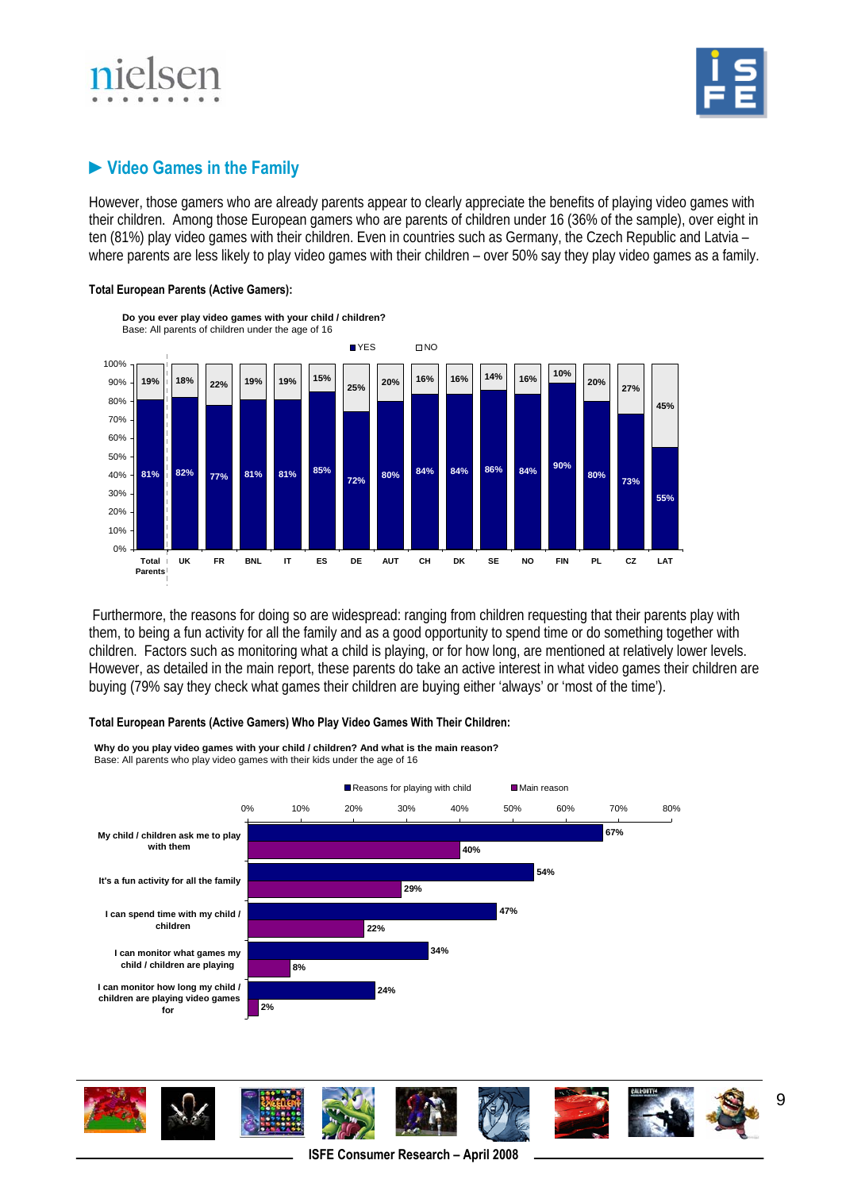## ► Video Games in the Family

However, those gamers who are already parents appear to clearly appreciate the benefits of playing video games with their children. Among those European gamers who are parents of children under 16 (36% of the sample), over eight in ten (81%) play video games with their children. Even in countries such as Germany, the Czech Republic and Latvia – where parents are less likely to play video games with their children – over 50% say they play video games as a family.

**Total European Parents (Active Gamers):**

**Do you ever play video games with your child / children?**
Base: All parents of children under the age of 16

| | Total Parents | UK | FR | BNL | IT | ES | DE | AUT | CH | DK | SE | NO | FIN | PL | CZ | LAT |
|---|---|---|---|---|---|---|---|---|---|---|---|---|---|---|---|---|
| YES | 81% | 82% | 77% | 81% | 81% | 85% | 72% | 80% | 84% | 84% | 86% | 84% | 90% | 80% | 73% | 55% |
| NO | 19% | 18% | 22% | 19% | 19% | 15% | 25% | 20% | 16% | 16% | 14% | 16% | 10% | 20% | 27% | 45% |

Furthermore, the reasons for doing so are widespread: ranging from children requesting that their parents play with them, to being a fun activity for all the family and as a good opportunity to spend time or do something together with children. Factors such as monitoring what a child is playing, or for how long, are mentioned at relatively lower levels. However, as detailed in the main report, these parents do take an active interest in what video games their children are buying (79% say they check what games their children are buying either 'always' or 'most of the time').

**Total European Parents (Active Gamers) Who Play Video Games With Their Children:**

**Why do you play video games with your child / children? And what is the main reason?**
Base: All parents who play video games with their kids under the age of 16

| | Reasons for playing with child | Main reason |
|---|---|---|
| My child / children ask me to play with them | 67% | 40% |
| It's a fun activity for all the family | 54% | 29% |
| I can spend time with my child / children | 47% | 22% |
| I can monitor what games my child / children are playing | 34% | 8% |
| I can monitor how long my child / children are playing video games for | 24% | 2% |

ISFE Consumer Research – April 2008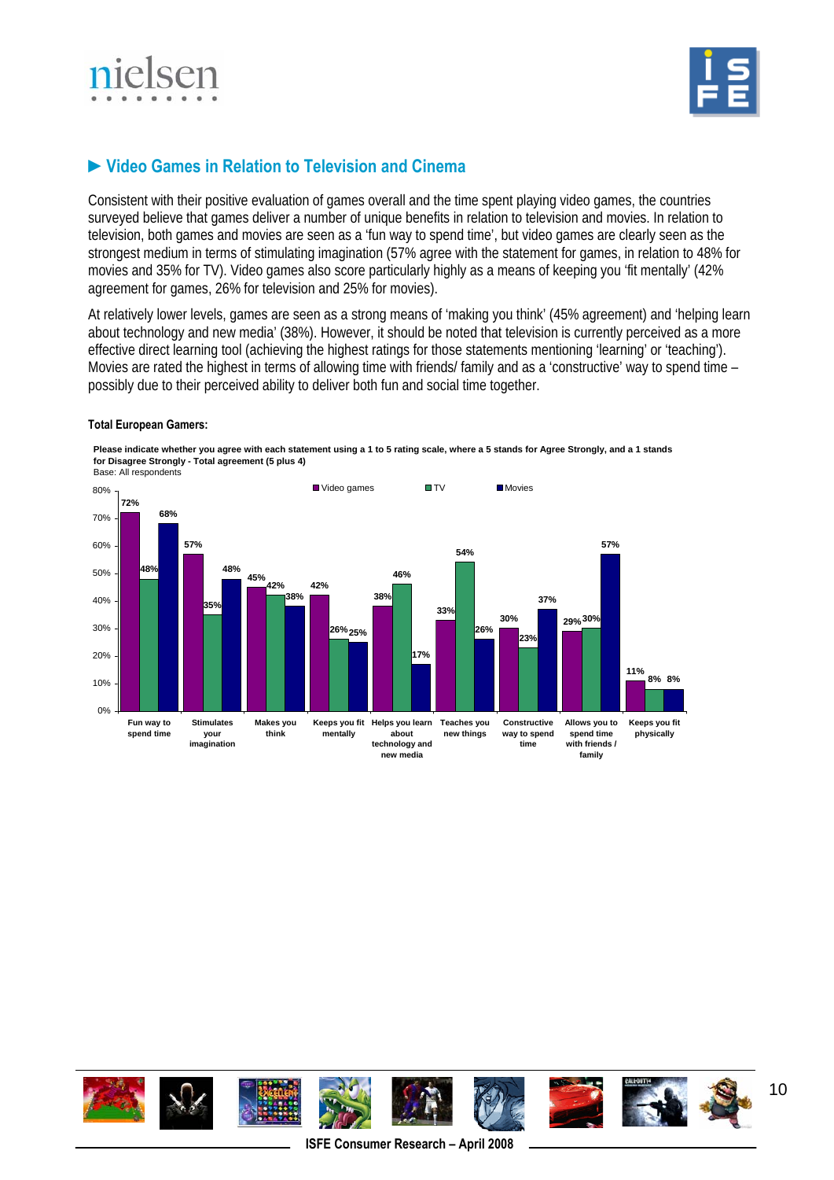## ► Video Games in Relation to Television and Cinema

Consistent with their positive evaluation of games overall and the time spent playing video games, the countries surveyed believe that games deliver a number of unique benefits in relation to television and movies. In relation to television, both games and movies are seen as a 'fun way to spend time', but video games are clearly seen as the strongest medium in terms of stimulating imagination (57% agree with the statement for games, in relation to 48% for movies and 35% for TV). Video games also score particularly highly as a means of keeping you 'fit mentally' (42% agreement for games, 26% for television and 25% for movies).

At relatively lower levels, games are seen as a strong means of 'making you think' (45% agreement) and 'helping learn about technology and new media' (38%). However, it should be noted that television is currently perceived as a more effective direct learning tool (achieving the highest ratings for those statements mentioning 'learning' or 'teaching'). Movies are rated the highest in terms of allowing time with friends/ family and as a 'constructive' way to spend time – possibly due to their perceived ability to deliver both fun and social time together.

**Total European Gamers:**

**Please indicate whether you agree with each statement using a 1 to 5 rating scale, where a 5 stands for Agree Strongly, and a 1 stands for Disagree Strongly - Total agreement (5 plus 4)**
Base: All respondents

| Statement | Video games | TV | Movies |
|---|---|---|---|
| Fun way to spend time | 72% | 48% | 68% |
| Stimulates your imagination | 57% | 35% | 48% |
| Makes you think | 45% | 42% | 38% |
| Keeps you fit mentally | 42% | 26% | 25% |
| Helps you learn about technology and new media | 38% | 46% | 17% |
| Teaches you new things | 33% | 54% | 26% |
| Constructive way to spend time | 30% | 23% | 37% |
| Allows you to spend time with friends / family | 29% | 30% | 57% |
| Keeps you fit physically | 11% | 8% | 8% |

ISFE Consumer Research – April 2008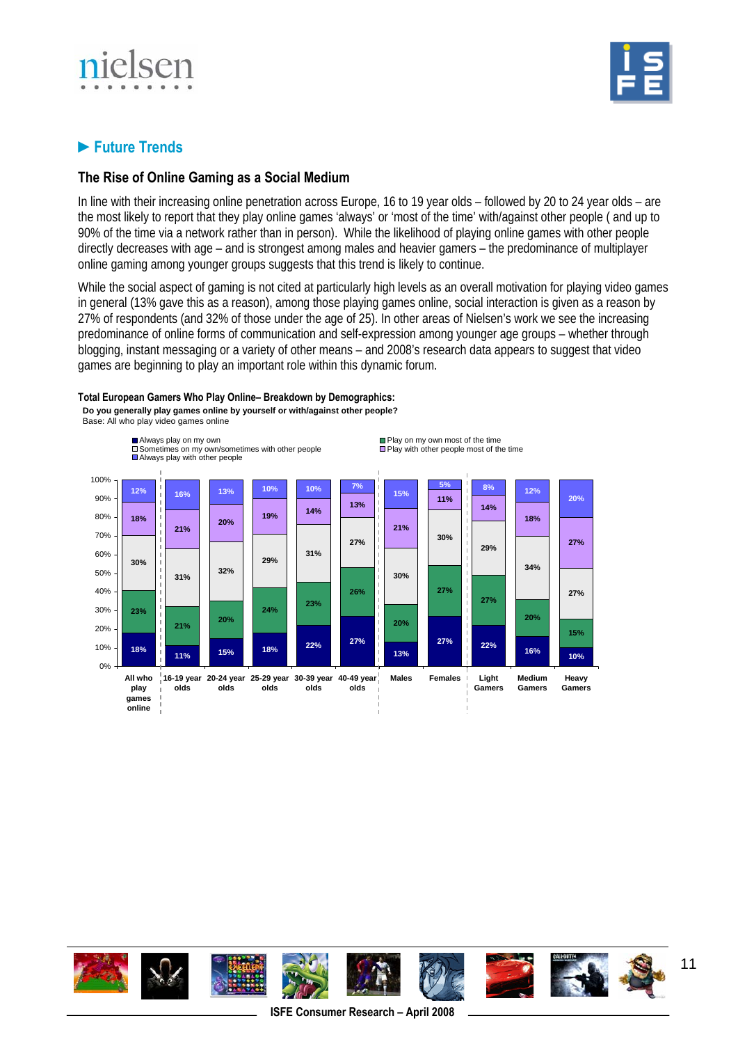## ► Future Trends

### The Rise of Online Gaming as a Social Medium

In line with their increasing online penetration across Europe, 16 to 19 year olds – followed by 20 to 24 year olds – are the most likely to report that they play online games 'always' or 'most of the time' with/against other people ( and up to 90% of the time via a network rather than in person). While the likelihood of playing online games with other people directly decreases with age – and is strongest among males and heavier gamers – the predominance of multiplayer online gaming among younger groups suggests that this trend is likely to continue.

While the social aspect of gaming is not cited at particularly high levels as an overall motivation for playing video games in general (13% gave this as a reason), among those playing games online, social interaction is given as a reason by 27% of respondents (and 32% of those under the age of 25). In other areas of Nielsen's work we see the increasing predominance of online forms of communication and self-expression among younger age groups – whether through blogging, instant messaging or a variety of other means – and 2008's research data appears to suggest that video games are beginning to play an important role within this dynamic forum.

**Total European Gamers Who Play Online– Breakdown by Demographics:**

**Do you generally play games online by yourself or with/against other people?**

Base: All who play video games online

| | Always play on my own | Play on my own most of the time | Sometimes on my own/sometimes with other people | Play with other people most of the time | Always play with other people |
|---|---|---|---|---|---|
| All who play games online | 18% | 23% | 30% | 18% | 12% |
| 16-19 year olds | 11% | 21% | 31% | 21% | 16% |
| 20-24 year olds | 15% | 20% | 32% | 20% | 13% |
| 25-29 year olds | 18% | 24% | 29% | 19% | 10% |
| 30-39 year olds | 22% | 23% | 31% | 14% | 10% |
| 40-49 year olds | 27% | 26% | 27% | 13% | 7% |
| Males | 13% | 20% | 30% | 21% | 15% |
| Females | 27% | 27% | 30% | 11% | 5% |
| Light Gamers | 22% | 27% | 29% | 14% | 8% |
| Medium Gamers | 16% | 20% | 34% | 18% | 12% |
| Heavy Gamers | 10% | 15% | 27% | 27% | 20% |

ISFE Consumer Research – April 2008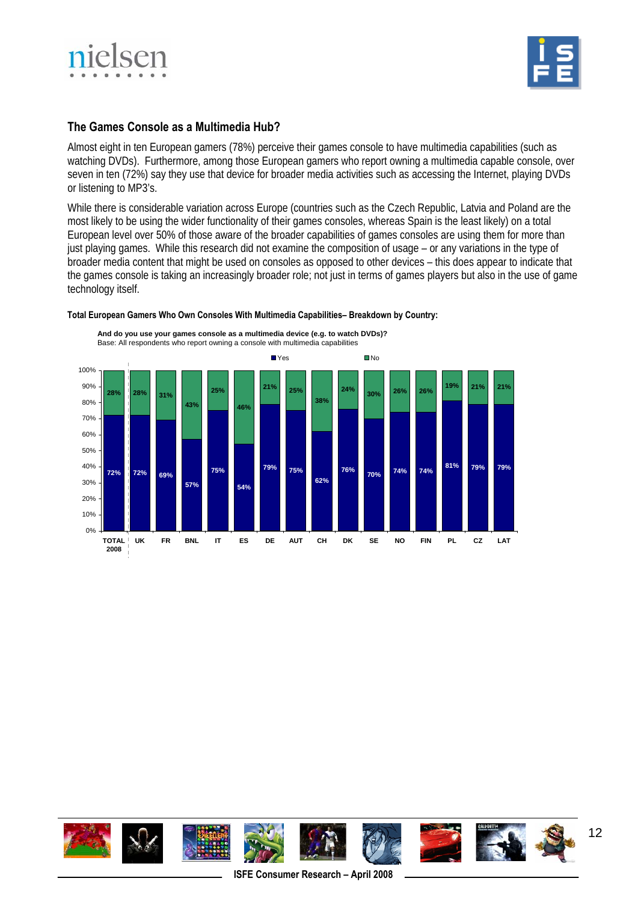## The Games Console as a Multimedia Hub?

Almost eight in ten European gamers (78%) perceive their games console to have multimedia capabilities (such as watching DVDs). Furthermore, among those European gamers who report owning a multimedia capable console, over seven in ten (72%) say they use that device for broader media activities such as accessing the Internet, playing DVDs or listening to MP3's.

While there is considerable variation across Europe (countries such as the Czech Republic, Latvia and Poland are the most likely to be using the wider functionality of their games consoles, whereas Spain is the least likely) on a total European level over 50% of those aware of the broader capabilities of games consoles are using them for more than just playing games. While this research did not examine the composition of usage – or any variations in the type of broader media content that might be used on consoles as opposed to other devices – this does appear to indicate that the games console is taking an increasingly broader role; not just in terms of games players but also in the use of game technology itself.

**Total European Gamers Who Own Consoles With Multimedia Capabilities– Breakdown by Country:**

**And do you use your games console as a multimedia device (e.g. to watch DVDs)?**
Base: All respondents who report owning a console with multimedia capabilities

| | TOTAL 2008 | UK | FR | BNL | IT | ES | DE | AUT | CH | DK | SE | NO | FIN | PL | CZ | LAT |
|---|---|---|---|---|---|---|---|---|---|---|---|---|---|---|---|---|
| Yes | 72% | 72% | 69% | 57% | 75% | 54% | 79% | 75% | 62% | 76% | 70% | 74% | 74% | 81% | 79% | 79% |
| No | 28% | 28% | 31% | 43% | 25% | 46% | 21% | 25% | 38% | 24% | 30% | 26% | 26% | 19% | 21% | 21% |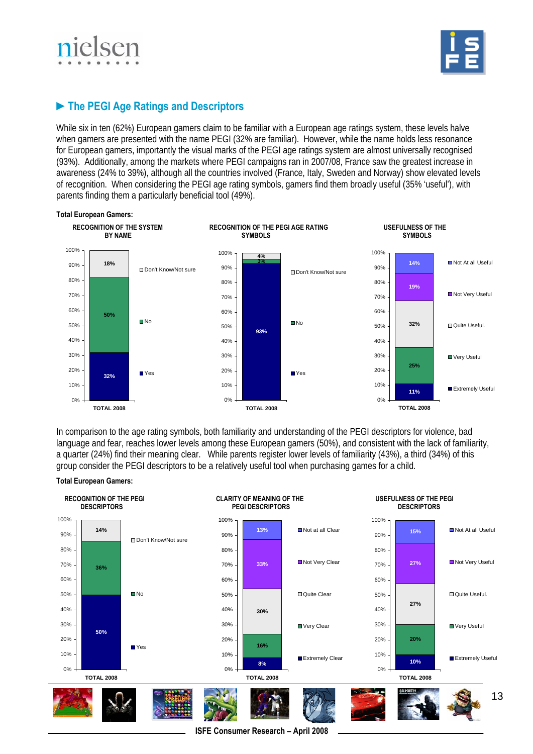## ► The PEGI Age Ratings and Descriptors

While six in ten (62%) European gamers claim to be familiar with a European age ratings system, these levels halve when gamers are presented with the name PEGI (32% are familiar). However, while the name holds less resonance for European gamers, importantly the visual marks of the PEGI age ratings system are almost universally recognised (93%). Additionally, among the markets where PEGI campaigns ran in 2007/08, France saw the greatest increase in awareness (24% to 39%), although all the countries involved (France, Italy, Sweden and Norway) show elevated levels of recognition. When considering the PEGI age rating symbols, gamers find them broadly useful (35% 'useful'), with parents finding them a particularly beneficial tool (49%).

**Total European Gamers:**

**RECOGNITION OF THE SYSTEM BY NAME**

| TOTAL 2008 | |
|---|---|
| Don't Know/Not sure | 18% |
| No | 50% |
| Yes | 32% |

**RECOGNITION OF THE PEGI AGE RATING SYMBOLS**

| TOTAL 2008 | |
|---|---|
| Don't Know/Not sure | 4% |
| No | 3% |
| Yes | 93% |

**USEFULNESS OF THE SYMBOLS**

| TOTAL 2008 | |
|---|---|
| Not At all Useful | 14% |
| Not Very Useful | 19% |
| Quite Useful. | 32% |
| Very Useful | 25% |
| Extremely Useful | 11% |

In comparison to the age rating symbols, both familiarity and understanding of the PEGI descriptors for violence, bad language and fear, reaches lower levels among these European gamers (50%), and consistent with the lack of familiarity, a quarter (24%) find their meaning clear. While parents register lower levels of familiarity (43%), a third (34%) of this group consider the PEGI descriptors to be a relatively useful tool when purchasing games for a child.

**Total European Gamers:**

**RECOGNITION OF THE PEGI DESCRIPTORS**

| TOTAL 2008 | |
|---|---|
| Don't Know/Not sure | 14% |
| No | 36% |
| Yes | 50% |

**CLARITY OF MEANING OF THE PEGI DESCRIPTORS**

| TOTAL 2008 | |
|---|---|
| Not at all Clear | 13% |
| Not Very Clear | 33% |
| Quite Clear | 30% |
| Very Clear | 16% |
| Extremely Clear | 8% |

**USEFULNESS OF THE PEGI DESCRIPTORS**

| TOTAL 2008 | |
|---|---|
| Not At all Useful | 15% |
| Not Very Useful | 27% |
| Quite Useful. | 27% |
| Very Useful | 20% |
| Extremely Useful | 10% |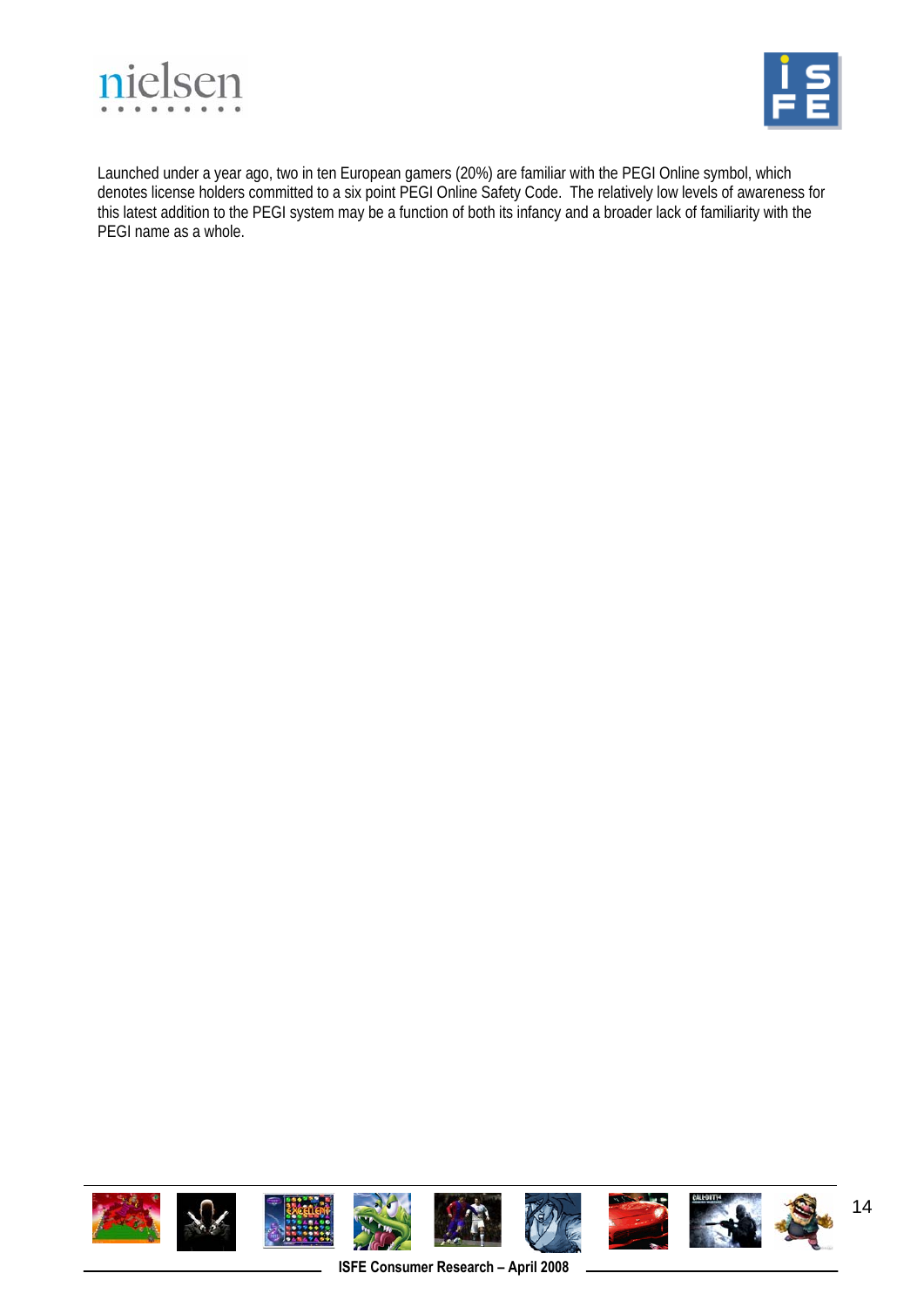Launched under a year ago, two in ten European gamers (20%) are familiar with the PEGI Online symbol, which denotes license holders committed to a six point PEGI Online Safety Code. The relatively low levels of awareness for this latest addition to the PEGI system may be a function of both its infancy and a broader lack of familiarity with the PEGI name as a whole.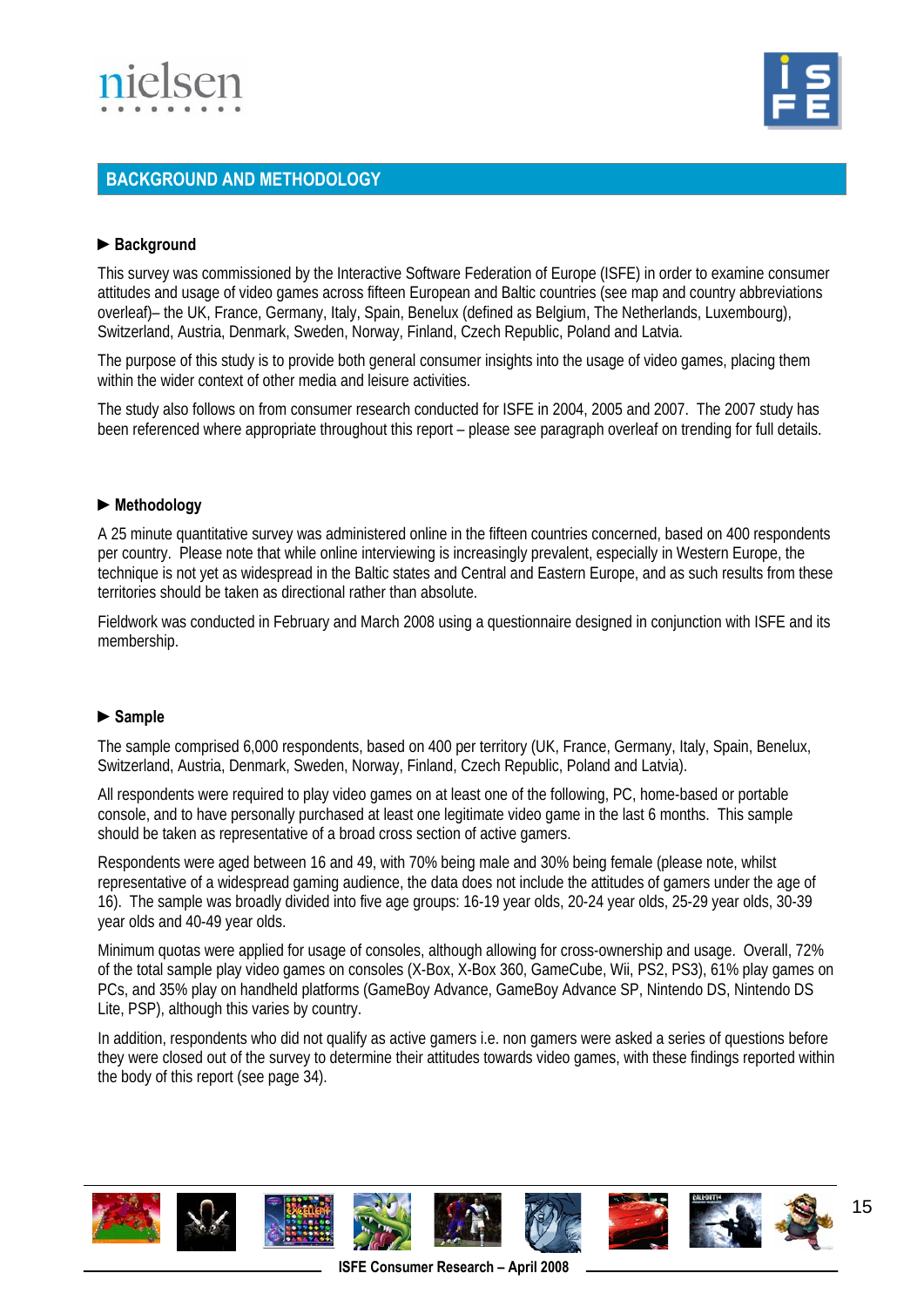## BACKGROUND AND METHODOLOGY

### ► Background

This survey was commissioned by the Interactive Software Federation of Europe (ISFE) in order to examine consumer attitudes and usage of video games across fifteen European and Baltic countries (see map and country abbreviations overleaf)– the UK, France, Germany, Italy, Spain, Benelux (defined as Belgium, The Netherlands, Luxembourg), Switzerland, Austria, Denmark, Sweden, Norway, Finland, Czech Republic, Poland and Latvia.

The purpose of this study is to provide both general consumer insights into the usage of video games, placing them within the wider context of other media and leisure activities.

The study also follows on from consumer research conducted for ISFE in 2004, 2005 and 2007. The 2007 study has been referenced where appropriate throughout this report – please see paragraph overleaf on trending for full details.

### ► Methodology

A 25 minute quantitative survey was administered online in the fifteen countries concerned, based on 400 respondents per country. Please note that while online interviewing is increasingly prevalent, especially in Western Europe, the technique is not yet as widespread in the Baltic states and Central and Eastern Europe, and as such results from these territories should be taken as directional rather than absolute.

Fieldwork was conducted in February and March 2008 using a questionnaire designed in conjunction with ISFE and its membership.

### ► Sample

The sample comprised 6,000 respondents, based on 400 per territory (UK, France, Germany, Italy, Spain, Benelux, Switzerland, Austria, Denmark, Sweden, Norway, Finland, Czech Republic, Poland and Latvia).

All respondents were required to play video games on at least one of the following, PC, home-based or portable console, and to have personally purchased at least one legitimate video game in the last 6 months. This sample should be taken as representative of a broad cross section of active gamers.

Respondents were aged between 16 and 49, with 70% being male and 30% being female (please note, whilst representative of a widespread gaming audience, the data does not include the attitudes of gamers under the age of 16). The sample was broadly divided into five age groups: 16-19 year olds, 20-24 year olds, 25-29 year olds, 30-39 year olds and 40-49 year olds.

Minimum quotas were applied for usage of consoles, although allowing for cross-ownership and usage. Overall, 72% of the total sample play video games on consoles (X-Box, X-Box 360, GameCube, Wii, PS2, PS3), 61% play games on PCs, and 35% play on handheld platforms (GameBoy Advance, GameBoy Advance SP, Nintendo DS, Nintendo DS Lite, PSP), although this varies by country.

In addition, respondents who did not qualify as active gamers i.e. non gamers were asked a series of questions before they were closed out of the survey to determine their attitudes towards video games, with these findings reported within the body of this report (see page 34).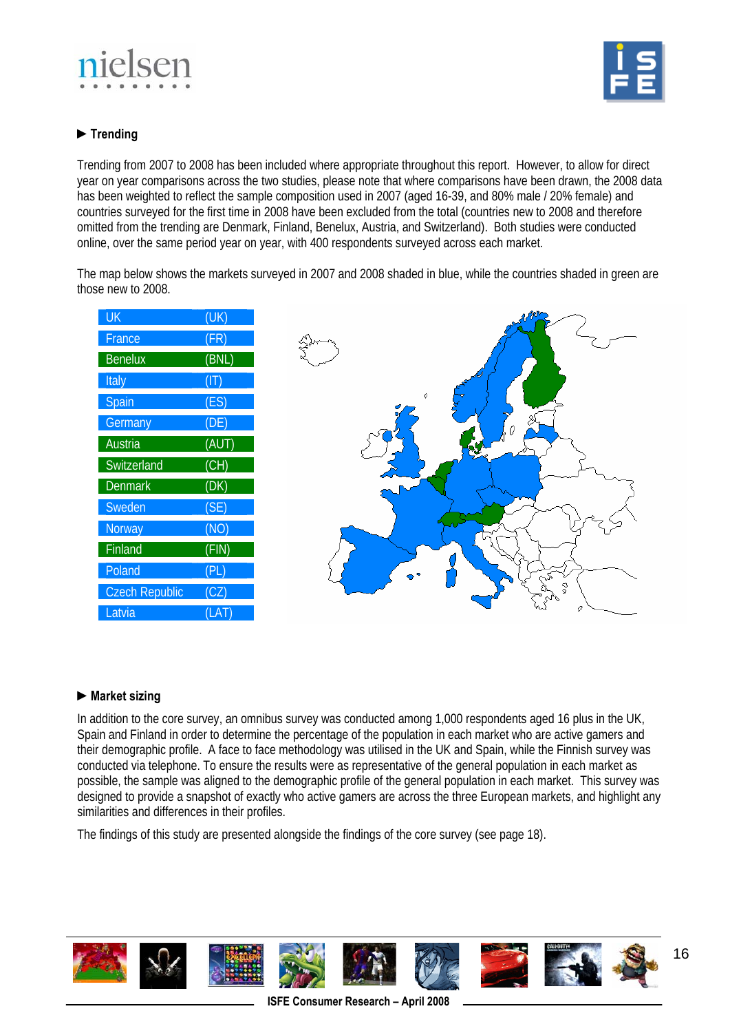► **Trending**

Trending from 2007 to 2008 has been included where appropriate throughout this report. However, to allow for direct year on year comparisons across the two studies, please note that where comparisons have been drawn, the 2008 data has been weighted to reflect the sample composition used in 2007 (aged 16-39, and 80% male / 20% female) and countries surveyed for the first time in 2008 have been excluded from the total (countries new to 2008 and therefore omitted from the trending are Denmark, Finland, Benelux, Austria, and Switzerland). Both studies were conducted online, over the same period year on year, with 400 respondents surveyed across each market.

The map below shows the markets surveyed in 2007 and 2008 shaded in blue, while the countries shaded in green are those new to 2008.

| Country | Code |
|---|---|
| UK | (UK) |
| France | (FR) |
| Benelux | (BNL) |
| Italy | (IT) |
| Spain | (ES) |
| Germany | (DE) |
| Austria | (AUT) |
| Switzerland | (CH) |
| Denmark | (DK) |
| Sweden | (SE) |
| Norway | (NO) |
| Finland | (FIN) |
| Poland | (PL) |
| Czech Republic | (CZ) |
| Latvia | (LAT) |

► **Market sizing**

In addition to the core survey, an omnibus survey was conducted among 1,000 respondents aged 16 plus in the UK, Spain and Finland in order to determine the percentage of the population in each market who are active gamers and their demographic profile. A face to face methodology was utilised in the UK and Spain, while the Finnish survey was conducted via telephone. To ensure the results were as representative of the general population in each market as possible, the sample was aligned to the demographic profile of the general population in each market. This survey was designed to provide a snapshot of exactly who active gamers are across the three European markets, and highlight any similarities and differences in their profiles.

The findings of this study are presented alongside the findings of the core survey (see page 18).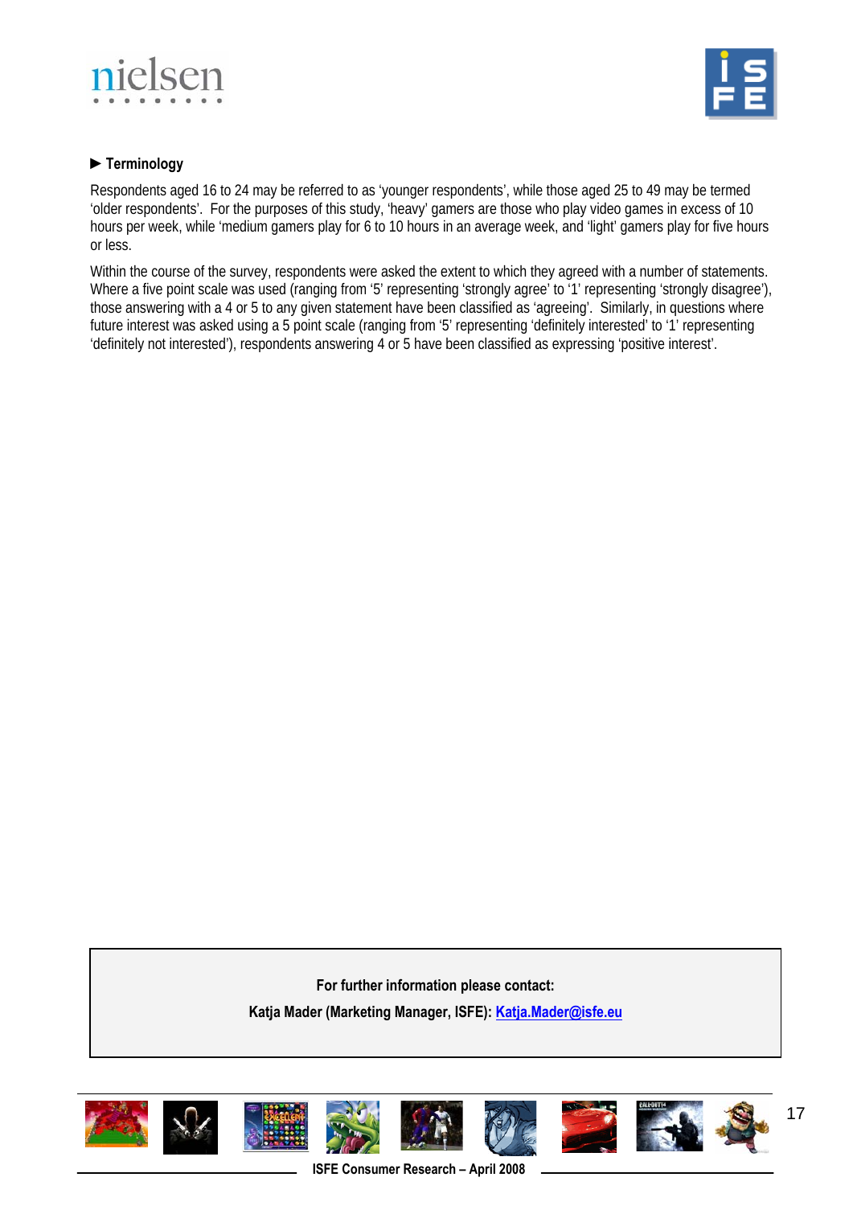### ► Terminology

Respondents aged 16 to 24 may be referred to as 'younger respondents', while those aged 25 to 49 may be termed 'older respondents'. For the purposes of this study, 'heavy' gamers are those who play video games in excess of 10 hours per week, while 'medium gamers play for 6 to 10 hours in an average week, and 'light' gamers play for five hours or less.

Within the course of the survey, respondents were asked the extent to which they agreed with a number of statements. Where a five point scale was used (ranging from '5' representing 'strongly agree' to '1' representing 'strongly disagree'), those answering with a 4 or 5 to any given statement have been classified as 'agreeing'. Similarly, in questions where future interest was asked using a 5 point scale (ranging from '5' representing 'definitely interested' to '1' representing 'definitely not interested'), respondents answering 4 or 5 have been classified as expressing 'positive interest'.

**For further information please contact:**

**Katja Mader (Marketing Manager, ISFE): [Katja.Mader@isfe.eu](mailto:Katja.Mader@isfe.eu)**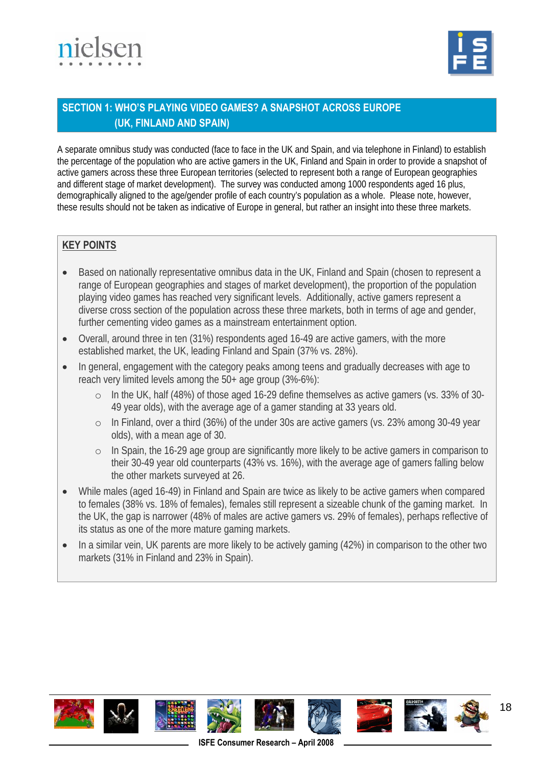## SECTION 1: WHO'S PLAYING VIDEO GAMES? A SNAPSHOT ACROSS EUROPE (UK, FINLAND AND SPAIN)

A separate omnibus study was conducted (face to face in the UK and Spain, and via telephone in Finland) to establish the percentage of the population who are active gamers in the UK, Finland and Spain in order to provide a snapshot of active gamers across these three European territories (selected to represent both a range of European geographies and different stage of market development). The survey was conducted among 1000 respondents aged 16 plus, demographically aligned to the age/gender profile of each country's population as a whole. Please note, however, these results should not be taken as indicative of Europe in general, but rather an insight into these three markets.

**KEY POINTS**

- Based on nationally representative omnibus data in the UK, Finland and Spain (chosen to represent a range of European geographies and stages of market development), the proportion of the population playing video games has reached very significant levels. Additionally, active gamers represent a diverse cross section of the population across these three markets, both in terms of age and gender, further cementing video games as a mainstream entertainment option.
- Overall, around three in ten (31%) respondents aged 16-49 are active gamers, with the more established market, the UK, leading Finland and Spain (37% vs. 28%).
- In general, engagement with the category peaks among teens and gradually decreases with age to reach very limited levels among the 50+ age group (3%-6%):
  - In the UK, half (48%) of those aged 16-29 define themselves as active gamers (vs. 33% of 30-49 year olds), with the average age of a gamer standing at 33 years old.
  - In Finland, over a third (36%) of the under 30s are active gamers (vs. 23% among 30-49 year olds), with a mean age of 30.
  - In Spain, the 16-29 age group are significantly more likely to be active gamers in comparison to their 30-49 year old counterparts (43% vs. 16%), with the average age of gamers falling below the other markets surveyed at 26.
- While males (aged 16-49) in Finland and Spain are twice as likely to be active gamers when compared to females (38% vs. 18% of females), females still represent a sizeable chunk of the gaming market. In the UK, the gap is narrower (48% of males are active gamers vs. 29% of females), perhaps reflective of its status as one of the more mature gaming markets.
- In a similar vein, UK parents are more likely to be actively gaming (42%) in comparison to the other two markets (31% in Finland and 23% in Spain).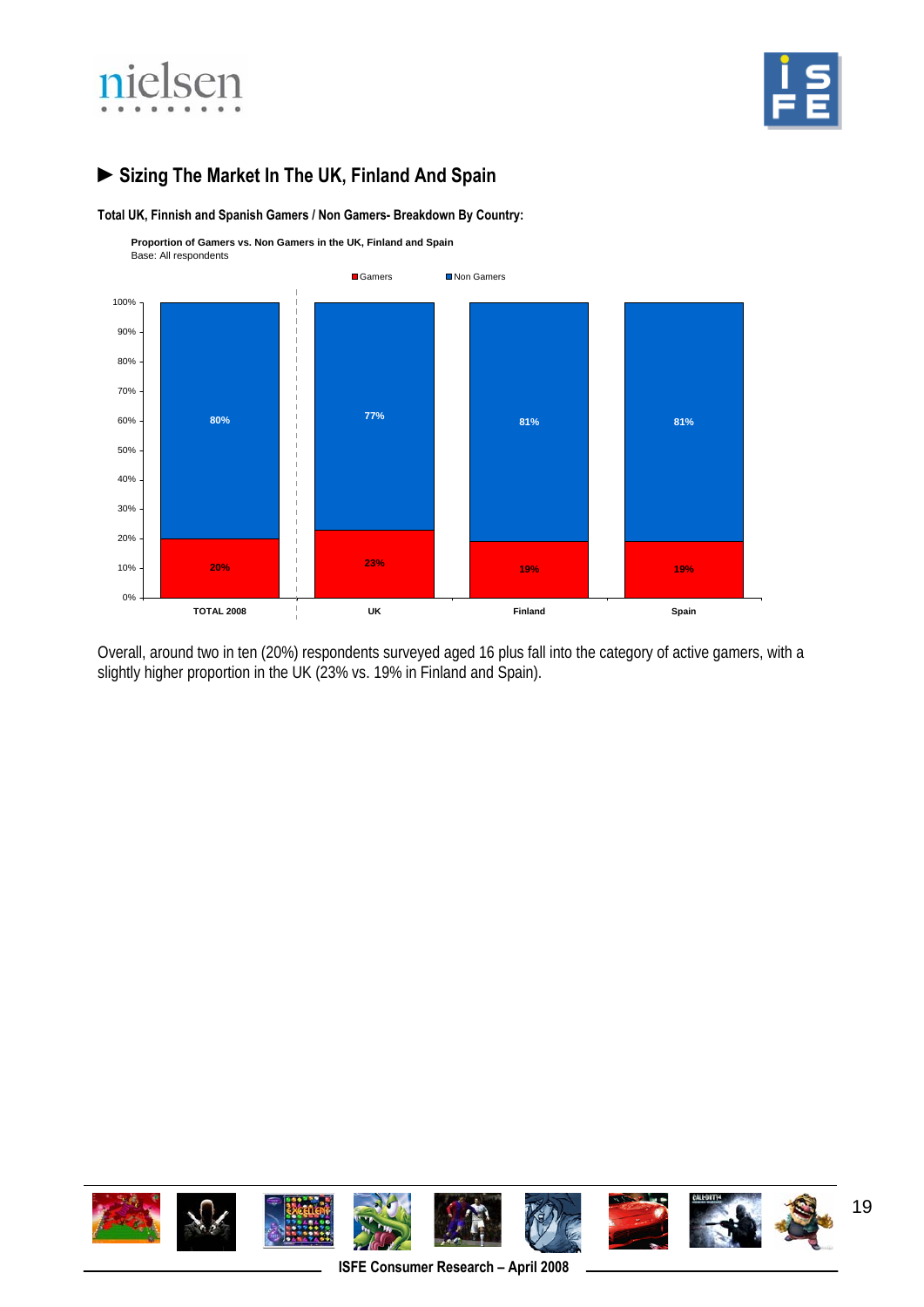## ► Sizing The Market In The UK, Finland And Spain

**Total UK, Finnish and Spanish Gamers / Non Gamers- Breakdown By Country:**

**Proportion of Gamers vs. Non Gamers in the UK, Finland and Spain**
Base: All respondents

| | TOTAL 2008 | UK | Finland | Spain |
|---|---|---|---|---|
| Gamers | 20% | 23% | 19% | 19% |
| Non Gamers | 80% | 77% | 81% | 81% |

Overall, around two in ten (20%) respondents surveyed aged 16 plus fall into the category of active gamers, with a slightly higher proportion in the UK (23% vs. 19% in Finland and Spain).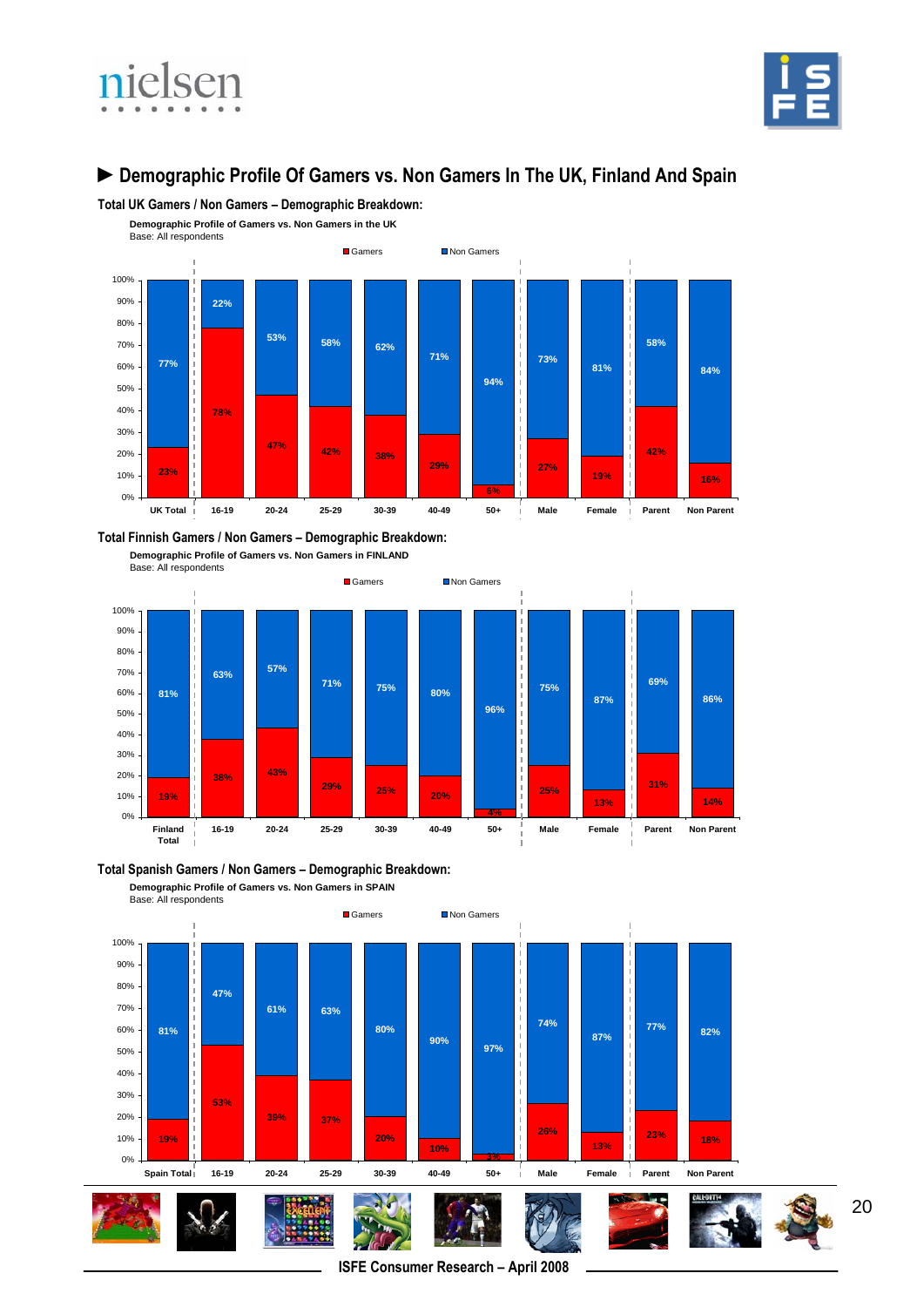## ► Demographic Profile Of Gamers vs. Non Gamers In The UK, Finland And Spain

**Total UK Gamers / Non Gamers – Demographic Breakdown:**

**Demographic Profile of Gamers vs. Non Gamers in the UK**
Base: All respondents

| | UK Total | 16-19 | 20-24 | 25-29 | 30-39 | 40-49 | 50+ | Male | Female | Parent | Non Parent |
|---|---|---|---|---|---|---|---|---|---|---|---|
| Gamers | 23% | 78% | 47% | 42% | 38% | 29% | 6% | 27% | 19% | 42% | 16% |
| Non Gamers | 77% | 22% | 53% | 58% | 62% | 71% | 94% | 73% | 81% | 58% | 84% |

**Total Finnish Gamers / Non Gamers – Demographic Breakdown:**

**Demographic Profile of Gamers vs. Non Gamers in FINLAND**
Base: All respondents

| | Finland Total | 16-19 | 20-24 | 25-29 | 30-39 | 40-49 | 50+ | Male | Female | Parent | Non Parent |
|---|---|---|---|---|---|---|---|---|---|---|---|
| Gamers | 19% | 38% | 43% | 29% | 25% | 20% | 4% | 25% | 13% | 31% | 14% |
| Non Gamers | 81% | 63% | 57% | 71% | 75% | 80% | 96% | 75% | 87% | 69% | 86% |

**Total Spanish Gamers / Non Gamers – Demographic Breakdown:**

**Demographic Profile of Gamers vs. Non Gamers in SPAIN**
Base: All respondents

| | Spain Total | 16-19 | 20-24 | 25-29 | 30-39 | 40-49 | 50+ | Male | Female | Parent | Non Parent |
|---|---|---|---|---|---|---|---|---|---|---|---|
| Gamers | 19% | 53% | 39% | 37% | 20% | 10% | 3% | 26% | 13% | 23% | 18% |
| Non Gamers | 81% | 47% | 61% | 63% | 80% | 90% | 97% | 74% | 87% | 77% | 82% |

ISFE Consumer Research – April 2008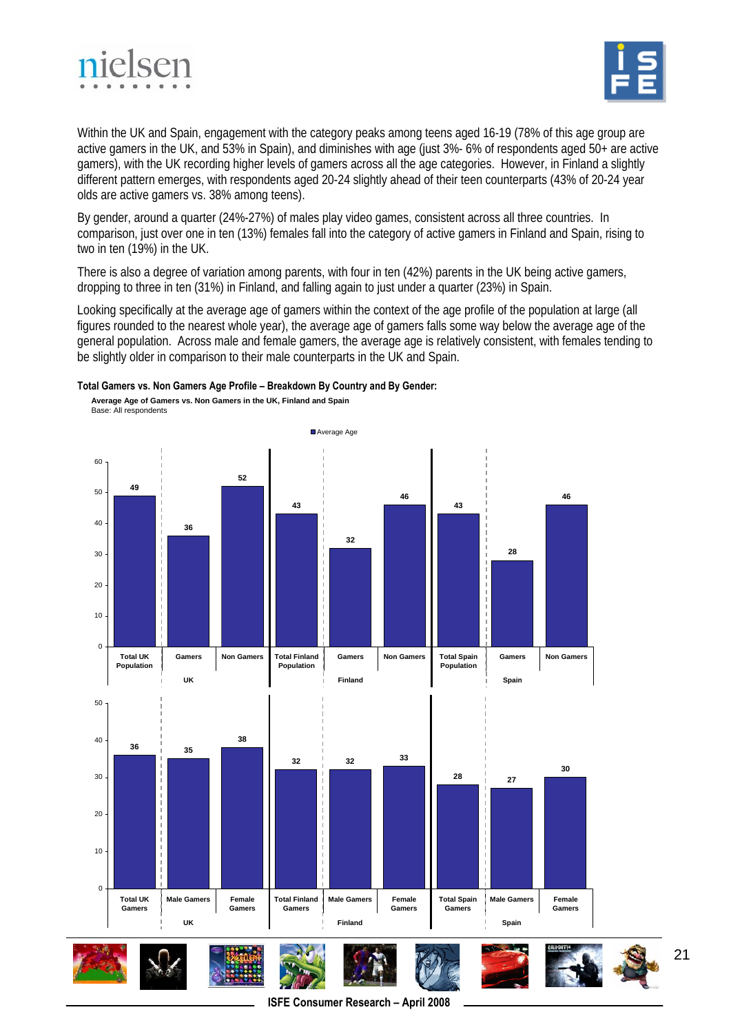Within the UK and Spain, engagement with the category peaks among teens aged 16-19 (78% of this age group are active gamers in the UK, and 53% in Spain), and diminishes with age (just 3%- 6% of respondents aged 50+ are active gamers), with the UK recording higher levels of gamers across all the age categories. However, in Finland a slightly different pattern emerges, with respondents aged 20-24 slightly ahead of their teen counterparts (43% of 20-24 year olds are active gamers vs. 38% among teens).

By gender, around a quarter (24%-27%) of males play video games, consistent across all three countries. In comparison, just over one in ten (13%) females fall into the category of active gamers in Finland and Spain, rising to two in ten (19%) in the UK.

There is also a degree of variation among parents, with four in ten (42%) parents in the UK being active gamers, dropping to three in ten (31%) in Finland, and falling again to just under a quarter (23%) in Spain.

Looking specifically at the average age of gamers within the context of the age profile of the population at large (all figures rounded to the nearest whole year), the average age of gamers falls some way below the average age of the general population. Across male and female gamers, the average age is relatively consistent, with females tending to be slightly older in comparison to their male counterparts in the UK and Spain.

**Total Gamers vs. Non Gamers Age Profile – Breakdown By Country and By Gender:**

**Average Age of Gamers vs. Non Gamers in the UK, Finland and Spain**
Base: All respondents

Average Age

| Country | Segment | Average Age |
|---|---|---|
| UK | Total UK Population | 49 |
| UK | Gamers | 36 |
| UK | Non Gamers | 52 |
| Finland | Total Finland Population | 43 |
| Finland | Gamers | 32 |
| Finland | Non Gamers | 46 |
| Spain | Total Spain Population | 43 |
| Spain | Gamers | 28 |
| Spain | Non Gamers | 46 |

| Country | Segment | Average Age |
|---|---|---|
| UK | Total UK Gamers | 36 |
| UK | Male Gamers | 35 |
| UK | Female Gamers | 38 |
| Finland | Total Finland Gamers | 32 |
| Finland | Male Gamers | 32 |
| Finland | Female Gamers | 33 |
| Spain | Total Spain Gamers | 28 |
| Spain | Male Gamers | 27 |
| Spain | Female Gamers | 30 |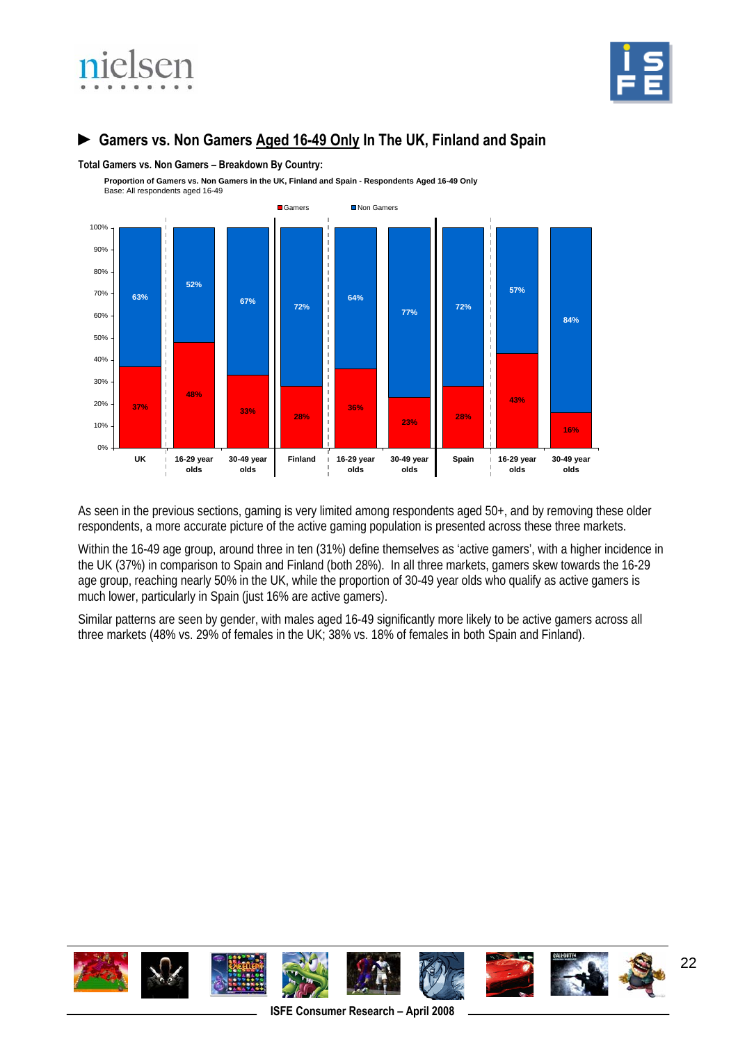## ► Gamers vs. Non Gamers Aged 16-49 Only In The UK, Finland and Spain

**Total Gamers vs. Non Gamers – Breakdown By Country:**

**Proportion of Gamers vs. Non Gamers in the UK, Finland and Spain - Respondents Aged 16-49 Only**
Base: All respondents aged 16-49

| | UK | 16-29 year olds | 30-49 year olds | Finland | 16-29 year olds | 30-49 year olds | Spain | 16-29 year olds | 30-49 year olds |
|---|---|---|---|---|---|---|---|---|---|
| Gamers | 37% | 48% | 33% | 28% | 36% | 23% | 28% | 43% | 16% |
| Non Gamers | 63% | 52% | 67% | 72% | 64% | 77% | 72% | 57% | 84% |

As seen in the previous sections, gaming is very limited among respondents aged 50+, and by removing these older respondents, a more accurate picture of the active gaming population is presented across these three markets.

Within the 16-49 age group, around three in ten (31%) define themselves as 'active gamers', with a higher incidence in the UK (37%) in comparison to Spain and Finland (both 28%). In all three markets, gamers skew towards the 16-29 age group, reaching nearly 50% in the UK, while the proportion of 30-49 year olds who qualify as active gamers is much lower, particularly in Spain (just 16% are active gamers).

Similar patterns are seen by gender, with males aged 16-49 significantly more likely to be active gamers across all three markets (48% vs. 29% of females in the UK; 38% vs. 18% of females in both Spain and Finland).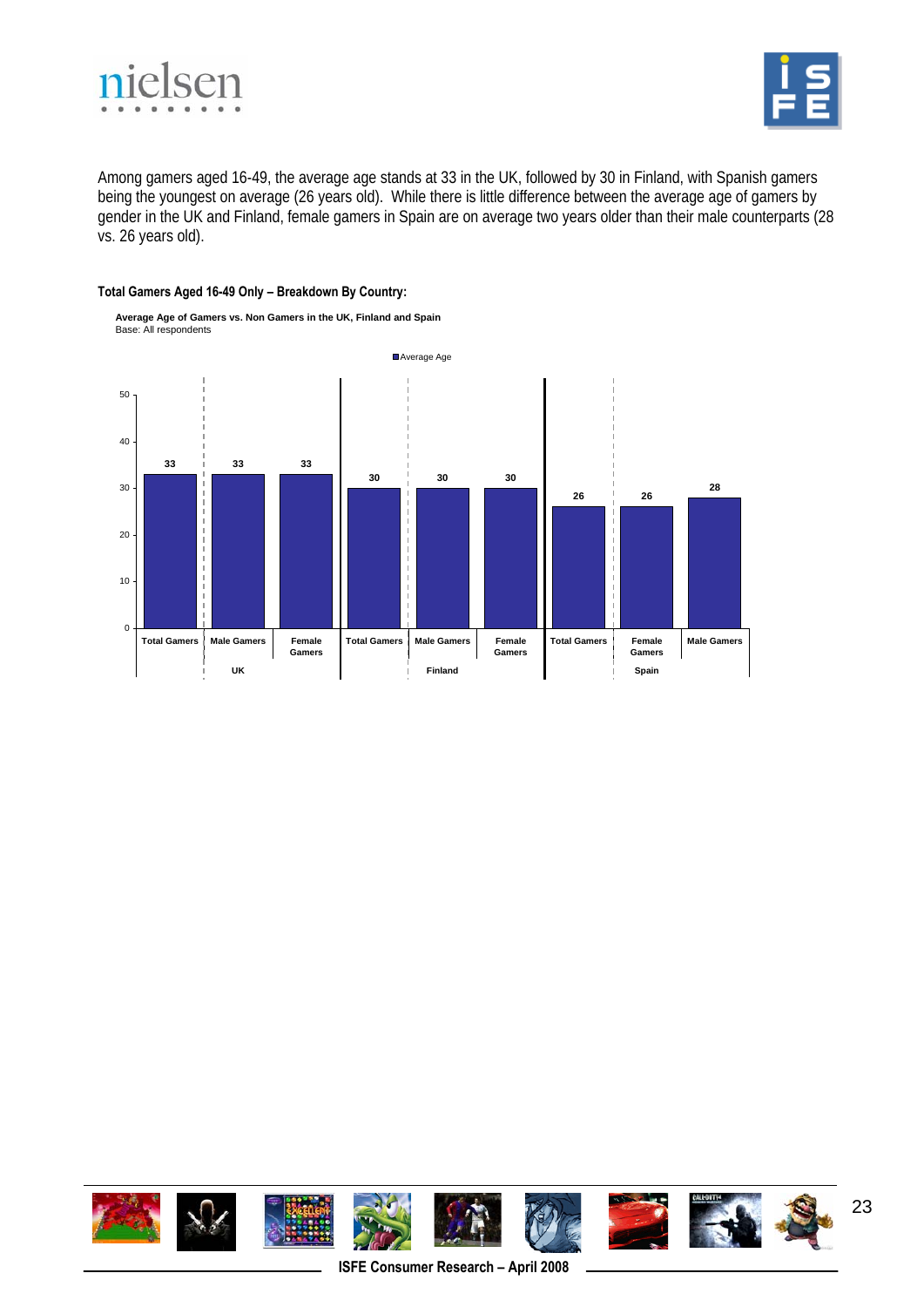Among gamers aged 16-49, the average age stands at 33 in the UK, followed by 30 in Finland, with Spanish gamers being the youngest on average (26 years old). While there is little difference between the average age of gamers by gender in the UK and Finland, female gamers in Spain are on average two years older than their male counterparts (28 vs. 26 years old).

**Total Gamers Aged 16-49 Only – Breakdown By Country:**

**Average Age of Gamers vs. Non Gamers in the UK, Finland and Spain**
Base: All respondents

| Country | Group | Average Age |
|---|---|---|
| UK | Total Gamers | 33 |
| UK | Male Gamers | 33 |
| UK | Female Gamers | 33 |
| Finland | Total Gamers | 30 |
| Finland | Male Gamers | 30 |
| Finland | Female Gamers | 30 |
| Spain | Total Gamers | 26 |
| Spain | Female Gamers | 26 |
| Spain | Male Gamers | 28 |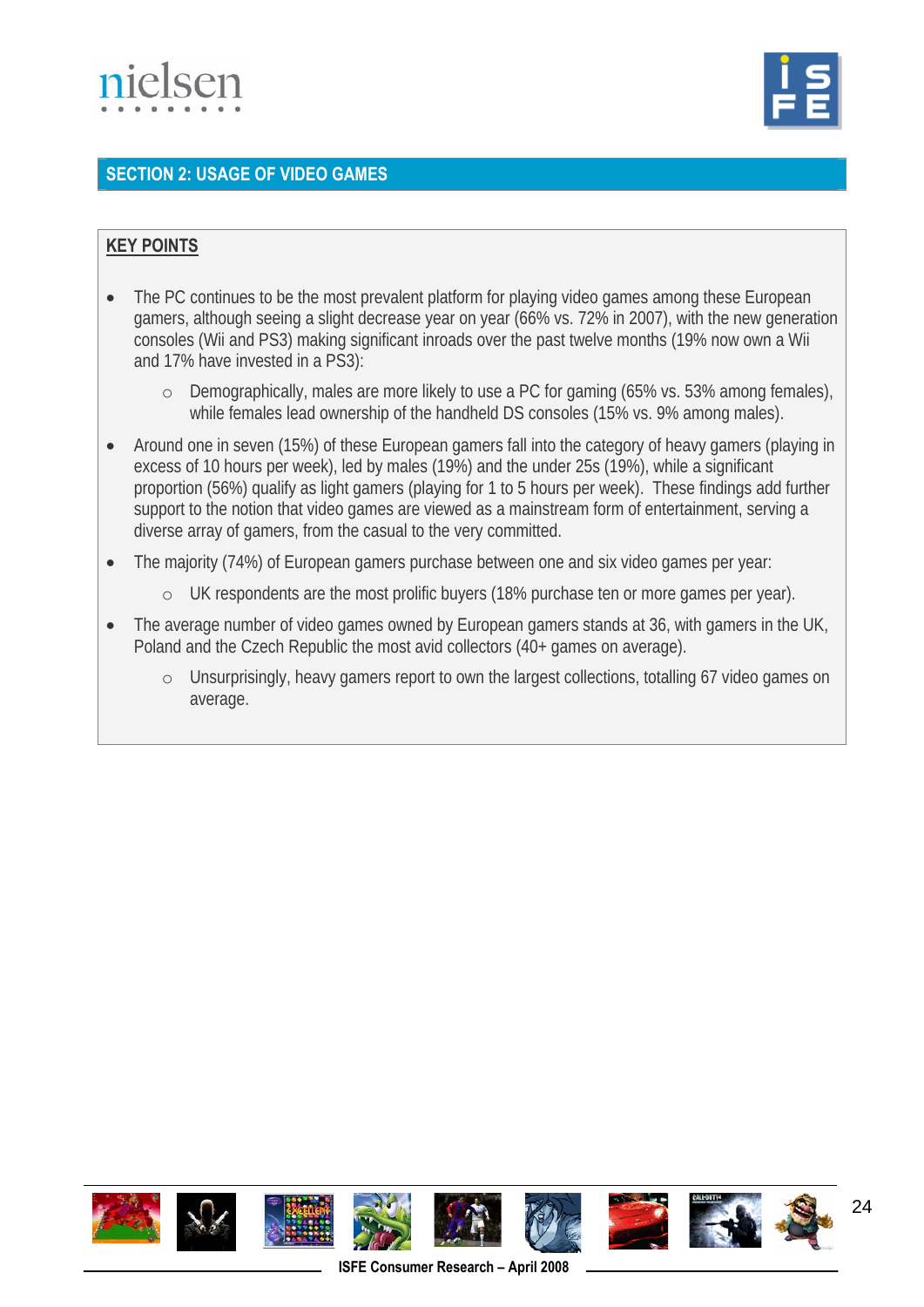## SECTION 2: USAGE OF VIDEO GAMES

**KEY POINTS**

- The PC continues to be the most prevalent platform for playing video games among these European gamers, although seeing a slight decrease year on year (66% vs. 72% in 2007), with the new generation consoles (Wii and PS3) making significant inroads over the past twelve months (19% now own a Wii and 17% have invested in a PS3):
  - Demographically, males are more likely to use a PC for gaming (65% vs. 53% among females), while females lead ownership of the handheld DS consoles (15% vs. 9% among males).
- Around one in seven (15%) of these European gamers fall into the category of heavy gamers (playing in excess of 10 hours per week), led by males (19%) and the under 25s (19%), while a significant proportion (56%) qualify as light gamers (playing for 1 to 5 hours per week). These findings add further support to the notion that video games are viewed as a mainstream form of entertainment, serving a diverse array of gamers, from the casual to the very committed.
- The majority (74%) of European gamers purchase between one and six video games per year:
  - UK respondents are the most prolific buyers (18% purchase ten or more games per year).
- The average number of video games owned by European gamers stands at 36, with gamers in the UK, Poland and the Czech Republic the most avid collectors (40+ games on average).
  - Unsurprisingly, heavy gamers report to own the largest collections, totalling 67 video games on average.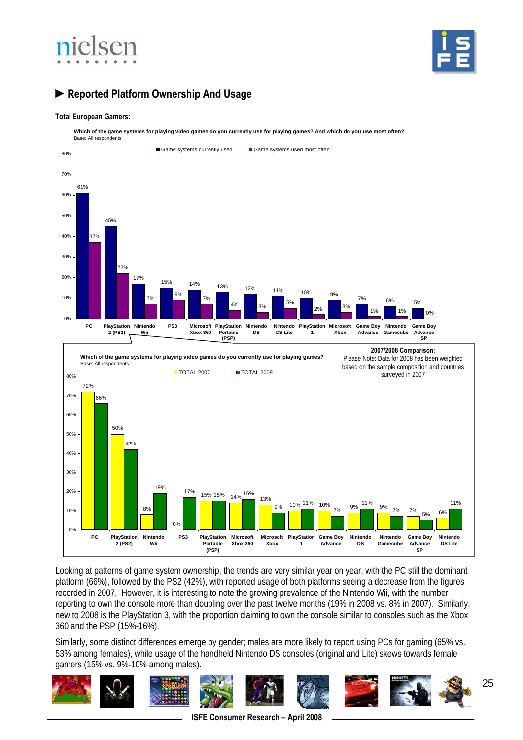## ► Reported Platform Ownership And Usage

**Total European Gamers:**

**Which of the game systems for playing video games do you currently use for playing games? And which do you use most often?**
Base: All respondents

| Platform | Game systems currently used | Game systems used most often |
|---|---|---|
| PC | 61% | 37% |
| PlayStation 2 (PS2) | 45% | 22% |
| Nintendo Wii | 17% | 7% |
| PS3 | 15% | 9% |
| Microsoft Xbox 360 | 14% | 7% |
| PlayStation Portable (PSP) | 13% | 4% |
| Nintendo DS | 12% | 3% |
| Nintendo DS Lite | 11% | 5% |
| PlayStation 1 | 10% | 2% |
| Microsoft Xbox | 9% | 3% |
| Game Boy Advance | 7% | 1% |
| Nintendo Gamecube | 6% | 1% |
| Game Boy Advance SP | 5% | 0% |

**Which of the game systems for playing video games do you currently use for playing games?**
Base: All respondents

**2007/2008 Comparison:**
Please Note: Data for 2008 has been weighted based on the sample composition and countries surveyed in 2007

| Platform | TOTAL 2007 | TOTAL 2008 |
|---|---|---|
| PC | 72% | 66% |
| PlayStation 2 (PS2) | 50% | 42% |
| Nintendo Wii | 8% | 19% |
| PS3 | 0% | 17% |
| PlayStation Portable (PSP) | 15% | 15% |
| Microsoft Xbox 360 | 14% | 16% |
| Microsoft Xbox | 13% | 9% |
| PlayStation 1 | 10% | 11% |
| Game Boy Advance | 10% | 7% |
| Nintendo DS | 9% | 11% |
| Nintendo Gamecube | 9% | 7% |
| Game Boy Advance SP | 7% | 5% |
| Nintendo DS Lite | 6% | 11% |

Looking at patterns of game system ownership, the trends are very similar year on year, with the PC still the dominant platform (66%), followed by the PS2 (42%), with reported usage of both platforms seeing a decrease from the figures recorded in 2007. However, it is interesting to note the growing prevalence of the Nintendo Wii, with the number reporting to own the console more than doubling over the past twelve months (19% in 2008 vs. 8% in 2007). Similarly, new to 2008 is the PlayStation 3, with the proportion claiming to own the console similar to consoles such as the Xbox 360 and the PSP (15%-16%).

Similarly, some distinct differences emerge by gender; males are more likely to report using PCs for gaming (65% vs. 53% among females), while usage of the handheld Nintendo DS consoles (original and Lite) skews towards female gamers (15% vs. 9%-10% among males).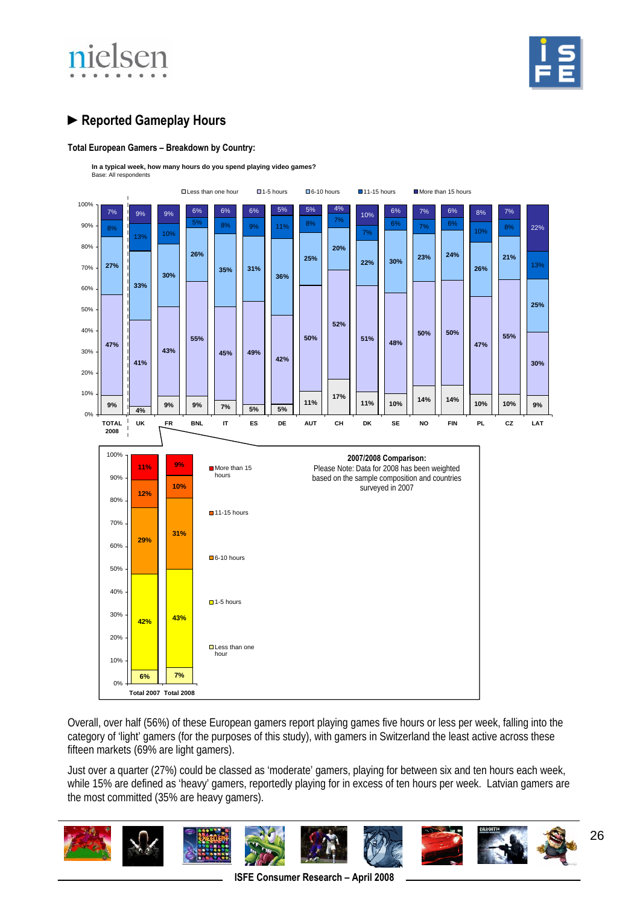## ► Reported Gameplay Hours

**Total European Gamers – Breakdown by Country:**

**In a typical week, how many hours do you spend playing video games?**
Base: All respondents

| | TOTAL 2008 | UK | FR | BNL | IT | ES | DE | AUT | CH | DK | SE | NO | FIN | PL | CZ | LAT |
|---|---|---|---|---|---|---|---|---|---|---|---|---|---|---|---|---|
| More than 15 hours | 7% | 9% | 9% | 6% | 6% | 6% | 5% | 5% | 4% | 10% | 6% | 7% | 6% | 8% | 7% | 22% |
| 11-15 hours | 8% | 13% | 10% | 5% | 8% | 9% | 11% | 8% | 7% | 7% | 6% | 7% | 6% | 10% | 8% | 13% |
| 6-10 hours | 27% | 33% | 30% | 26% | 35% | 31% | 36% | 25% | 20% | 22% | 30% | 23% | 24% | 26% | 21% | 25% |
| 1-5 hours | 47% | 41% | 43% | 55% | 45% | 49% | 42% | 50% | 52% | 51% | 48% | 50% | 50% | 47% | 55% | 30% |
| Less than one hour | 9% | 4% | 9% | 9% | 7% | 5% | 5% | 11% | 17% | 11% | 10% | 14% | 14% | 10% | 10% | 9% |

**2007/2008 Comparison:**
Please Note: Data for 2008 has been weighted based on the sample composition and countries surveyed in 2007

| | Total 2007 | Total 2008 |
|---|---|---|
| More than 15 hours | 11% | 9% |
| 11-15 hours | 12% | 10% |
| 6-10 hours | 29% | 31% |
| 1-5 hours | 42% | 43% |
| Less than one hour | 6% | 7% |

Overall, over half (56%) of these European gamers report playing games five hours or less per week, falling into the category of 'light' gamers (for the purposes of this study), with gamers in Switzerland the least active across these fifteen markets (69% are light gamers).

Just over a quarter (27%) could be classed as 'moderate' gamers, playing for between six and ten hours each week, while 15% are defined as 'heavy' gamers, reportedly playing for in excess of ten hours per week. Latvian gamers are the most committed (35% are heavy gamers).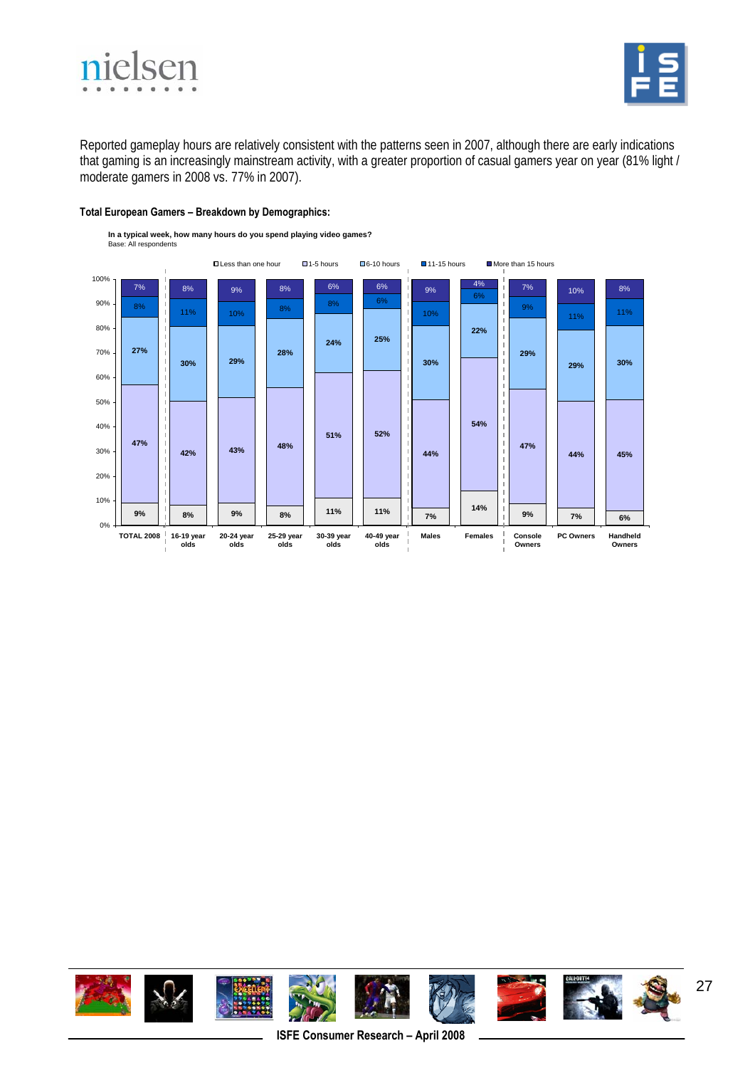Reported gameplay hours are relatively consistent with the patterns seen in 2007, although there are early indications that gaming is an increasingly mainstream activity, with a greater proportion of casual gamers year on year (81% light / moderate gamers in 2008 vs. 77% in 2007).

**Total European Gamers – Breakdown by Demographics:**

**In a typical week, how many hours do you spend playing video games?**
Base: All respondents

| | Less than one hour | 1-5 hours | 6-10 hours | 11-15 hours | More than 15 hours |
|---|---|---|---|---|---|
| TOTAL 2008 | 9% | 47% | 27% | 8% | 7% |
| 16-19 year olds | 8% | 42% | 30% | 11% | 8% |
| 20-24 year olds | 9% | 43% | 29% | 10% | 9% |
| 25-29 year olds | 8% | 48% | 28% | 8% | 8% |
| 30-39 year olds | 11% | 51% | 24% | 8% | 6% |
| 40-49 year olds | 11% | 52% | 25% | 6% | 6% |
| Males | 7% | 44% | 30% | 10% | 9% |
| Females | 14% | 54% | 22% | 6% | 4% |
| Console Owners | 9% | 47% | 29% | 9% | 7% |
| PC Owners | 7% | 44% | 29% | 11% | 10% |
| Handheld Owners | 6% | 45% | 30% | 11% | 8% |

ISFE Consumer Research – April 2008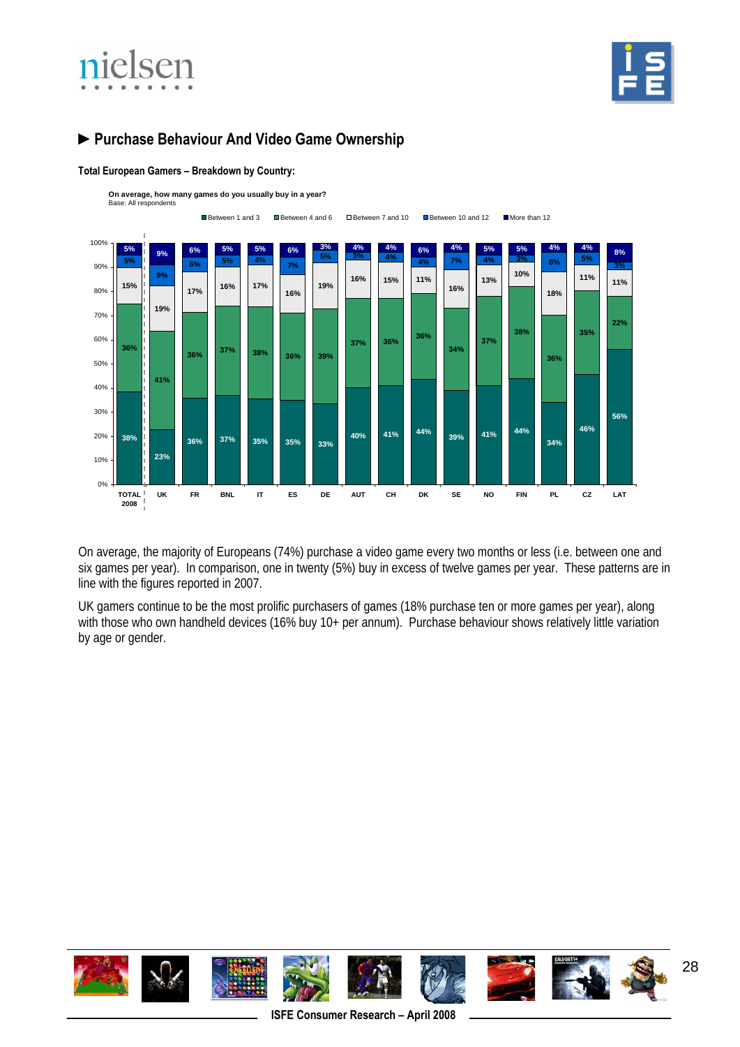## ► Purchase Behaviour And Video Game Ownership

**Total European Gamers – Breakdown by Country:**

**On average, how many games do you usually buy in a year?**
Base: All respondents

| | TOTAL 2008 | UK | FR | BNL | IT | ES | DE | AUT | CH | DK | SE | NO | FIN | PL | CZ | LAT |
|---|---|---|---|---|---|---|---|---|---|---|---|---|---|---|---|---|
| Between 1 and 3 | 38% | 23% | 36% | 37% | 35% | 35% | 33% | 40% | 41% | 44% | 39% | 41% | 44% | 34% | 46% | 56% |
| Between 4 and 6 | 36% | 41% | 36% | 37% | 38% | 36% | 39% | 37% | 36% | 36% | 34% | 37% | 38% | 36% | 35% | 22% |
| Between 7 and 10 | 15% | 19% | 17% | 16% | 17% | 16% | 19% | 16% | 15% | 11% | 16% | 13% | 10% | 18% | 11% | 11% |
| Between 10 and 12 | 5% | 9% | 6% | 5% | 4% | 7% | 5% | 3% | 4% | 4% | 7% | 4% | 3% | 8% | 5% | 3% |
| More than 12 | 5% | 9% | 6% | 5% | 5% | 6% | 3% | 4% | 4% | 6% | 4% | 5% | 5% | 4% | 4% | 8% |

On average, the majority of Europeans (74%) purchase a video game every two months or less (i.e. between one and six games per year). In comparison, one in twenty (5%) buy in excess of twelve games per year. These patterns are in line with the figures reported in 2007.

UK gamers continue to be the most prolific purchasers of games (18% purchase ten or more games per year), along with those who own handheld devices (16% buy 10+ per annum). Purchase behaviour shows relatively little variation by age or gender.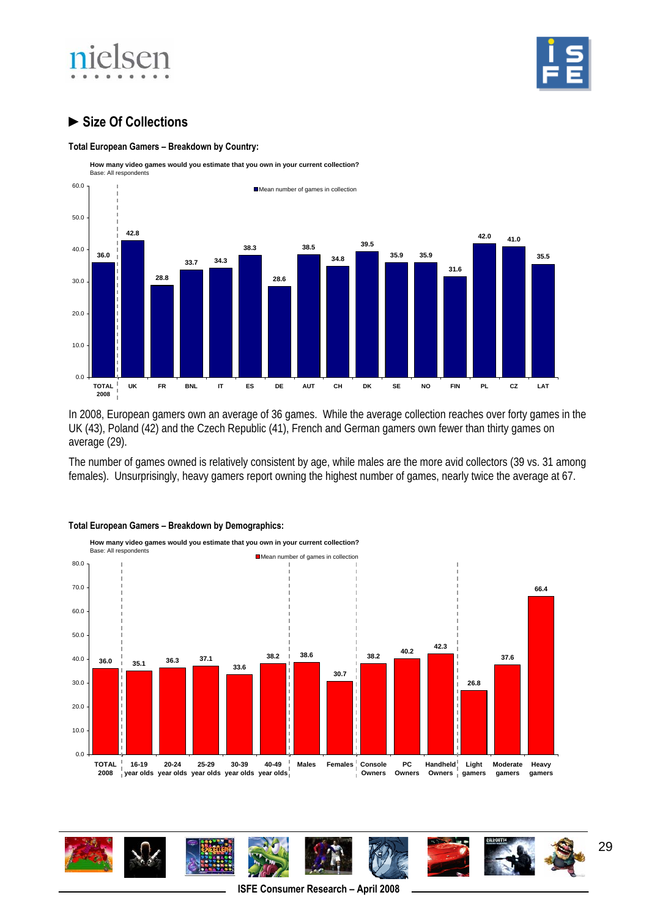## ► Size Of Collections

**Total European Gamers – Breakdown by Country:**

**How many video games would you estimate that you own in your current collection?**
Base: All respondents

Mean number of games in collection

| TOTAL 2008 | UK | FR | BNL | IT | ES | DE | AUT | CH | DK | SE | NO | FIN | PL | CZ | LAT |
|---|---|---|---|---|---|---|---|---|---|---|---|---|---|---|---|
| 36.0 | 42.8 | 28.8 | 33.7 | 34.3 | 38.3 | 28.6 | 38.5 | 34.8 | 39.5 | 35.9 | 35.9 | 31.6 | 42.0 | 41.0 | 35.5 |

In 2008, European gamers own an average of 36 games. While the average collection reaches over forty games in the UK (43), Poland (42) and the Czech Republic (41), French and German gamers own fewer than thirty games on average (29).

The number of games owned is relatively consistent by age, while males are the more avid collectors (39 vs. 31 among females). Unsurprisingly, heavy gamers report owning the highest number of games, nearly twice the average at 67.

**Total European Gamers – Breakdown by Demographics:**

**How many video games would you estimate that you own in your current collection?**
Base: All respondents

Mean number of games in collection

| TOTAL 2008 | 16-19 year olds | 20-24 year olds | 25-29 year olds | 30-39 year olds | 40-49 year olds | Males | Females | Console Owners | PC Owners | Handheld Owners | Light gamers | Moderate gamers | Heavy gamers |
|---|---|---|---|---|---|---|---|---|---|---|---|---|---|
| 36.0 | 35.1 | 36.3 | 37.1 | 33.6 | 38.2 | 38.6 | 30.7 | 38.2 | 40.2 | 42.3 | 26.8 | 37.6 | 66.4 |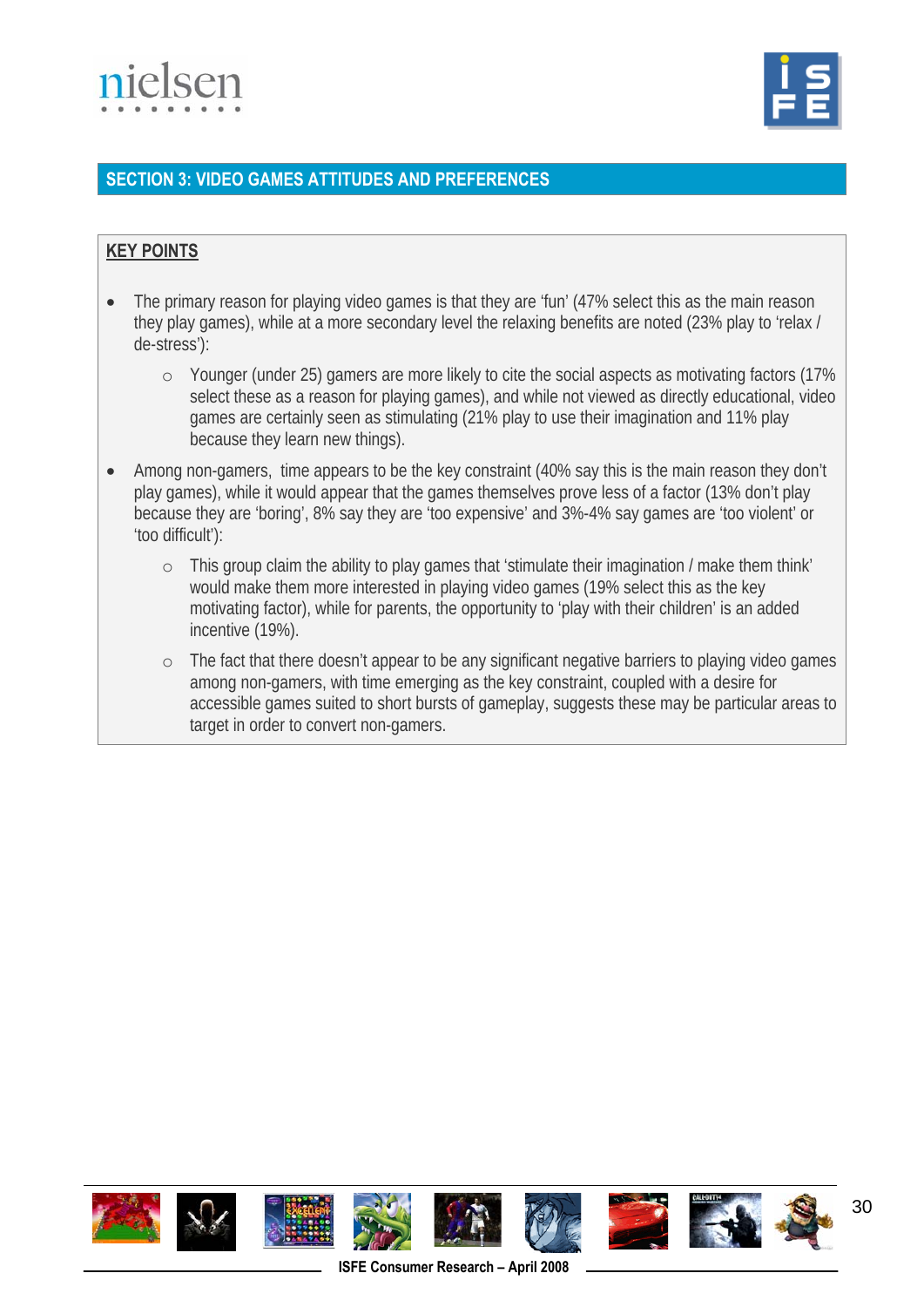## SECTION 3: VIDEO GAMES ATTITUDES AND PREFERENCES

**KEY POINTS**

- The primary reason for playing video games is that they are 'fun' (47% select this as the main reason they play games), while at a more secondary level the relaxing benefits are noted (23% play to 'relax / de-stress'):
  - Younger (under 25) gamers are more likely to cite the social aspects as motivating factors (17% select these as a reason for playing games), and while not viewed as directly educational, video games are certainly seen as stimulating (21% play to use their imagination and 11% play because they learn new things).
- Among non-gamers, time appears to be the key constraint (40% say this is the main reason they don't play games), while it would appear that the games themselves prove less of a factor (13% don't play because they are 'boring', 8% say they are 'too expensive' and 3%-4% say games are 'too violent' or 'too difficult'):
  - This group claim the ability to play games that 'stimulate their imagination / make them think' would make them more interested in playing video games (19% select this as the key motivating factor), while for parents, the opportunity to 'play with their children' is an added incentive (19%).
  - The fact that there doesn't appear to be any significant negative barriers to playing video games among non-gamers, with time emerging as the key constraint, coupled with a desire for accessible games suited to short bursts of gameplay, suggests these may be particular areas to target in order to convert non-gamers.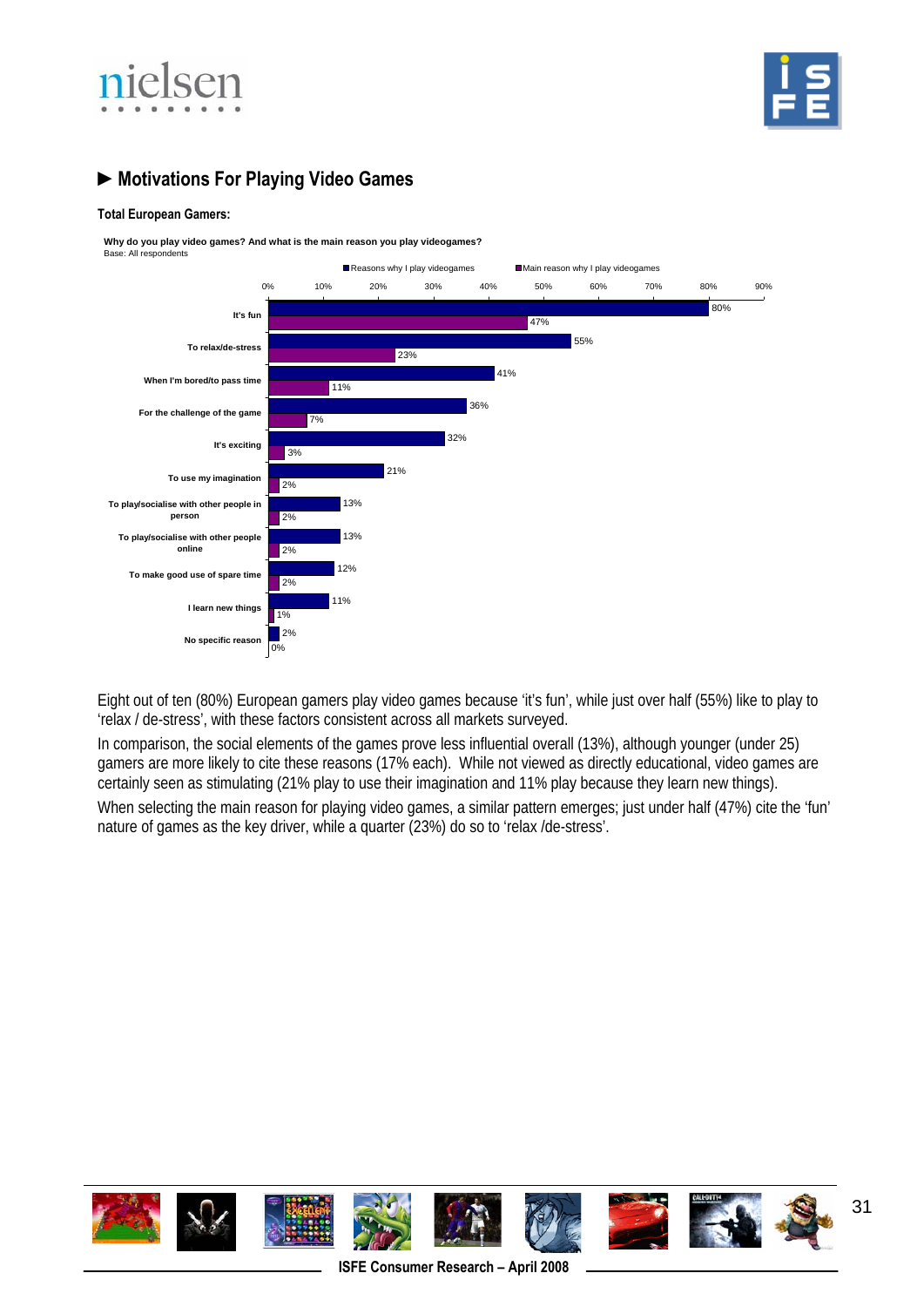## ► Motivations For Playing Video Games

**Total European Gamers:**

**Why do you play video games? And what is the main reason you play videogames?**
Base: All respondents

| | Reasons why I play videogames | Main reason why I play videogames |
|---|---|---|
| It's fun | 80% | 47% |
| To relax/de-stress | 55% | 23% |
| When I'm bored/to pass time | 41% | 11% |
| For the challenge of the game | 36% | 7% |
| It's exciting | 32% | 3% |
| To use my imagination | 21% | 2% |
| To play/socialise with other people in person | 13% | 2% |
| To play/socialise with other people online | 13% | 2% |
| To make good use of spare time | 12% | 2% |
| I learn new things | 11% | 1% |
| No specific reason | 2% | 0% |

Eight out of ten (80%) European gamers play video games because 'it's fun', while just over half (55%) like to play to 'relax / de-stress', with these factors consistent across all markets surveyed.

In comparison, the social elements of the games prove less influential overall (13%), although younger (under 25) gamers are more likely to cite these reasons (17% each). While not viewed as directly educational, video games are certainly seen as stimulating (21% play to use their imagination and 11% play because they learn new things).

When selecting the main reason for playing video games, a similar pattern emerges; just under half (47%) cite the 'fun' nature of games as the key driver, while a quarter (23%) do so to 'relax /de-stress'.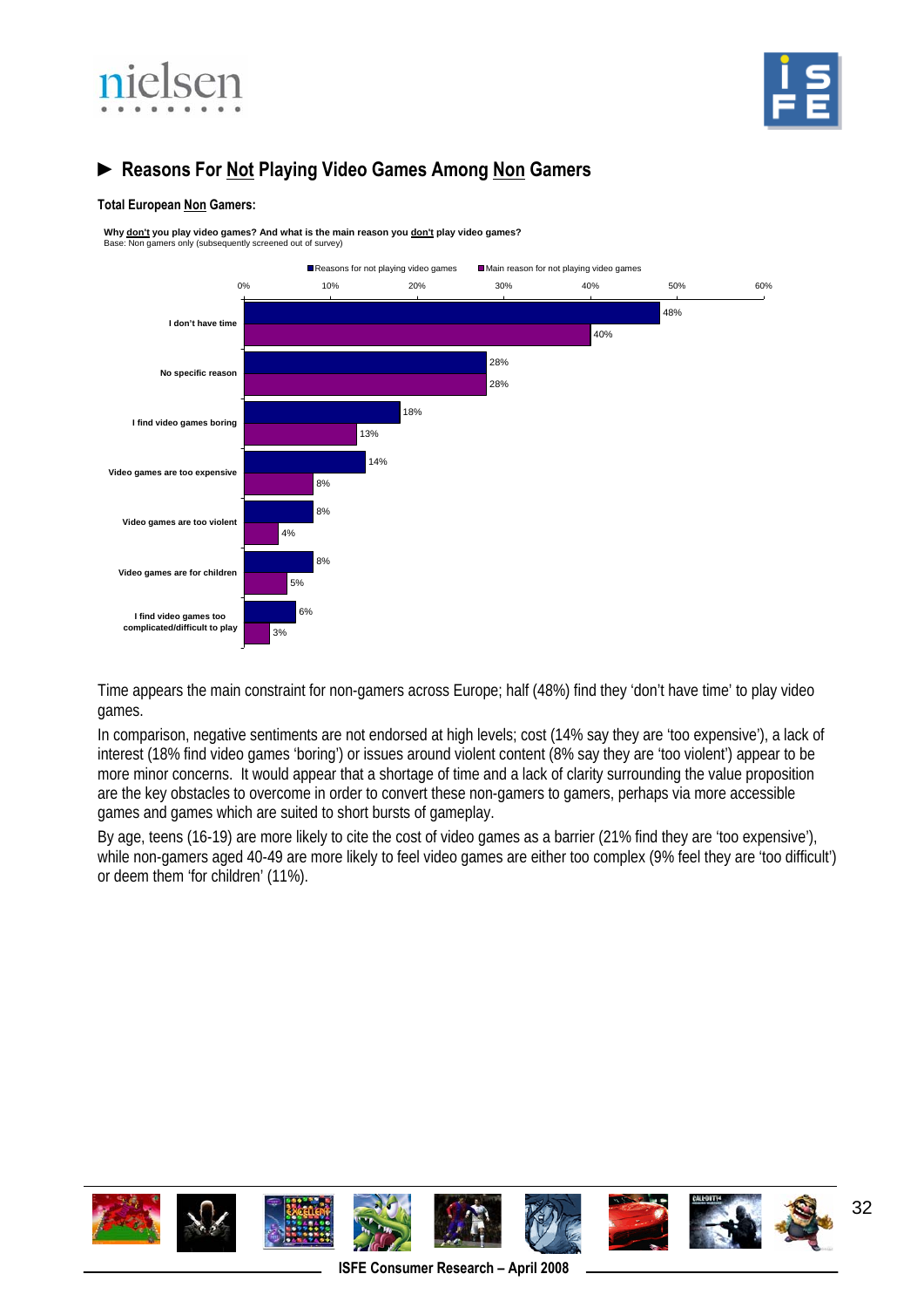## ► Reasons For Not Playing Video Games Among Non Gamers

**Total European Non Gamers:**

**Why don't you play video games? And what is the main reason you don't play video games?**
Base: Non gamers only (subsequently screened out of survey)

| | Reasons for not playing video games | Main reason for not playing video games |
|---|---|---|
| I don't have time | 48% | 40% |
| No specific reason | 28% | 28% |
| I find video games boring | 18% | 13% |
| Video games are too expensive | 14% | 8% |
| Video games are too violent | 8% | 4% |
| Video games are for children | 8% | 5% |
| I find video games too complicated/difficult to play | 6% | 3% |

Time appears the main constraint for non-gamers across Europe; half (48%) find they 'don't have time' to play video games.

In comparison, negative sentiments are not endorsed at high levels; cost (14% say they are 'too expensive'), a lack of interest (18% find video games 'boring') or issues around violent content (8% say they are 'too violent') appear to be more minor concerns. It would appear that a shortage of time and a lack of clarity surrounding the value proposition are the key obstacles to overcome in order to convert these non-gamers to gamers, perhaps via more accessible games and games which are suited to short bursts of gameplay.

By age, teens (16-19) are more likely to cite the cost of video games as a barrier (21% find they are 'too expensive'), while non-gamers aged 40-49 are more likely to feel video games are either too complex (9% feel they are 'too difficult') or deem them 'for children' (11%).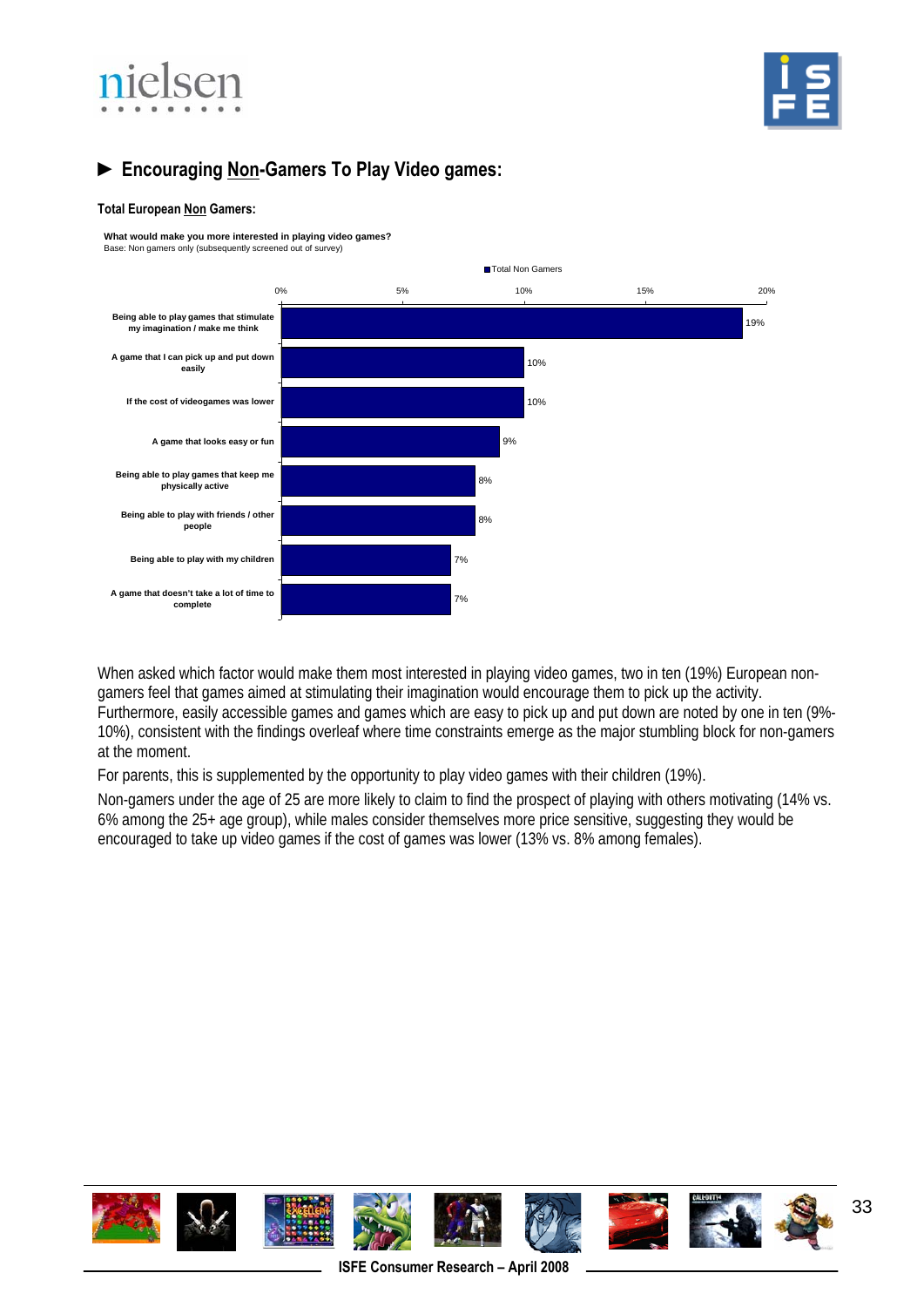## ► Encouraging Non-Gamers To Play Video games:

**Total European Non Gamers:**

**What would make you more interested in playing video games?**
Base: Non gamers only (subsequently screened out of survey)

| | Total Non Gamers |
|---|---|
| Being able to play games that stimulate my imagination / make me think | 19% |
| A game that I can pick up and put down easily | 10% |
| If the cost of videogames was lower | 10% |
| A game that looks easy or fun | 9% |
| Being able to play games that keep me physically active | 8% |
| Being able to play with friends / other people | 8% |
| Being able to play with my children | 7% |
| A game that doesn't take a lot of time to complete | 7% |

When asked which factor would make them most interested in playing video games, two in ten (19%) European non-gamers feel that games aimed at stimulating their imagination would encourage them to pick up the activity. Furthermore, easily accessible games and games which are easy to pick up and put down are noted by one in ten (9%-10%), consistent with the findings overleaf where time constraints emerge as the major stumbling block for non-gamers at the moment.

For parents, this is supplemented by the opportunity to play video games with their children (19%).

Non-gamers under the age of 25 are more likely to claim to find the prospect of playing with others motivating (14% vs. 6% among the 25+ age group), while males consider themselves more price sensitive, suggesting they would be encouraged to take up video games if the cost of games was lower (13% vs. 8% among females).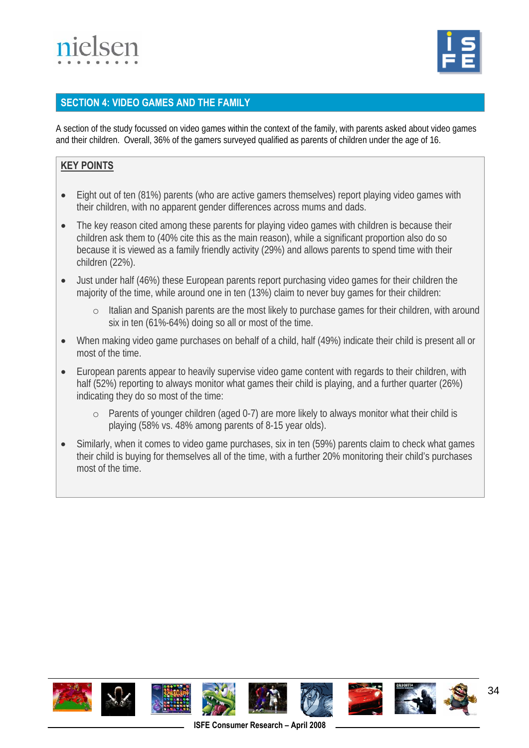## SECTION 4: VIDEO GAMES AND THE FAMILY

A section of the study focussed on video games within the context of the family, with parents asked about video games and their children. Overall, 36% of the gamers surveyed qualified as parents of children under the age of 16.

**KEY POINTS**

- Eight out of ten (81%) parents (who are active gamers themselves) report playing video games with their children, with no apparent gender differences across mums and dads.
- The key reason cited among these parents for playing video games with children is because their children ask them to (40% cite this as the main reason), while a significant proportion also do so because it is viewed as a family friendly activity (29%) and allows parents to spend time with their children (22%).
- Just under half (46%) these European parents report purchasing video games for their children the majority of the time, while around one in ten (13%) claim to never buy games for their children:
  - Italian and Spanish parents are the most likely to purchase games for their children, with around six in ten (61%-64%) doing so all or most of the time.
- When making video game purchases on behalf of a child, half (49%) indicate their child is present all or most of the time.
- European parents appear to heavily supervise video game content with regards to their children, with half (52%) reporting to always monitor what games their child is playing, and a further quarter (26%) indicating they do so most of the time:
  - Parents of younger children (aged 0-7) are more likely to always monitor what their child is playing (58% vs. 48% among parents of 8-15 year olds).
- Similarly, when it comes to video game purchases, six in ten (59%) parents claim to check what games their child is buying for themselves all of the time, with a further 20% monitoring their child's purchases most of the time.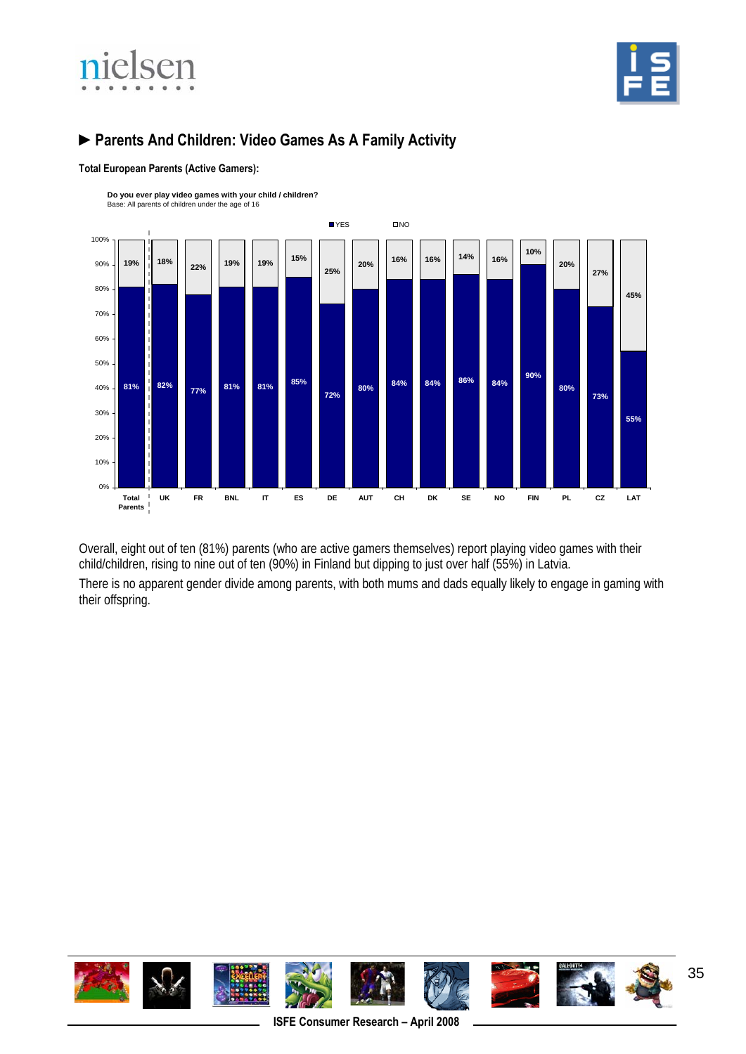## ► Parents And Children: Video Games As A Family Activity

**Total European Parents (Active Gamers):**

**Do you ever play video games with your child / children?**
Base: All parents of children under the age of 16

| | Total Parents | UK | FR | BNL | IT | ES | DE | AUT | CH | DK | SE | NO | FIN | PL | CZ | LAT |
|---|---|---|---|---|---|---|---|---|---|---|---|---|---|---|---|---|
| YES | 81% | 82% | 77% | 81% | 81% | 85% | 72% | 80% | 84% | 84% | 86% | 84% | 90% | 80% | 73% | 55% |
| NO | 19% | 18% | 22% | 19% | 19% | 15% | 25% | 20% | 16% | 16% | 14% | 16% | 10% | 20% | 27% | 45% |

Overall, eight out of ten (81%) parents (who are active gamers themselves) report playing video games with their child/children, rising to nine out of ten (90%) in Finland but dipping to just over half (55%) in Latvia.

There is no apparent gender divide among parents, with both mums and dads equally likely to engage in gaming with their offspring.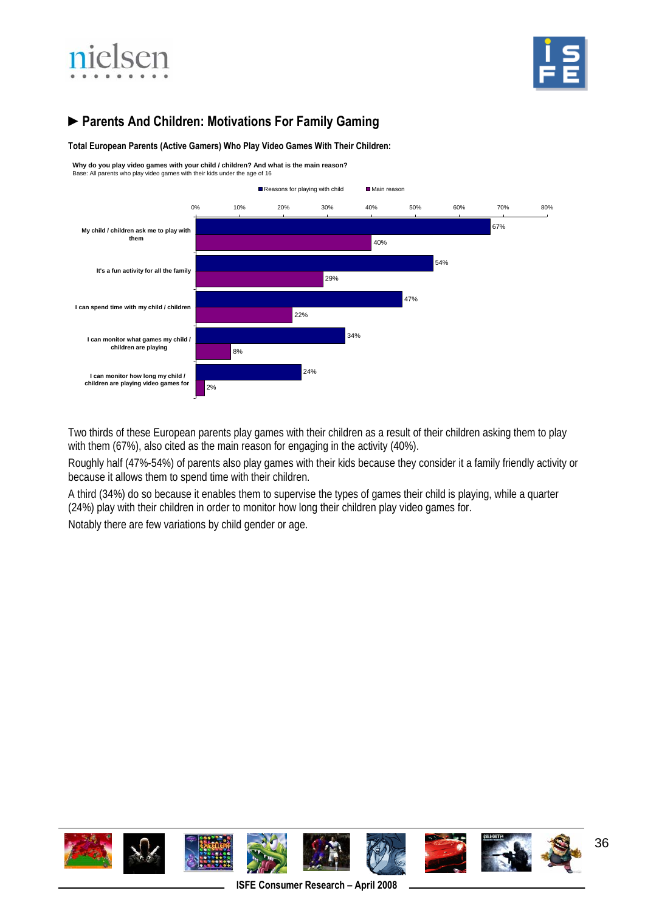## ► Parents And Children: Motivations For Family Gaming

**Total European Parents (Active Gamers) Who Play Video Games With Their Children:**

**Why do you play video games with your child / children? And what is the main reason?**
Base: All parents who play video games with their kids under the age of 16

| | Reasons for playing with child | Main reason |
|---|---|---|
| My child / children ask me to play with them | 67% | 40% |
| It's a fun activity for all the family | 54% | 29% |
| I can spend time with my child / children | 47% | 22% |
| I can monitor what games my child / children are playing | 34% | 8% |
| I can monitor how long my child / children are playing video games for | 24% | 2% |

Two thirds of these European parents play games with their children as a result of their children asking them to play with them (67%), also cited as the main reason for engaging in the activity (40%).

Roughly half (47%-54%) of parents also play games with their kids because they consider it a family friendly activity or because it allows them to spend time with their children.

A third (34%) do so because it enables them to supervise the types of games their child is playing, while a quarter (24%) play with their children in order to monitor how long their children play video games for.

Notably there are few variations by child gender or age.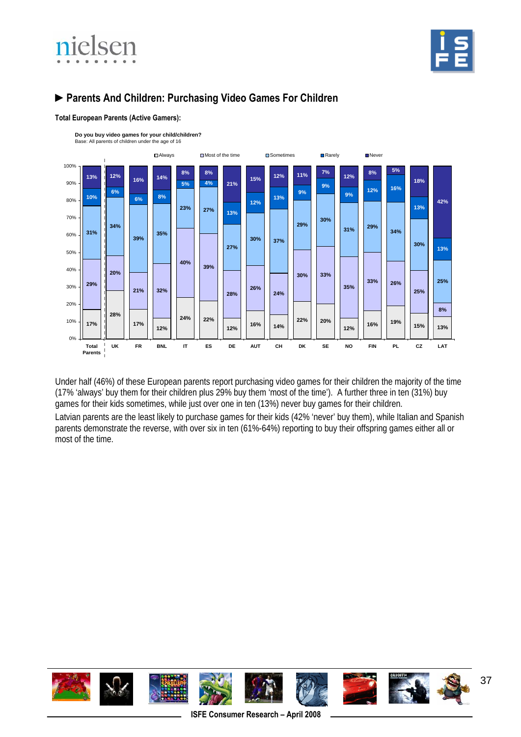## ► Parents And Children: Purchasing Video Games For Children

**Total European Parents (Active Gamers):**

**Do you buy video games for your child/children?**
Base: All parents of children under the age of 16

| | Always | Most of the time | Sometimes | Rarely | Never |
|---|---|---|---|---|---|
| Total Parents | 17% | 29% | 31% | 10% | 13% |
| UK | 28% | 20% | 34% | 6% | 12% |
| FR | 17% | 21% | 39% | 6% | 16% |
| BNL | 12% | 32% | 35% | 8% | 14% |
| IT | 24% | 40% | 23% | 5% | 8% |
| ES | 22% | 39% | 27% | 4% | 8% |
| DE | 12% | 28% | 27% | 13% | 21% |
| AUT | 16% | 26% | 30% | 12% | 15% |
| CH | 14% | 24% | 37% | 13% | 12% |
| DK | 22% | 30% | 29% | 9% | 11% |
| SE | 20% | 33% | 30% | 9% | 7% |
| NO | 12% | 35% | 31% | 9% | 12% |
| FIN | 16% | 33% | 29% | 12% | 8% |
| PL | 19% | 26% | 34% | 16% | 5% |
| CZ | 15% | 25% | 30% | 13% | 18% |
| LAT | 13% | 8% | 25% | 13% | 42% |

Under half (46%) of these European parents report purchasing video games for their children the majority of the time (17% 'always' buy them for their children plus 29% buy them 'most of the time'). A further three in ten (31%) buy games for their kids sometimes, while just over one in ten (13%) never buy games for their children.

Latvian parents are the least likely to purchase games for their kids (42% 'never' buy them), while Italian and Spanish parents demonstrate the reverse, with over six in ten (61%-64%) reporting to buy their offspring games either all or most of the time.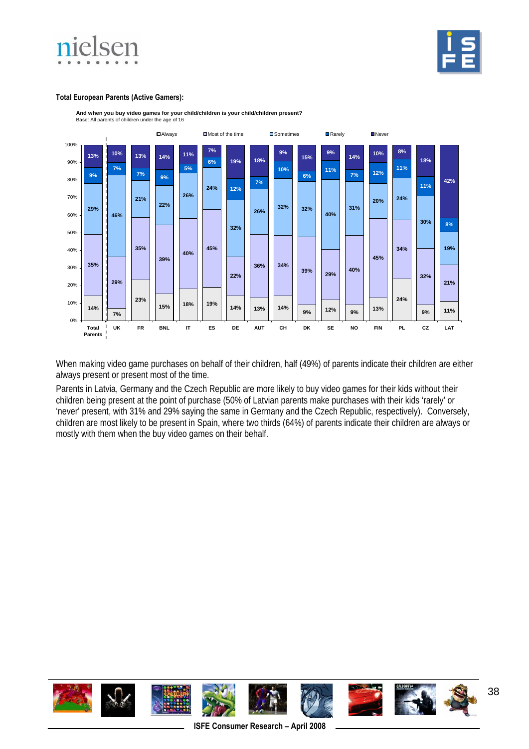**Total European Parents (Active Gamers):**

**And when you buy video games for your child/children is your child/children present?**
Base: All parents of children under the age of 16

| | Always | Most of the time | Sometimes | Rarely | Never |
|---|---|---|---|---|---|
| Total Parents | 14% | 35% | 29% | 9% | 13% |
| UK | 7% | 29% | 46% | 7% | 10% |
| FR | 23% | 35% | 21% | 7% | 13% |
| BNL | 15% | 39% | 22% | 9% | 14% |
| IT | 18% | 40% | 26% | 5% | 11% |
| ES | 19% | 45% | 24% | 6% | 7% |
| DE | 14% | 22% | 32% | 12% | 19% |
| AUT | 13% | 36% | 26% | 7% | 18% |
| CH | 14% | 34% | 32% | 10% | 9% |
| DK | 9% | 39% | 32% | 6% | 15% |
| SE | 12% | 29% | 40% | 11% | 9% |
| NO | 9% | 40% | 31% | 7% | 14% |
| FIN | 13% | 45% | 20% | 12% | 10% |
| PL | 24% | 34% | 24% | 11% | 8% |
| CZ | 9% | 32% | 30% | 11% | 18% |
| LAT | 11% | 21% | 19% | 8% | 42% |

When making video game purchases on behalf of their children, half (49%) of parents indicate their children are either always present or present most of the time.

Parents in Latvia, Germany and the Czech Republic are more likely to buy video games for their kids without their children being present at the point of purchase (50% of Latvian parents make purchases with their kids 'rarely' or 'never' present, with 31% and 29% saying the same in Germany and the Czech Republic, respectively). Conversely, children are most likely to be present in Spain, where two thirds (64%) of parents indicate their children are always or mostly with them when the buy video games on their behalf.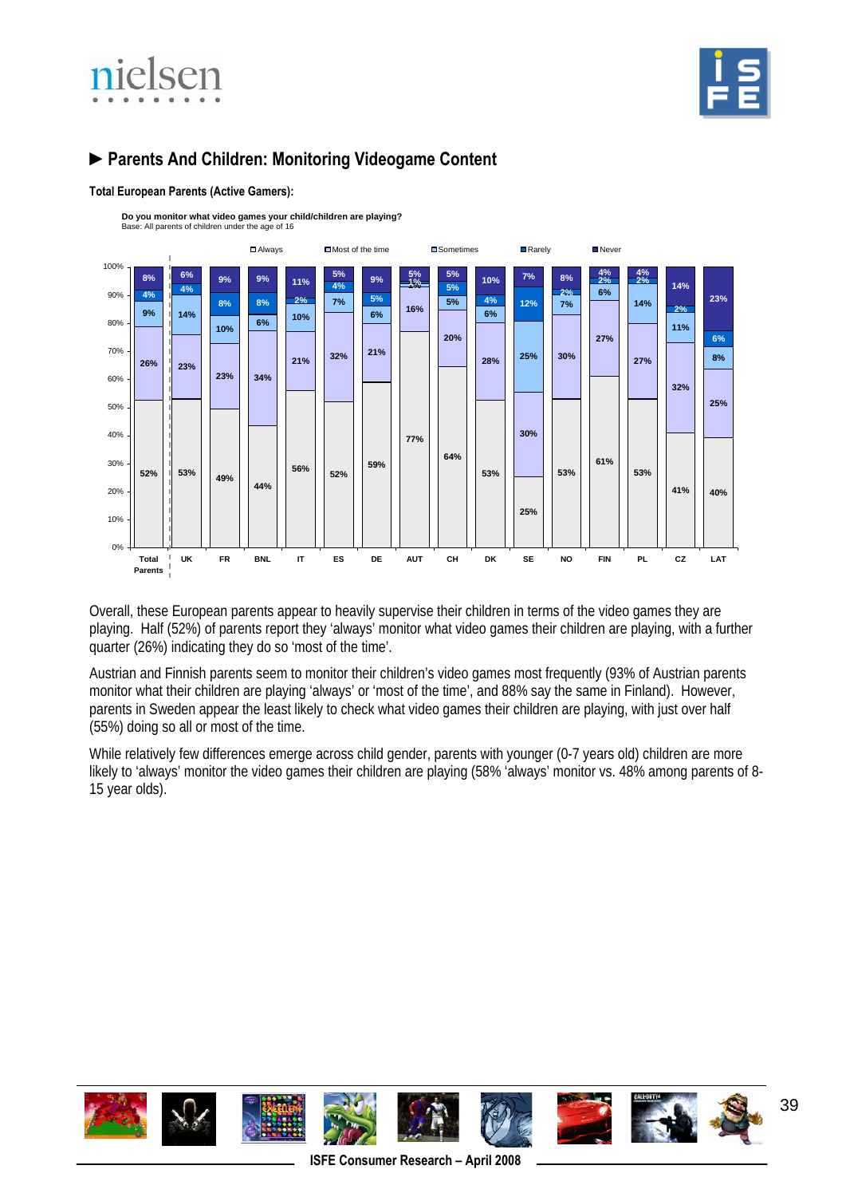## ► Parents And Children: Monitoring Videogame Content

**Total European Parents (Active Gamers):**

**Do you monitor what video games your child/children are playing?**
Base: All parents of children under the age of 16

| | Always | Most of the time | Sometimes | Rarely | Never |
|---|---|---|---|---|---|
| Total Parents | 52% | 26% | 9% | 4% | 8% |
| UK | 53% | 23% | 14% | 4% | 6% |
| FR | 49% | 23% | 10% | 8% | 9% |
| BNL | 44% | 34% | 6% | 8% | 9% |
| IT | 56% | 21% | 10% | 2% | 11% |
| ES | 52% | 32% | 7% | 4% | 5% |
| DE | 59% | 21% | 6% | 5% | 9% |
| AUT | 77% | 16% | 1% | 1% | 5% |
| CH | 64% | 20% | 5% | 5% | 5% |
| DK | 53% | 28% | 6% | 4% | 10% |
| SE | 25% | 30% | 25% | 12% | 7% |
| NO | 53% | 30% | 7% | 2% | 8% |
| FIN | 61% | 27% | 6% | 2% | 4% |
| PL | 53% | 27% | 14% | 2% | 4% |
| CZ | 41% | 32% | 11% | 2% | 14% |
| LAT | 40% | 25% | 8% | 6% | 23% |

Overall, these European parents appear to heavily supervise their children in terms of the video games they are playing. Half (52%) of parents report they 'always' monitor what video games their children are playing, with a further quarter (26%) indicating they do so 'most of the time'.

Austrian and Finnish parents seem to monitor their children's video games most frequently (93% of Austrian parents monitor what their children are playing 'always' or 'most of the time', and 88% say the same in Finland). However, parents in Sweden appear the least likely to check what video games their children are playing, with just over half (55%) doing so all or most of the time.

While relatively few differences emerge across child gender, parents with younger (0-7 years old) children are more likely to 'always' monitor the video games their children are playing (58% 'always' monitor vs. 48% among parents of 8-15 year olds).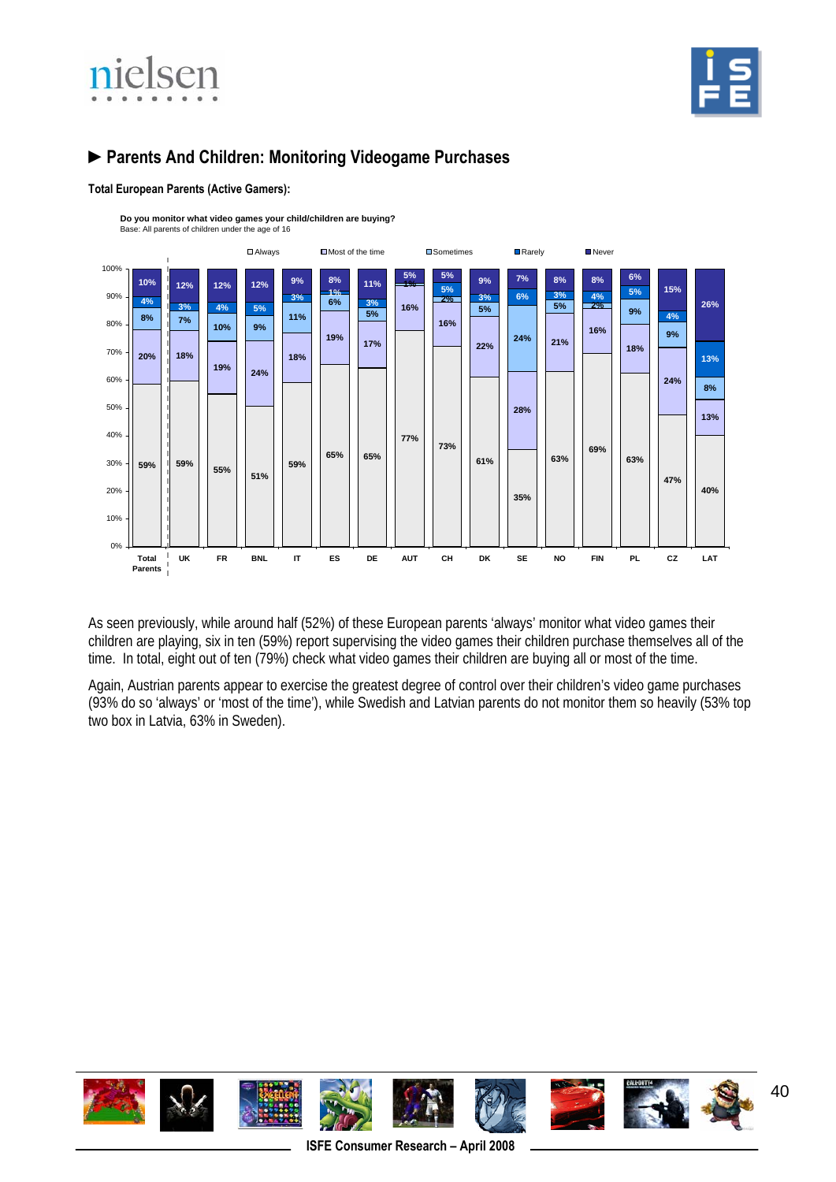## ► Parents And Children: Monitoring Videogame Purchases

**Total European Parents (Active Gamers):**

**Do you monitor what video games your child/children are buying?**
Base: All parents of children under the age of 16

| | Always | Most of the time | Sometimes | Rarely | Never |
|---|---|---|---|---|---|
| Total Parents | 59% | 20% | 8% | 4% | 10% |
| UK | 59% | 18% | 7% | 3% | 12% |
| FR | 55% | 19% | 10% | 4% | 12% |
| BNL | 51% | 24% | 9% | 5% | 12% |
| IT | 59% | 18% | 11% | 3% | 9% |
| ES | 65% | 19% | 6% | 1% | 8% |
| DE | 65% | 17% | 5% | 3% | 11% |
| AUT | 77% | 16% | | 1% | 5% |
| CH | 73% | 16% | 2% | 5% | 5% |
| DK | 61% | 22% | 5% | 3% | 9% |
| SE | 35% | 28% | 24% | 6% | 7% |
| NO | 63% | 21% | 5% | 3% | 8% |
| FIN | 69% | 16% | 2% | 4% | 8% |
| PL | 63% | 18% | 9% | 5% | 6% |
| CZ | 47% | 24% | 9% | 4% | 15% |
| LAT | 40% | 13% | 8% | 13% | 26% |

As seen previously, while around half (52%) of these European parents 'always' monitor what video games their children are playing, six in ten (59%) report supervising the video games their children purchase themselves all of the time. In total, eight out of ten (79%) check what video games their children are buying all or most of the time.

Again, Austrian parents appear to exercise the greatest degree of control over their children's video game purchases (93% do so 'always' or 'most of the time'), while Swedish and Latvian parents do not monitor them so heavily (53% top two box in Latvia, 63% in Sweden).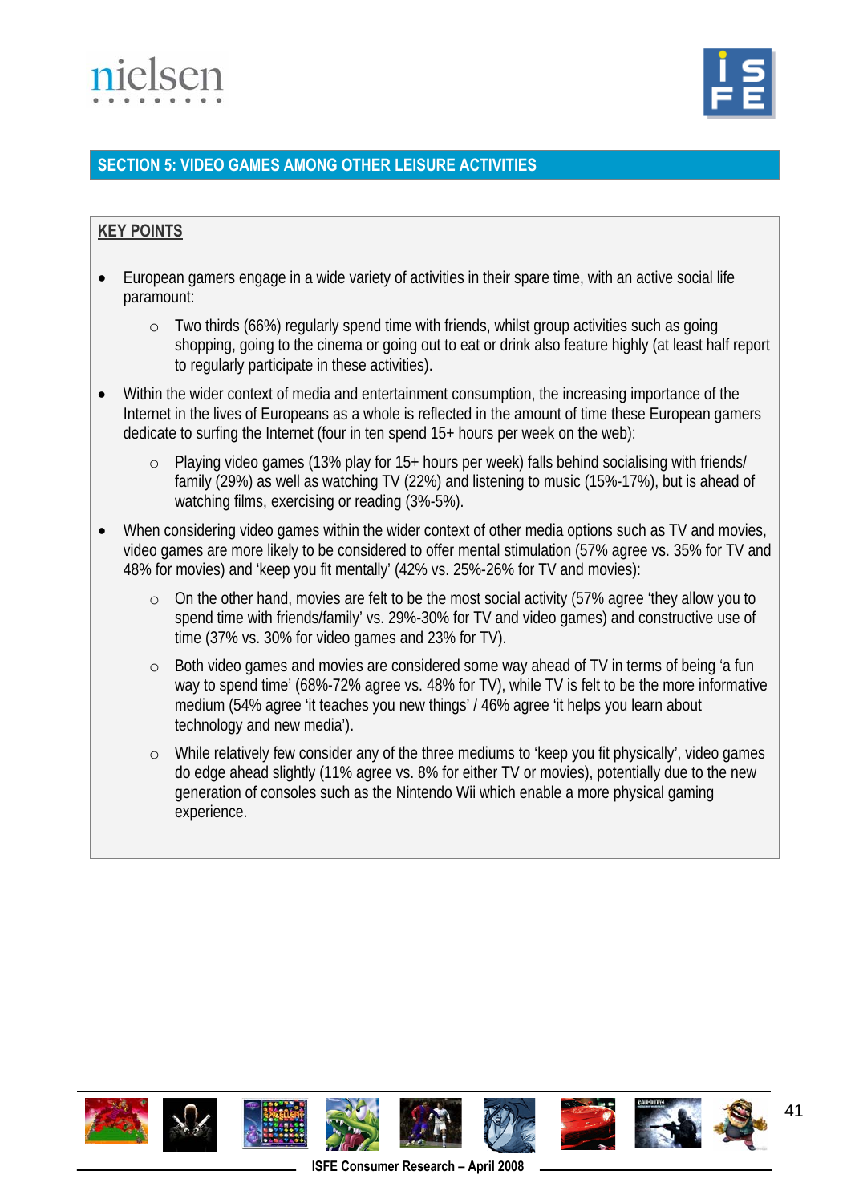## SECTION 5: VIDEO GAMES AMONG OTHER LEISURE ACTIVITIES

**KEY POINTS**

- European gamers engage in a wide variety of activities in their spare time, with an active social life paramount:
  - Two thirds (66%) regularly spend time with friends, whilst group activities such as going shopping, going to the cinema or going out to eat or drink also feature highly (at least half report to regularly participate in these activities).
- Within the wider context of media and entertainment consumption, the increasing importance of the Internet in the lives of Europeans as a whole is reflected in the amount of time these European gamers dedicate to surfing the Internet (four in ten spend 15+ hours per week on the web):
  - Playing video games (13% play for 15+ hours per week) falls behind socialising with friends/ family (29%) as well as watching TV (22%) and listening to music (15%-17%), but is ahead of watching films, exercising or reading (3%-5%).
- When considering video games within the wider context of other media options such as TV and movies, video games are more likely to be considered to offer mental stimulation (57% agree vs. 35% for TV and 48% for movies) and 'keep you fit mentally' (42% vs. 25%-26% for TV and movies):
  - On the other hand, movies are felt to be the most social activity (57% agree 'they allow you to spend time with friends/family' vs. 29%-30% for TV and video games) and constructive use of time (37% vs. 30% for video games and 23% for TV).
  - Both video games and movies are considered some way ahead of TV in terms of being 'a fun way to spend time' (68%-72% agree vs. 48% for TV), while TV is felt to be the more informative medium (54% agree 'it teaches you new things' / 46% agree 'it helps you learn about technology and new media').
  - While relatively few consider any of the three mediums to 'keep you fit physically', video games do edge ahead slightly (11% agree vs. 8% for either TV or movies), potentially due to the new generation of consoles such as the Nintendo Wii which enable a more physical gaming experience.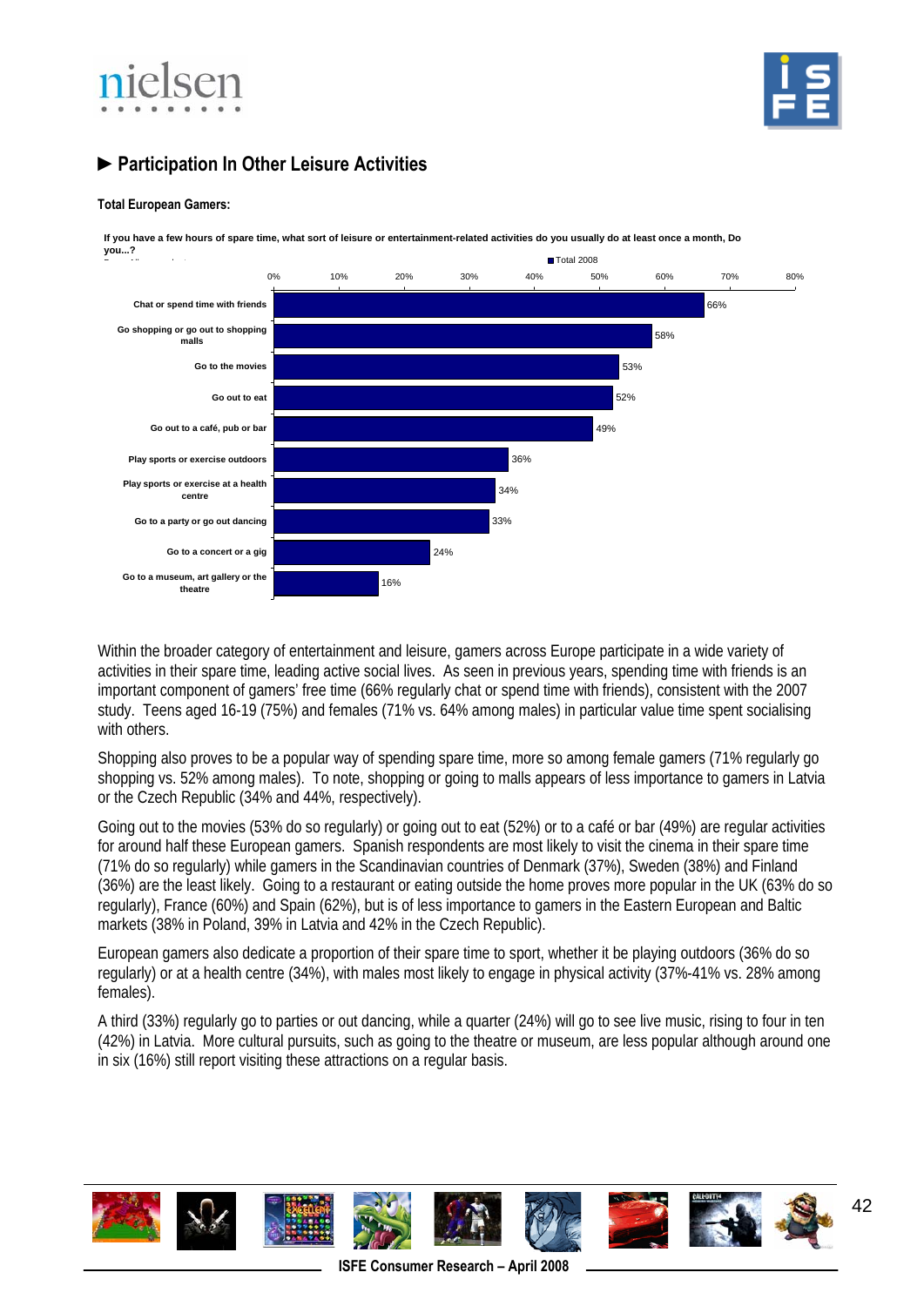## ► Participation In Other Leisure Activities

**Total European Gamers:**

**If you have a few hours of spare time, what sort of leisure or entertainment-related activities do you usually do at least once a month, Do you...?**

| Activity | Total 2008 |
|---|---|
| Chat or spend time with friends | 66% |
| Go shopping or go out to shopping malls | 58% |
| Go to the movies | 53% |
| Go out to eat | 52% |
| Go out to a café, pub or bar | 49% |
| Play sports or exercise outdoors | 36% |
| Play sports or exercise at a health centre | 34% |
| Go to a party or go out dancing | 33% |
| Go to a concert or a gig | 24% |
| Go to a museum, art gallery or the theatre | 16% |

Within the broader category of entertainment and leisure, gamers across Europe participate in a wide variety of activities in their spare time, leading active social lives. As seen in previous years, spending time with friends is an important component of gamers' free time (66% regularly chat or spend time with friends), consistent with the 2007 study. Teens aged 16-19 (75%) and females (71% vs. 64% among males) in particular value time spent socialising with others.

Shopping also proves to be a popular way of spending spare time, more so among female gamers (71% regularly go shopping vs. 52% among males). To note, shopping or going to malls appears of less importance to gamers in Latvia or the Czech Republic (34% and 44%, respectively).

Going out to the movies (53% do so regularly) or going out to eat (52%) or to a café or bar (49%) are regular activities for around half these European gamers. Spanish respondents are most likely to visit the cinema in their spare time (71% do so regularly) while gamers in the Scandinavian countries of Denmark (37%), Sweden (38%) and Finland (36%) are the least likely. Going to a restaurant or eating outside the home proves more popular in the UK (63% do so regularly), France (60%) and Spain (62%), but is of less importance to gamers in the Eastern European and Baltic markets (38% in Poland, 39% in Latvia and 42% in the Czech Republic).

European gamers also dedicate a proportion of their spare time to sport, whether it be playing outdoors (36% do so regularly) or at a health centre (34%), with males most likely to engage in physical activity (37%-41% vs. 28% among females).

A third (33%) regularly go to parties or out dancing, while a quarter (24%) will go to see live music, rising to four in ten (42%) in Latvia. More cultural pursuits, such as going to the theatre or museum, are less popular although around one in six (16%) still report visiting these attractions on a regular basis.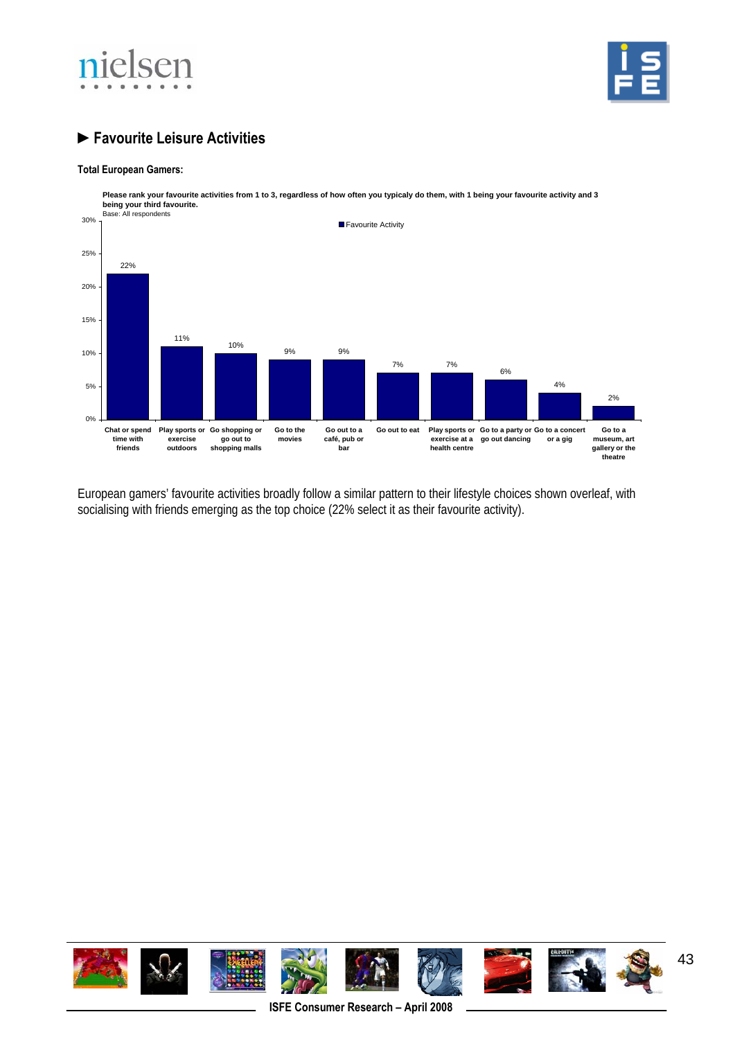## ► Favourite Leisure Activities

**Total European Gamers:**

**Please rank your favourite activities from 1 to 3, regardless of how often you typicaly do them, with 1 being your favourite activity and 3 being your third favourite.**
Base: All respondents

| Activity | Favourite Activity |
|---|---|
| Chat or spend time with friends | 22% |
| Play sports or exercise outdoors | 11% |
| Go shopping or go out to shopping malls | 10% |
| Go to the movies | 9% |
| Go out to a café, pub or bar | 9% |
| Go out to eat | 7% |
| Play sports or exercise at a health centre | 7% |
| Go to a party or go out dancing | 6% |
| Go to a concert or a gig | 4% |
| Go to a museum, art gallery or the theatre | 2% |

European gamers' favourite activities broadly follow a similar pattern to their lifestyle choices shown overleaf, with socialising with friends emerging as the top choice (22% select it as their favourite activity).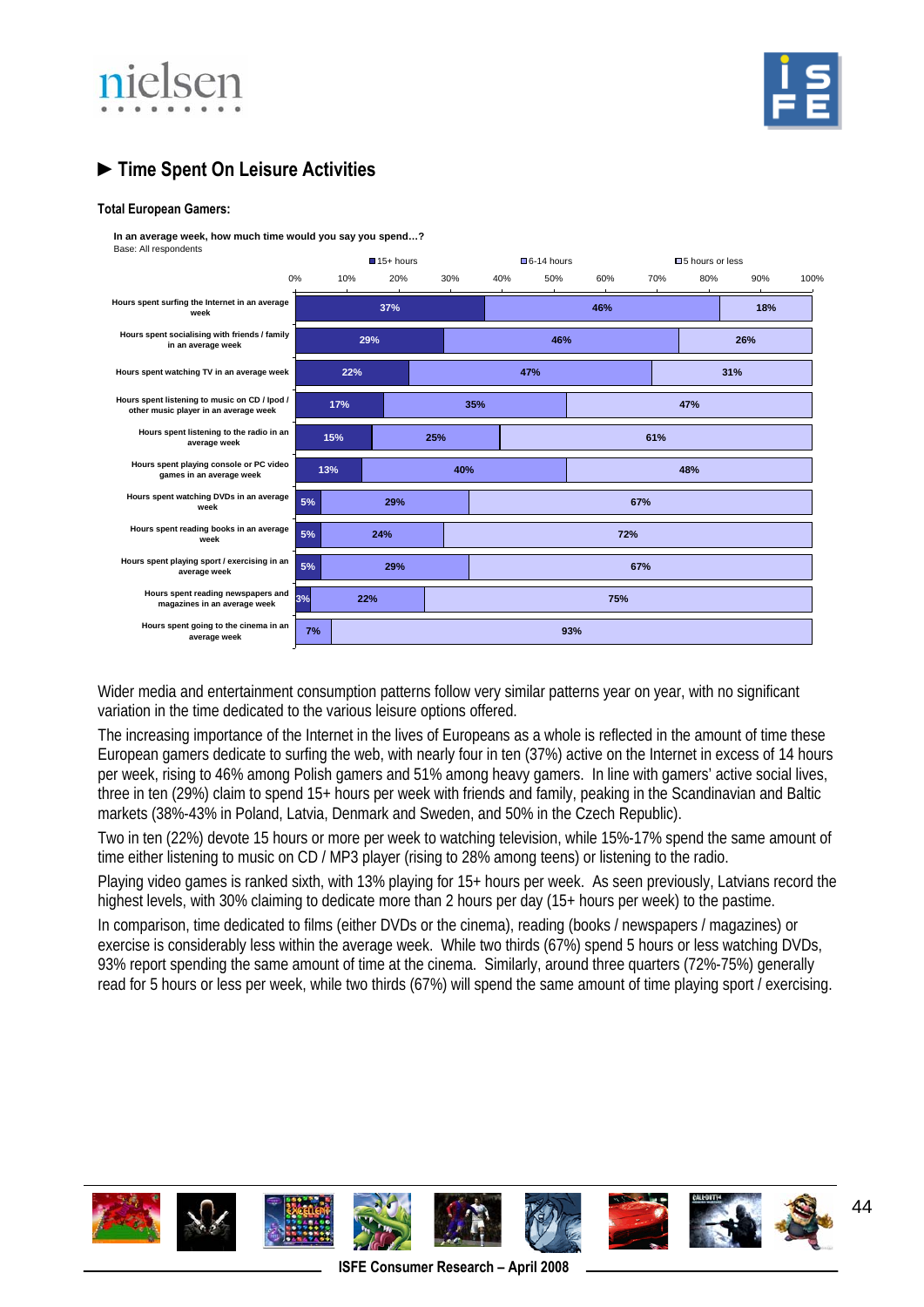## ► Time Spent On Leisure Activities

**Total European Gamers:**

**In an average week, how much time would you say you spend…?**
Base: All respondents

| | 15+ hours | 6-14 hours | 5 hours or less |
|---|---|---|---|
| Hours spent surfing the Internet in an average week | 37% | 46% | 18% |
| Hours spent socialising with friends / family in an average week | 29% | 46% | 26% |
| Hours spent watching TV in an average week | 22% | 47% | 31% |
| Hours spent listening to music on CD / Ipod / other music player in an average week | 17% | 35% | 47% |
| Hours spent listening to the radio in an average week | 15% | 25% | 61% |
| Hours spent playing console or PC video games in an average week | 13% | 40% | 48% |
| Hours spent watching DVDs in an average week | 5% | 29% | 67% |
| Hours spent reading books in an average week | 5% | 24% | 72% |
| Hours spent playing sport / exercising in an average week | 5% | 29% | 67% |
| Hours spent reading newspapers and magazines in an average week | 3% | 22% | 75% |
| Hours spent going to the cinema in an average week | | 7% | 93% |

Wider media and entertainment consumption patterns follow very similar patterns year on year, with no significant variation in the time dedicated to the various leisure options offered.

The increasing importance of the Internet in the lives of Europeans as a whole is reflected in the amount of time these European gamers dedicate to surfing the web, with nearly four in ten (37%) active on the Internet in excess of 14 hours per week, rising to 46% among Polish gamers and 51% among heavy gamers. In line with gamers' active social lives, three in ten (29%) claim to spend 15+ hours per week with friends and family, peaking in the Scandinavian and Baltic markets (38%-43% in Poland, Latvia, Denmark and Sweden, and 50% in the Czech Republic).

Two in ten (22%) devote 15 hours or more per week to watching television, while 15%-17% spend the same amount of time either listening to music on CD / MP3 player (rising to 28% among teens) or listening to the radio.

Playing video games is ranked sixth, with 13% playing for 15+ hours per week. As seen previously, Latvians record the highest levels, with 30% claiming to dedicate more than 2 hours per day (15+ hours per week) to the pastime.

In comparison, time dedicated to films (either DVDs or the cinema), reading (books / newspapers / magazines) or exercise is considerably less within the average week. While two thirds (67%) spend 5 hours or less watching DVDs, 93% report spending the same amount of time at the cinema. Similarly, around three quarters (72%-75%) generally read for 5 hours or less per week, while two thirds (67%) will spend the same amount of time playing sport / exercising.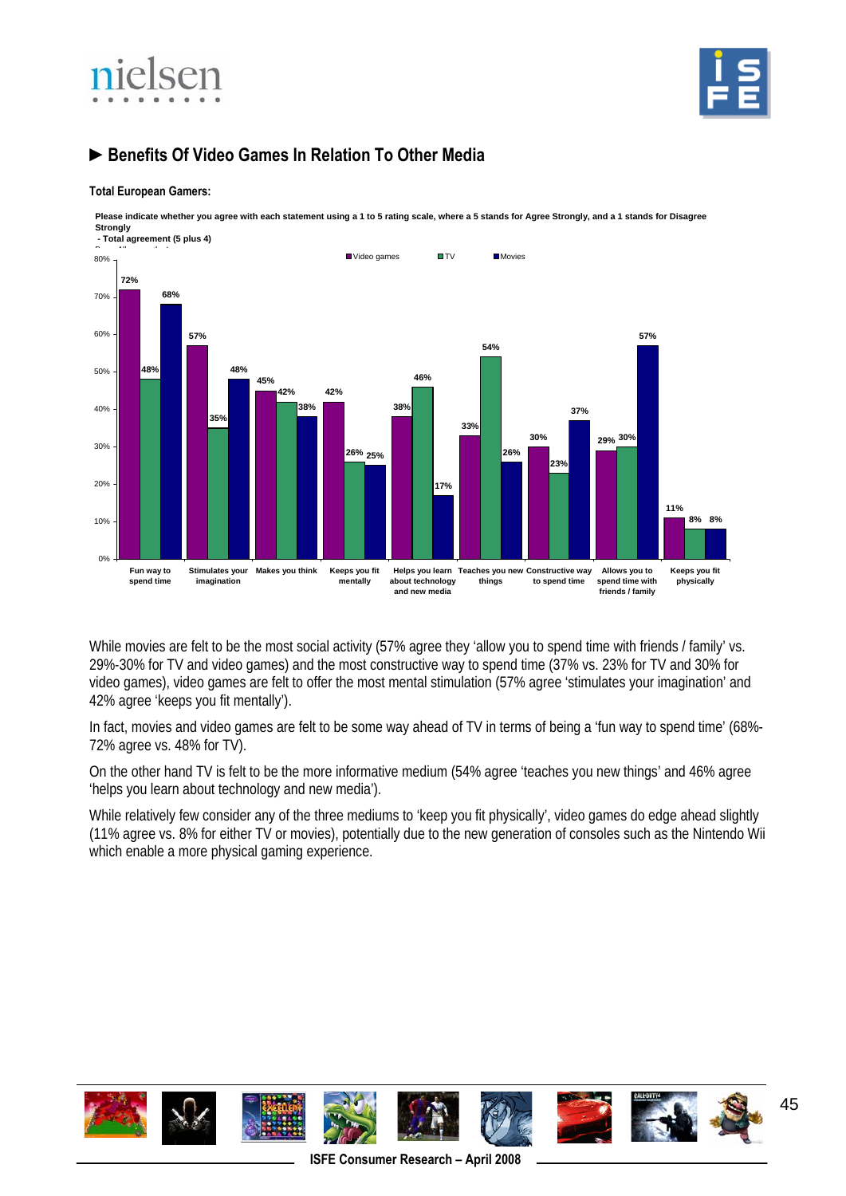## ► Benefits Of Video Games In Relation To Other Media

**Total European Gamers:**

**Please indicate whether you agree with each statement using a 1 to 5 rating scale, where a 5 stands for Agree Strongly, and a 1 stands for Disagree Strongly**
**- Total agreement (5 plus 4)**

| Statement | Video games | TV | Movies |
|---|---|---|---|
| Fun way to spend time | 72% | 48% | 68% |
| Stimulates your imagination | 57% | 35% | 48% |
| Makes you think | 45% | 42% | 38% |
| Keeps you fit mentally | 42% | 26% | 25% |
| Helps you learn about technology and new media | 38% | 46% | 17% |
| Teaches you new things | 33% | 54% | 26% |
| Constructive way to spend time | 30% | 23% | 37% |
| Allows you to spend time with friends / family | 29% | 30% | 57% |
| Keeps you fit physically | 11% | 8% | 8% |

While movies are felt to be the most social activity (57% agree they 'allow you to spend time with friends / family' vs. 29%-30% for TV and video games) and the most constructive way to spend time (37% vs. 23% for TV and 30% for video games), video games are felt to offer the most mental stimulation (57% agree 'stimulates your imagination' and 42% agree 'keeps you fit mentally').

In fact, movies and video games are felt to be some way ahead of TV in terms of being a 'fun way to spend time' (68%-72% agree vs. 48% for TV).

On the other hand TV is felt to be the more informative medium (54% agree 'teaches you new things' and 46% agree 'helps you learn about technology and new media').

While relatively few consider any of the three mediums to 'keep you fit physically', video games do edge ahead slightly (11% agree vs. 8% for either TV or movies), potentially due to the new generation of consoles such as the Nintendo Wii which enable a more physical gaming experience.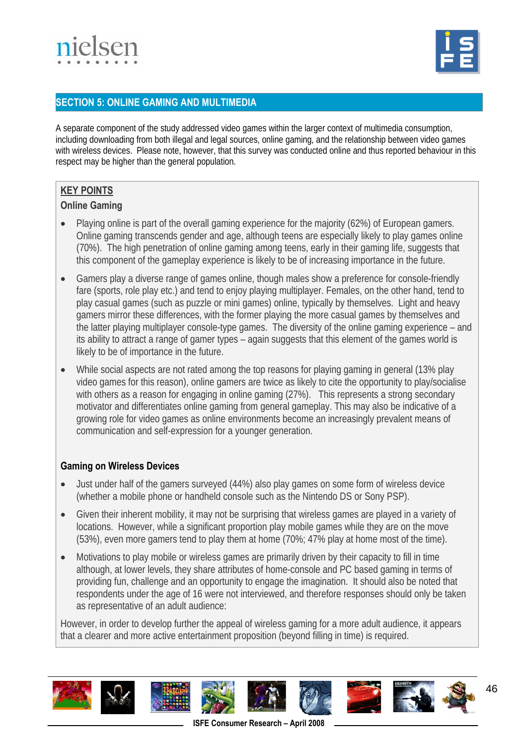## SECTION 5: ONLINE GAMING AND MULTIMEDIA

A separate component of the study addressed video games within the larger context of multimedia consumption, including downloading from both illegal and legal sources, online gaming, and the relationship between video games with wireless devices. Please note, however, that this survey was conducted online and thus reported behaviour in this respect may be higher than the general population.

### KEY POINTS

#### Online Gaming

- Playing online is part of the overall gaming experience for the majority (62%) of European gamers. Online gaming transcends gender and age, although teens are especially likely to play games online (70%). The high penetration of online gaming among teens, early in their gaming life, suggests that this component of the gameplay experience is likely to be of increasing importance in the future.
- Gamers play a diverse range of games online, though males show a preference for console-friendly fare (sports, role play etc.) and tend to enjoy playing multiplayer. Females, on the other hand, tend to play casual games (such as puzzle or mini games) online, typically by themselves. Light and heavy gamers mirror these differences, with the former playing the more casual games by themselves and the latter playing multiplayer console-type games. The diversity of the online gaming experience – and its ability to attract a range of gamer types – again suggests that this element of the games world is likely to be of importance in the future.
- While social aspects are not rated among the top reasons for playing gaming in general (13% play video games for this reason), online gamers are twice as likely to cite the opportunity to play/socialise with others as a reason for engaging in online gaming (27%). This represents a strong secondary motivator and differentiates online gaming from general gameplay. This may also be indicative of a growing role for video games as online environments become an increasingly prevalent means of communication and self-expression for a younger generation.

#### Gaming on Wireless Devices

- Just under half of the gamers surveyed (44%) also play games on some form of wireless device (whether a mobile phone or handheld console such as the Nintendo DS or Sony PSP).
- Given their inherent mobility, it may not be surprising that wireless games are played in a variety of locations. However, while a significant proportion play mobile games while they are on the move (53%), even more gamers tend to play them at home (70%; 47% play at home most of the time).
- Motivations to play mobile or wireless games are primarily driven by their capacity to fill in time although, at lower levels, they share attributes of home-console and PC based gaming in terms of providing fun, challenge and an opportunity to engage the imagination. It should also be noted that respondents under the age of 16 were not interviewed, and therefore responses should only be taken as representative of an adult audience:

However, in order to develop further the appeal of wireless gaming for a more adult audience, it appears that a clearer and more active entertainment proposition (beyond filling in time) is required.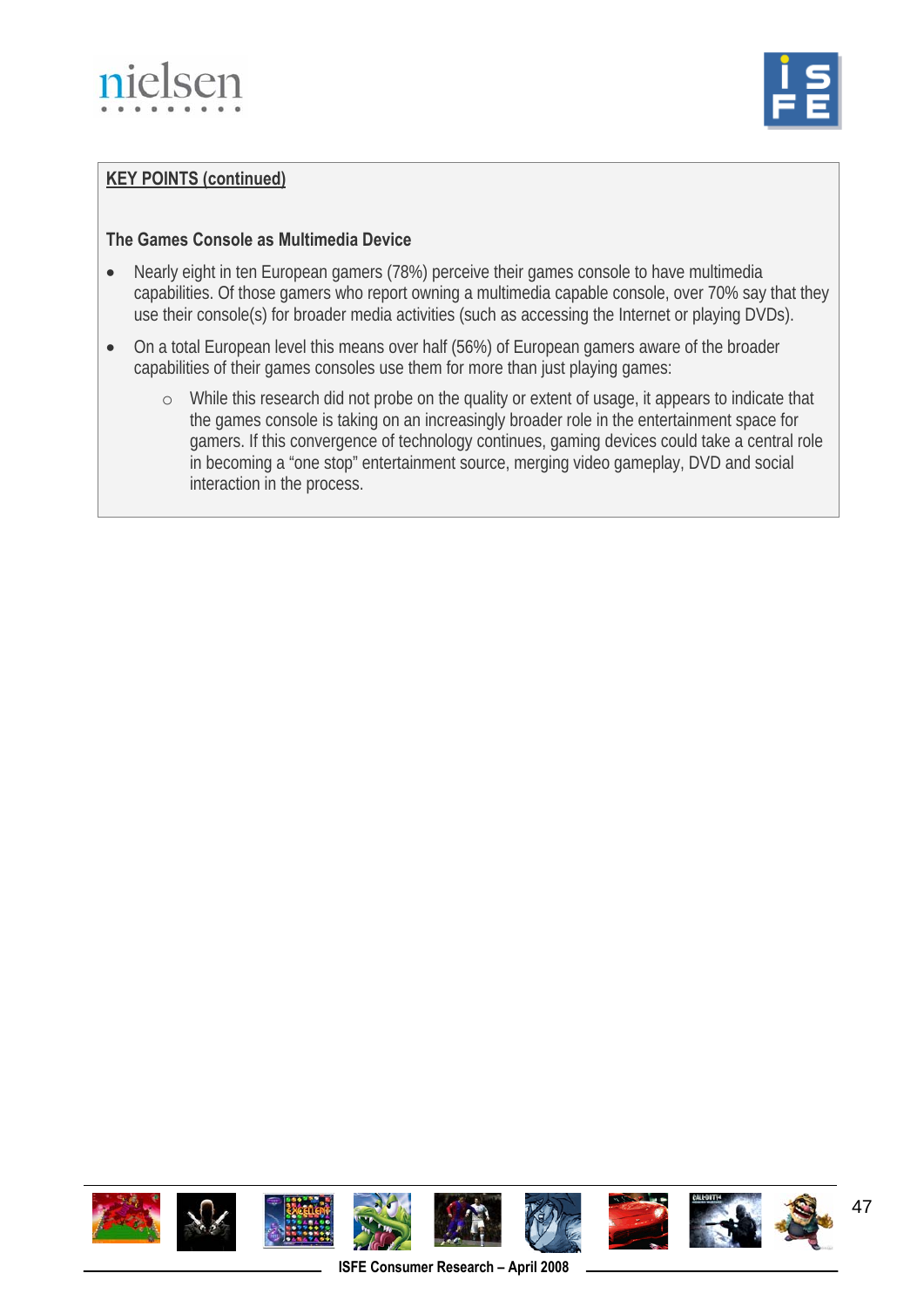**KEY POINTS (continued)**

**The Games Console as Multimedia Device**

- Nearly eight in ten European gamers (78%) perceive their games console to have multimedia capabilities. Of those gamers who report owning a multimedia capable console, over 70% say that they use their console(s) for broader media activities (such as accessing the Internet or playing DVDs).
- On a total European level this means over half (56%) of European gamers aware of the broader capabilities of their games consoles use them for more than just playing games:
  - While this research did not probe on the quality or extent of usage, it appears to indicate that the games console is taking on an increasingly broader role in the entertainment space for gamers. If this convergence of technology continues, gaming devices could take a central role in becoming a "one stop" entertainment source, merging video gameplay, DVD and social interaction in the process.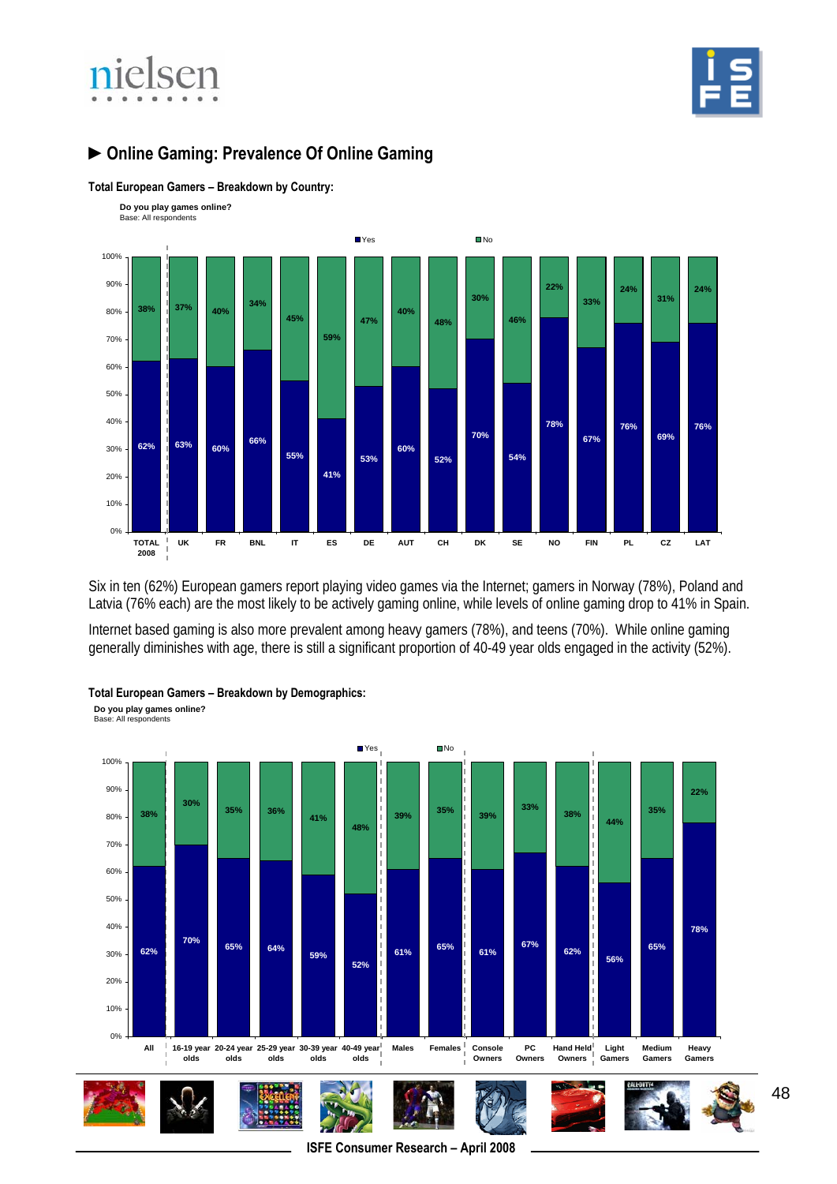## ► Online Gaming: Prevalence Of Online Gaming

**Total European Gamers – Breakdown by Country:**

**Do you play games online?**
Base: All respondents

| | TOTAL 2008 | UK | FR | BNL | IT | ES | DE | AUT | CH | DK | SE | NO | FIN | PL | CZ | LAT |
|---|---|---|---|---|---|---|---|---|---|---|---|---|---|---|---|---|
| Yes | 62% | 63% | 60% | 66% | 55% | 41% | 53% | 60% | 52% | 70% | 54% | 78% | 67% | 76% | 69% | 76% |
| No | 38% | 37% | 40% | 34% | 45% | 59% | 47% | 40% | 48% | 30% | 46% | 22% | 33% | 24% | 31% | 24% |

Six in ten (62%) European gamers report playing video games via the Internet; gamers in Norway (78%), Poland and Latvia (76% each) are the most likely to be actively gaming online, while levels of online gaming drop to 41% in Spain.

Internet based gaming is also more prevalent among heavy gamers (78%), and teens (70%). While online gaming generally diminishes with age, there is still a significant proportion of 40-49 year olds engaged in the activity (52%).

**Total European Gamers – Breakdown by Demographics:**

**Do you play games online?**
Base: All respondents

| | All | 16-19 year olds | 20-24 year olds | 25-29 year olds | 30-39 year olds | 40-49 year olds | Males | Females | Console Owners | PC Owners | Hand Held Owners | Light Gamers | Medium Gamers | Heavy Gamers |
|---|---|---|---|---|---|---|---|---|---|---|---|---|---|---|
| Yes | 62% | 70% | 65% | 64% | 59% | 52% | 61% | 65% | 61% | 67% | 62% | 56% | 65% | 78% |
| No | 38% | 30% | 35% | 36% | 41% | 48% | 39% | 35% | 39% | 33% | 38% | 44% | 35% | 22% |

ISFE Consumer Research – April 2008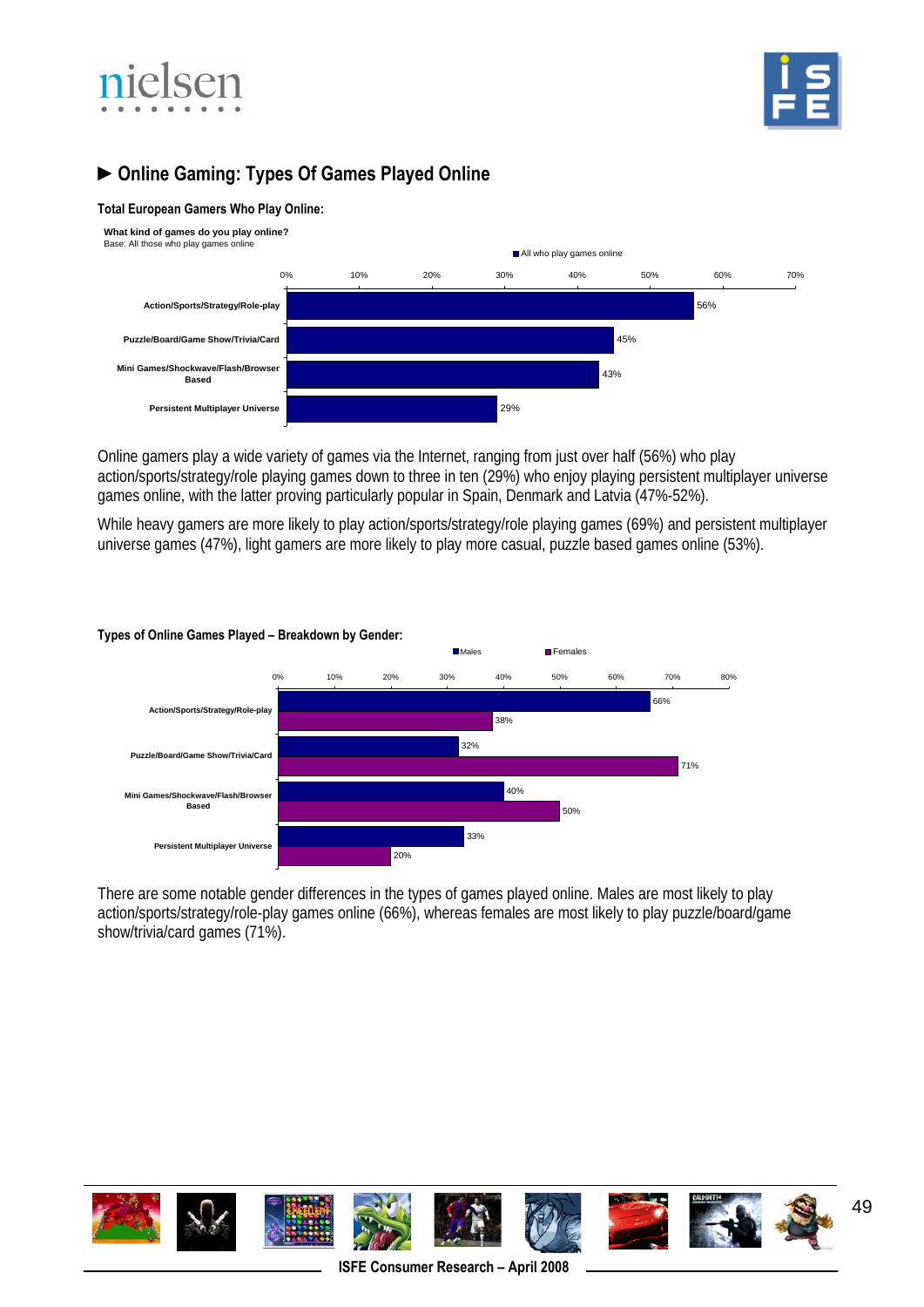## ► Online Gaming: Types Of Games Played Online

**Total European Gamers Who Play Online:**

**What kind of games do you play online?**
Base: All those who play games online

| | All who play games online |
|---|---|
| Action/Sports/Strategy/Role-play | 56% |
| Puzzle/Board/Game Show/Trivia/Card | 45% |
| Mini Games/Shockwave/Flash/Browser Based | 43% |
| Persistent Multiplayer Universe | 29% |

Online gamers play a wide variety of games via the Internet, ranging from just over half (56%) who play action/sports/strategy/role playing games down to three in ten (29%) who enjoy playing persistent multiplayer universe games online, with the latter proving particularly popular in Spain, Denmark and Latvia (47%-52%).

While heavy gamers are more likely to play action/sports/strategy/role playing games (69%) and persistent multiplayer universe games (47%), light gamers are more likely to play more casual, puzzle based games online (53%).

**Types of Online Games Played – Breakdown by Gender:**

| | Males | Females |
|---|---|---|
| Action/Sports/Strategy/Role-play | 66% | 38% |
| Puzzle/Board/Game Show/Trivia/Card | 32% | 71% |
| Mini Games/Shockwave/Flash/Browser Based | 40% | 50% |
| Persistent Multiplayer Universe | 33% | 20% |

There are some notable gender differences in the types of games played online. Males are most likely to play action/sports/strategy/role-play games online (66%), whereas females are most likely to play puzzle/board/game show/trivia/card games (71%).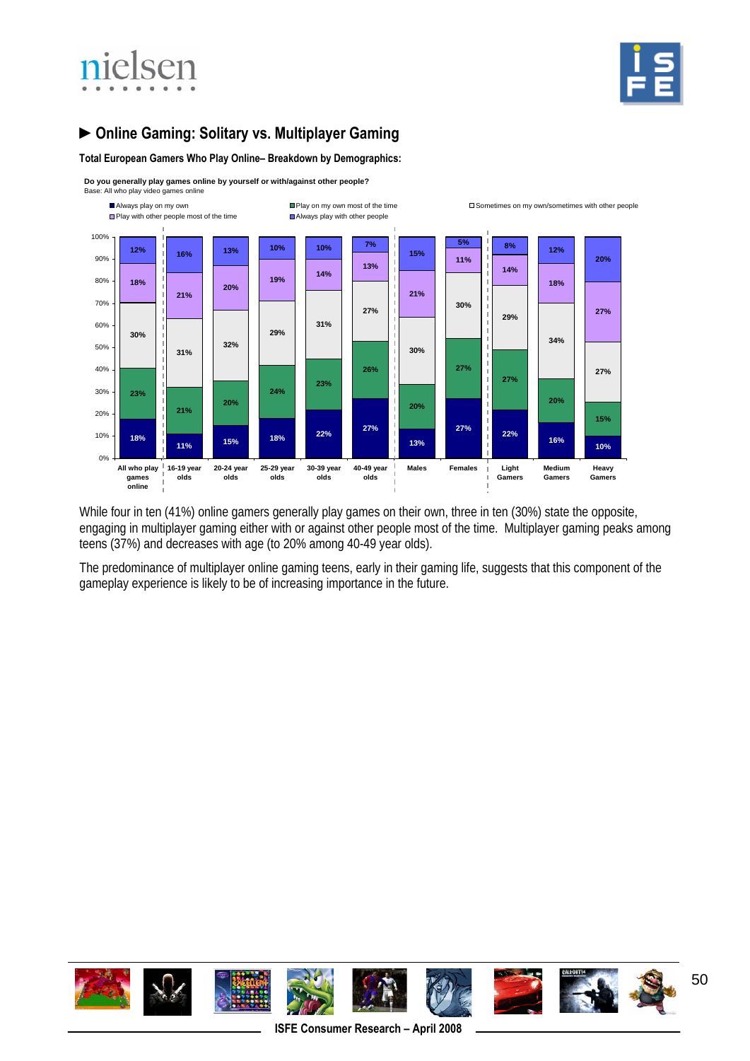## ► Online Gaming: Solitary vs. Multiplayer Gaming

**Total European Gamers Who Play Online– Breakdown by Demographics:**

**Do you generally play games online by yourself or with/against other people?**
Base: All who play video games online

| | Always play on my own | Play on my own most of the time | Sometimes on my own/sometimes with other people | Play with other people most of the time | Always play with other people |
|---|---|---|---|---|---|
| All who play games online | 18% | 23% | 30% | 18% | 12% |
| 16-19 year olds | 11% | 21% | 31% | 21% | 16% |
| 20-24 year olds | 15% | 20% | 32% | 20% | 13% |
| 25-29 year olds | 18% | 24% | 29% | 19% | 10% |
| 30-39 year olds | 22% | 23% | 31% | 14% | 10% |
| 40-49 year olds | 27% | 26% | 27% | 13% | 7% |
| Males | 13% | 20% | 30% | 21% | 15% |
| Females | 27% | 27% | 30% | 11% | 5% |
| Light Gamers | 22% | 27% | 29% | 14% | 8% |
| Medium Gamers | 16% | 20% | 34% | 18% | 12% |
| Heavy Gamers | 10% | 15% | 27% | 27% | 20% |

While four in ten (41%) online gamers generally play games on their own, three in ten (30%) state the opposite, engaging in multiplayer gaming either with or against other people most of the time. Multiplayer gaming peaks among teens (37%) and decreases with age (to 20% among 40-49 year olds).

The predominance of multiplayer online gaming teens, early in their gaming life, suggests that this component of the gameplay experience is likely to be of increasing importance in the future.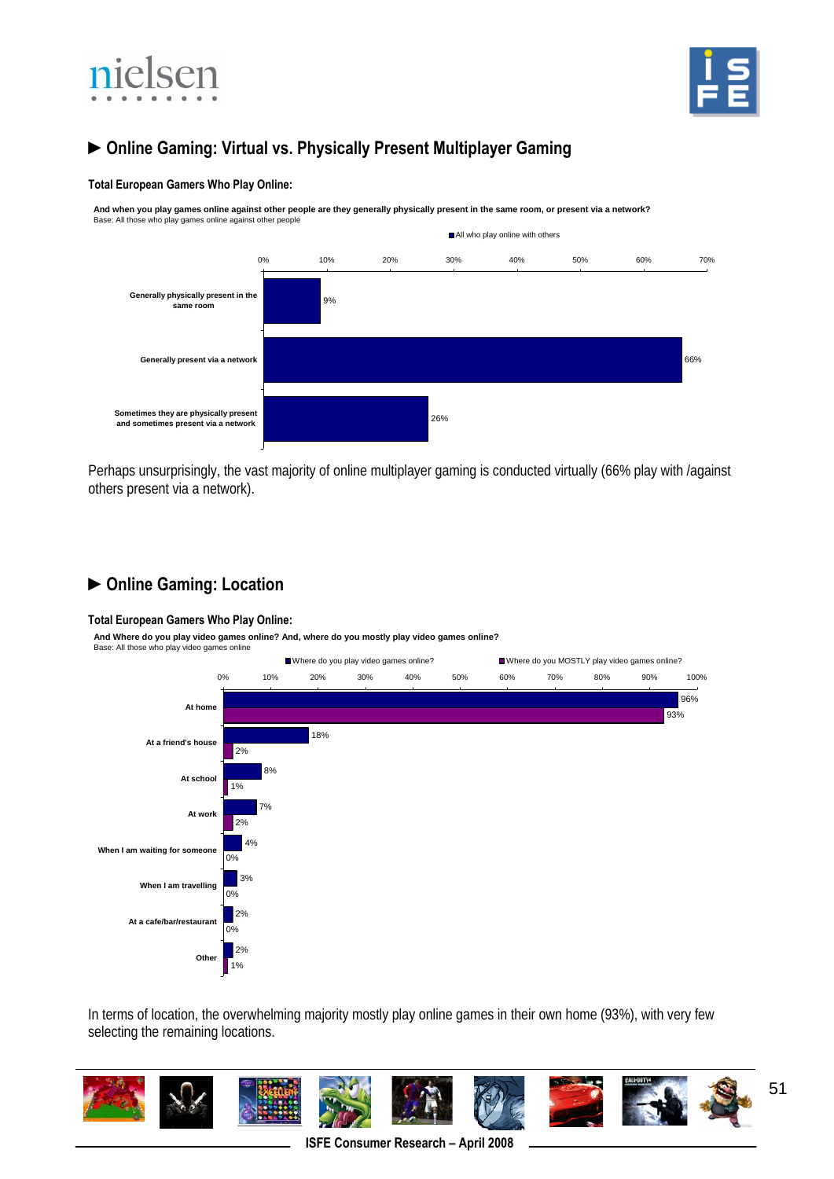## ► Online Gaming: Virtual vs. Physically Present Multiplayer Gaming

**Total European Gamers Who Play Online:**

**And when you play games online against other people are they generally physically present in the same room, or present via a network?**
Base: All those who play games online against other people

| | All who play online with others |
|---|---|
| Generally physically present in the same room | 9% |
| Generally present via a network | 66% |
| Sometimes they are physically present and sometimes present via a network | 26% |

Perhaps unsurprisingly, the vast majority of online multiplayer gaming is conducted virtually (66% play with /against others present via a network).

## ► Online Gaming: Location

**Total European Gamers Who Play Online:**

**And Where do you play video games online? And, where do you mostly play video games online?**
Base: All those who play video games online

| | Where do you play video games online? | Where do you MOSTLY play video games online? |
|---|---|---|
| At home | 96% | 93% |
| At a friend's house | 18% | 2% |
| At school | 8% | 1% |
| At work | 7% | 2% |
| When I am waiting for someone | 4% | 0% |
| When I am travelling | 3% | 0% |
| At a cafe/bar/restaurant | 2% | 0% |
| Other | 2% | 1% |

In terms of location, the overwhelming majority mostly play online games in their own home (93%), with very few selecting the remaining locations.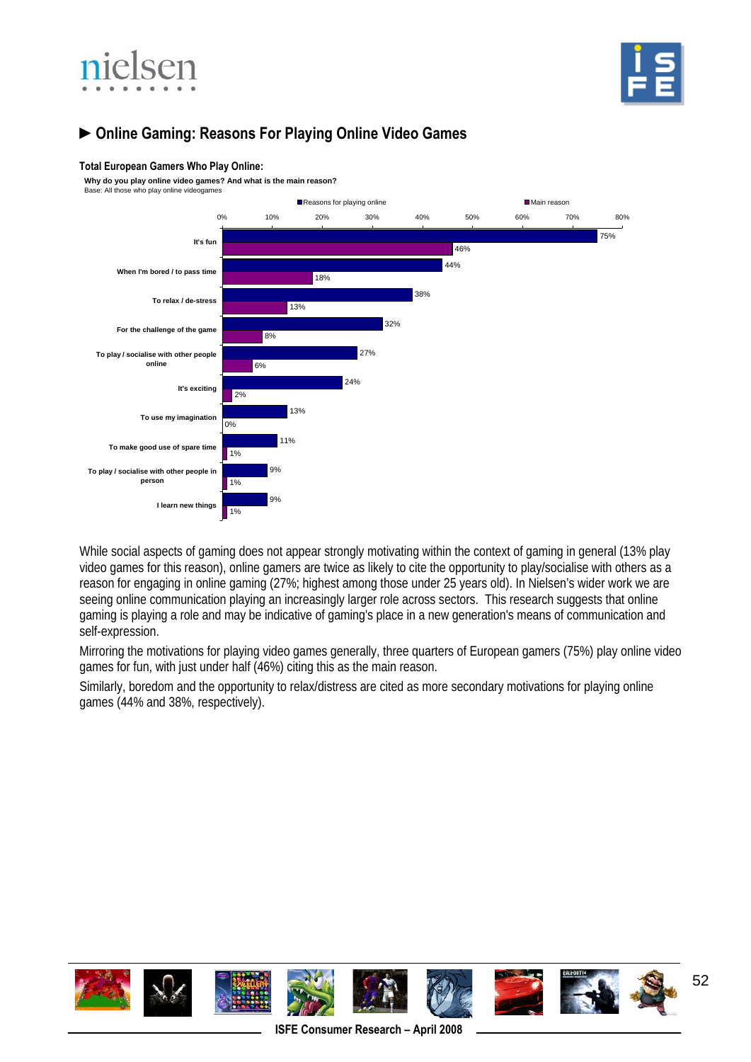## ► Online Gaming: Reasons For Playing Online Video Games

**Total European Gamers Who Play Online:**

**Why do you play online video games? And what is the main reason?**
Base: All those who play online videogames

| | Reasons for playing online | Main reason |
|---|---|---|
| It's fun | 75% | 46% |
| When I'm bored / to pass time | 44% | 18% |
| To relax / de-stress | 38% | 13% |
| For the challenge of the game | 32% | 8% |
| To play / socialise with other people online | 27% | 6% |
| It's exciting | 24% | 2% |
| To use my imagination | 13% | 0% |
| To make good use of spare time | 11% | 1% |
| To play / socialise with other people in person | 9% | 1% |
| I learn new things | 9% | 1% |

While social aspects of gaming does not appear strongly motivating within the context of gaming in general (13% play video games for this reason), online gamers are twice as likely to cite the opportunity to play/socialise with others as a reason for engaging in online gaming (27%; highest among those under 25 years old). In Nielsen's wider work we are seeing online communication playing an increasingly larger role across sectors. This research suggests that online gaming is playing a role and may be indicative of gaming's place in a new generation's means of communication and self-expression.

Mirroring the motivations for playing video games generally, three quarters of European gamers (75%) play online video games for fun, with just under half (46%) citing this as the main reason.

Similarly, boredom and the opportunity to relax/distress are cited as more secondary motivations for playing online games (44% and 38%, respectively).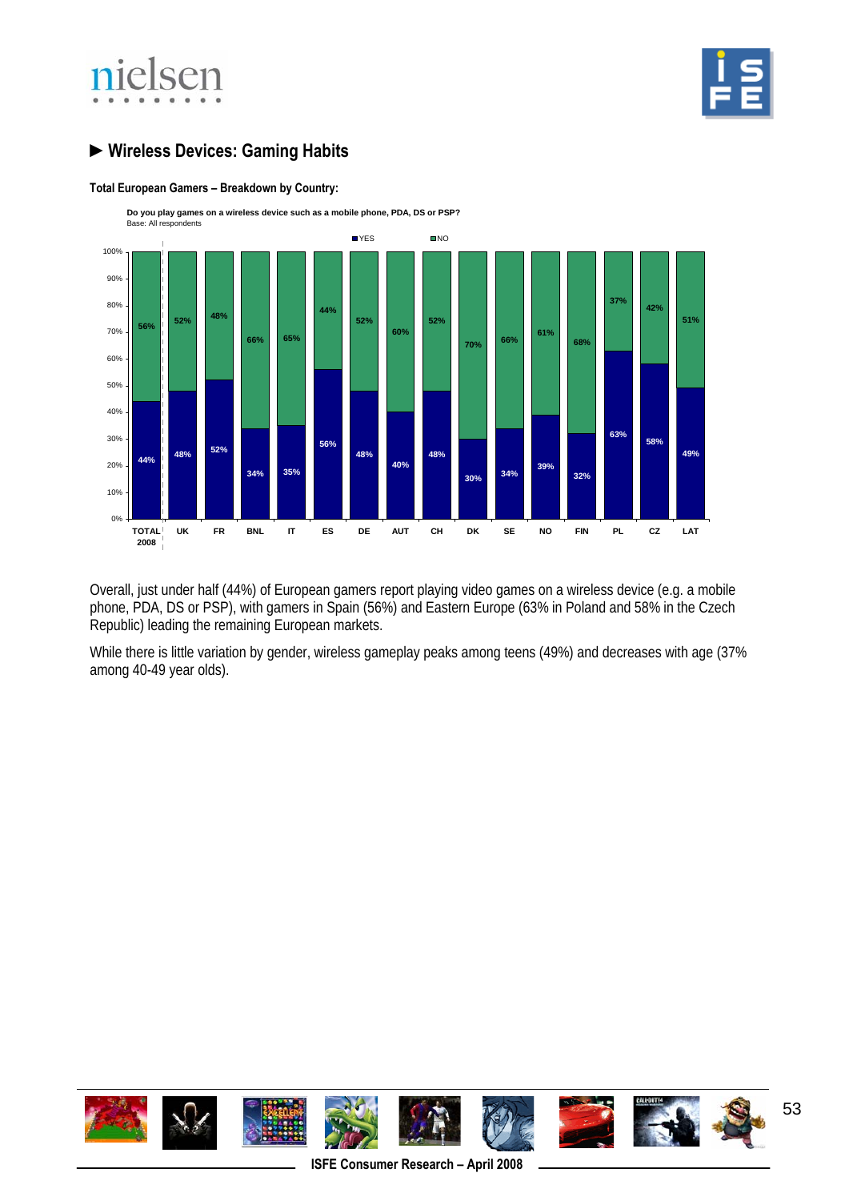## ► Wireless Devices: Gaming Habits

**Total European Gamers – Breakdown by Country:**

**Do you play games on a wireless device such as a mobile phone, PDA, DS or PSP?**
Base: All respondents

| | TOTAL 2008 | UK | FR | BNL | IT | ES | DE | AUT | CH | DK | SE | NO | FIN | PL | CZ | LAT |
|---|---|---|---|---|---|---|---|---|---|---|---|---|---|---|---|---|
| YES | 44% | 48% | 52% | 34% | 35% | 56% | 48% | 40% | 48% | 30% | 34% | 39% | 32% | 63% | 58% | 49% |
| NO | 56% | 52% | 48% | 66% | 65% | 44% | 52% | 60% | 52% | 70% | 66% | 61% | 68% | 37% | 42% | 51% |

Overall, just under half (44%) of European gamers report playing video games on a wireless device (e.g. a mobile phone, PDA, DS or PSP), with gamers in Spain (56%) and Eastern Europe (63% in Poland and 58% in the Czech Republic) leading the remaining European markets.

While there is little variation by gender, wireless gameplay peaks among teens (49%) and decreases with age (37% among 40-49 year olds).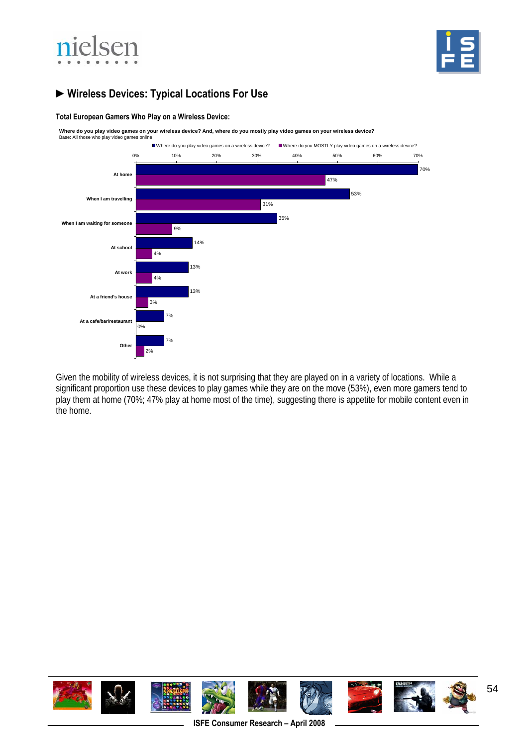## ► Wireless Devices: Typical Locations For Use

**Total European Gamers Who Play on a Wireless Device:**

**Where do you play video games on your wireless device? And, where do you mostly play video games on your wireless device?**
Base: All those who play video games online

| | Where do you play video games on a wireless device? | Where do you MOSTLY play video games on a wireless device? |
|---|---|---|
| At home | 70% | 47% |
| When I am travelling | 53% | 31% |
| When I am waiting for someone | 35% | 9% |
| At school | 14% | 4% |
| At work | 13% | 4% |
| At a friend's house | 13% | 3% |
| At a cafe/bar/restaurant | 7% | 0% |
| Other | 7% | 2% |

Given the mobility of wireless devices, it is not surprising that they are played on in a variety of locations. While a significant proportion use these devices to play games while they are on the move (53%), even more gamers tend to play them at home (70%; 47% play at home most of the time), suggesting there is appetite for mobile content even in the home.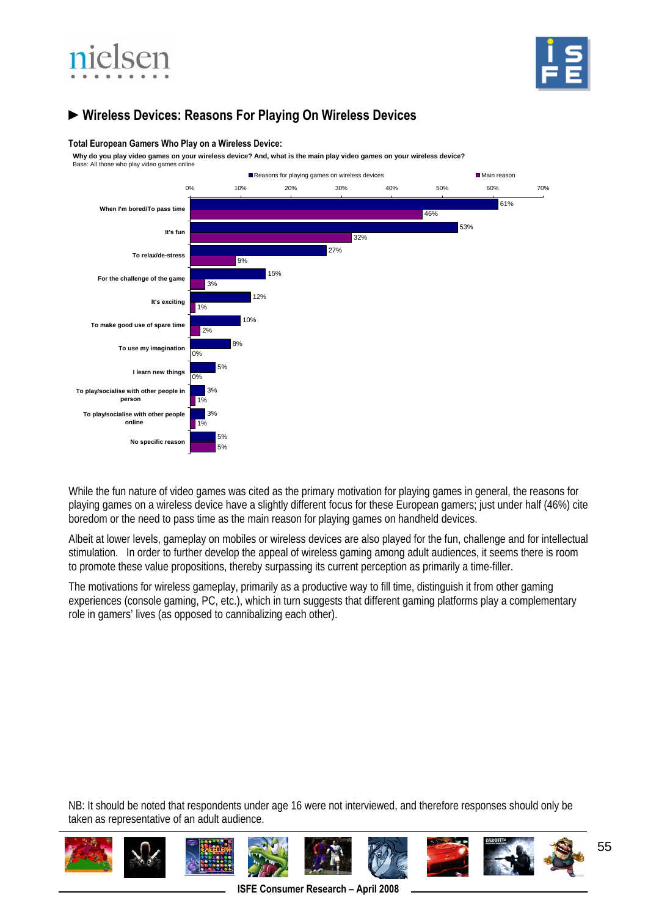## ► Wireless Devices: Reasons For Playing On Wireless Devices

**Total European Gamers Who Play on a Wireless Device:**

**Why do you play video games on your wireless device? And, what is the main play video games on your wireless device?**
Base: All those who play video games online

| | Reasons for playing games on wireless devices | Main reason |
|---|---|---|
| When I'm bored/To pass time | 61% | 46% |
| It's fun | 53% | 32% |
| To relax/de-stress | 27% | 9% |
| For the challenge of the game | 15% | 3% |
| It's exciting | 12% | 1% |
| To make good use of spare time | 10% | 2% |
| To use my imagination | 8% | 0% |
| I learn new things | 5% | 0% |
| To play/socialise with other people in person | 3% | 1% |
| To play/socialise with other people online | 3% | 1% |
| No specific reason | 5% | 5% |

While the fun nature of video games was cited as the primary motivation for playing games in general, the reasons for playing games on a wireless device have a slightly different focus for these European gamers; just under half (46%) cite boredom or the need to pass time as the main reason for playing games on handheld devices.

Albeit at lower levels, gameplay on mobiles or wireless devices are also played for the fun, challenge and for intellectual stimulation. In order to further develop the appeal of wireless gaming among adult audiences, it seems there is room to promote these value propositions, thereby surpassing its current perception as primarily a time-filler.

The motivations for wireless gameplay, primarily as a productive way to fill time, distinguish it from other gaming experiences (console gaming, PC, etc.), which in turn suggests that different gaming platforms play a complementary role in gamers' lives (as opposed to cannibalizing each other).

NB: It should be noted that respondents under age 16 were not interviewed, and therefore responses should only be taken as representative of an adult audience.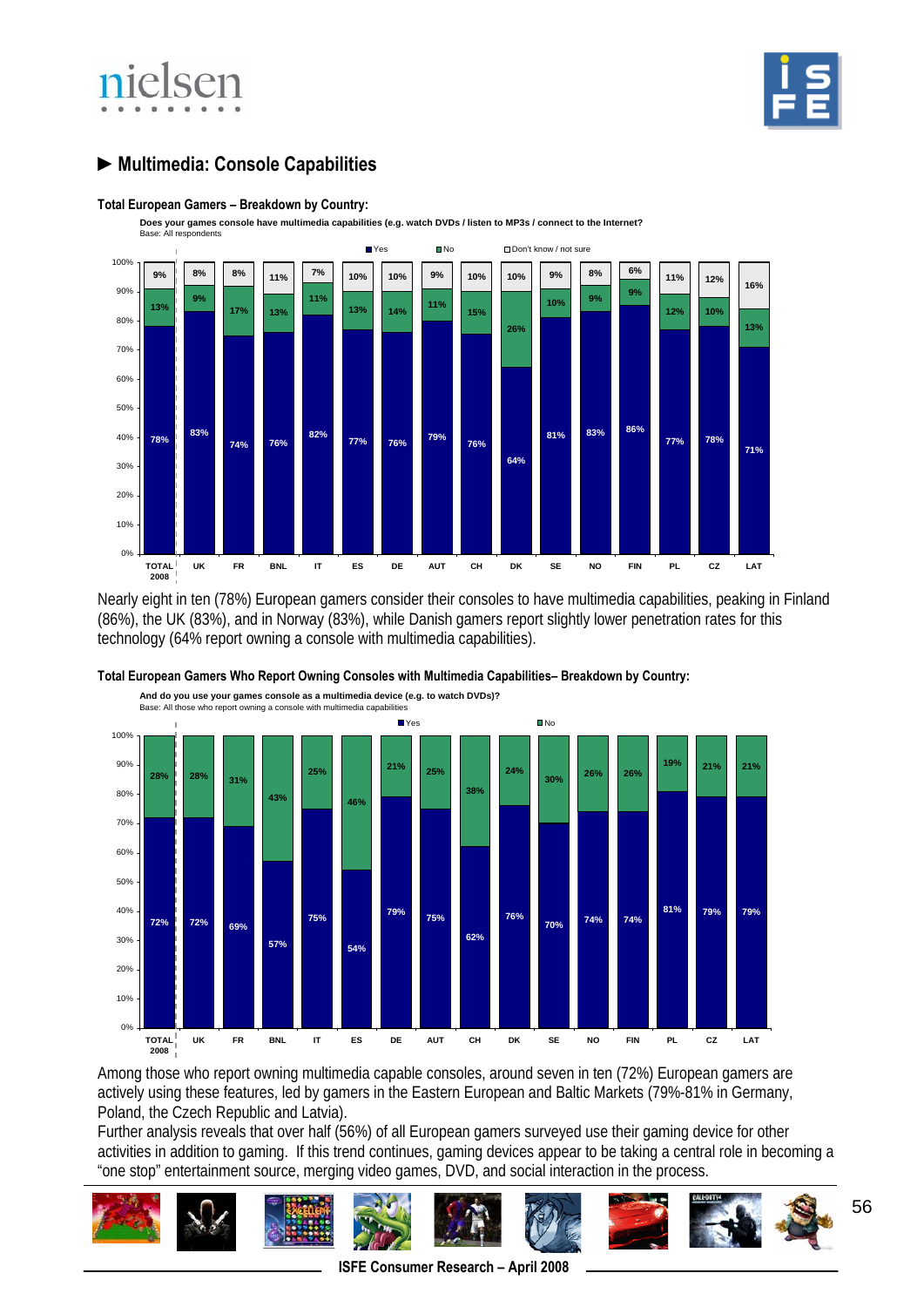## ► Multimedia: Console Capabilities

**Total European Gamers – Breakdown by Country:**

**Does your games console have multimedia capabilities (e.g. watch DVDs / listen to MP3s / connect to the Internet?**
Base: All respondents

| | TOTAL 2008 | UK | FR | BNL | IT | ES | DE | AUT | CH | DK | SE | NO | FIN | PL | CZ | LAT |
|---|---|---|---|---|---|---|---|---|---|---|---|---|---|---|---|---|
| Yes | 78% | 83% | 74% | 76% | 82% | 77% | 76% | 79% | 76% | 64% | 81% | 83% | 86% | 77% | 78% | 71% |
| No | 13% | 9% | 17% | 13% | 11% | 13% | 14% | 11% | 15% | 26% | 10% | 9% | 9% | 12% | 10% | 13% |
| Don't know / not sure | 9% | 8% | 8% | 11% | 7% | 10% | 10% | 9% | 10% | 10% | 9% | 8% | 6% | 11% | 12% | 16% |

Nearly eight in ten (78%) European gamers consider their consoles to have multimedia capabilities, peaking in Finland (86%), the UK (83%), and in Norway (83%), while Danish gamers report slightly lower penetration rates for this technology (64% report owning a console with multimedia capabilities).

**Total European Gamers Who Report Owning Consoles with Multimedia Capabilities– Breakdown by Country:**

**And do you use your games console as a multimedia device (e.g. to watch DVDs)?**
Base: All those who report owning a console with multimedia capabilities

| | TOTAL 2008 | UK | FR | BNL | IT | ES | DE | AUT | CH | DK | SE | NO | FIN | PL | CZ | LAT |
|---|---|---|---|---|---|---|---|---|---|---|---|---|---|---|---|---|
| Yes | 72% | 72% | 69% | 57% | 75% | 54% | 79% | 75% | 62% | 76% | 70% | 74% | 74% | 81% | 79% | 79% |
| No | 28% | 28% | 31% | 43% | 25% | 46% | 21% | 25% | 38% | 24% | 30% | 26% | 26% | 19% | 21% | 21% |

Among those who report owning multimedia capable consoles, around seven in ten (72%) European gamers are actively using these features, led by gamers in the Eastern European and Baltic Markets (79%-81% in Germany, Poland, the Czech Republic and Latvia).

Further analysis reveals that over half (56%) of all European gamers surveyed use their gaming device for other activities in addition to gaming. If this trend continues, gaming devices appear to be taking a central role in becoming a "one stop" entertainment source, merging video games, DVD, and social interaction in the process.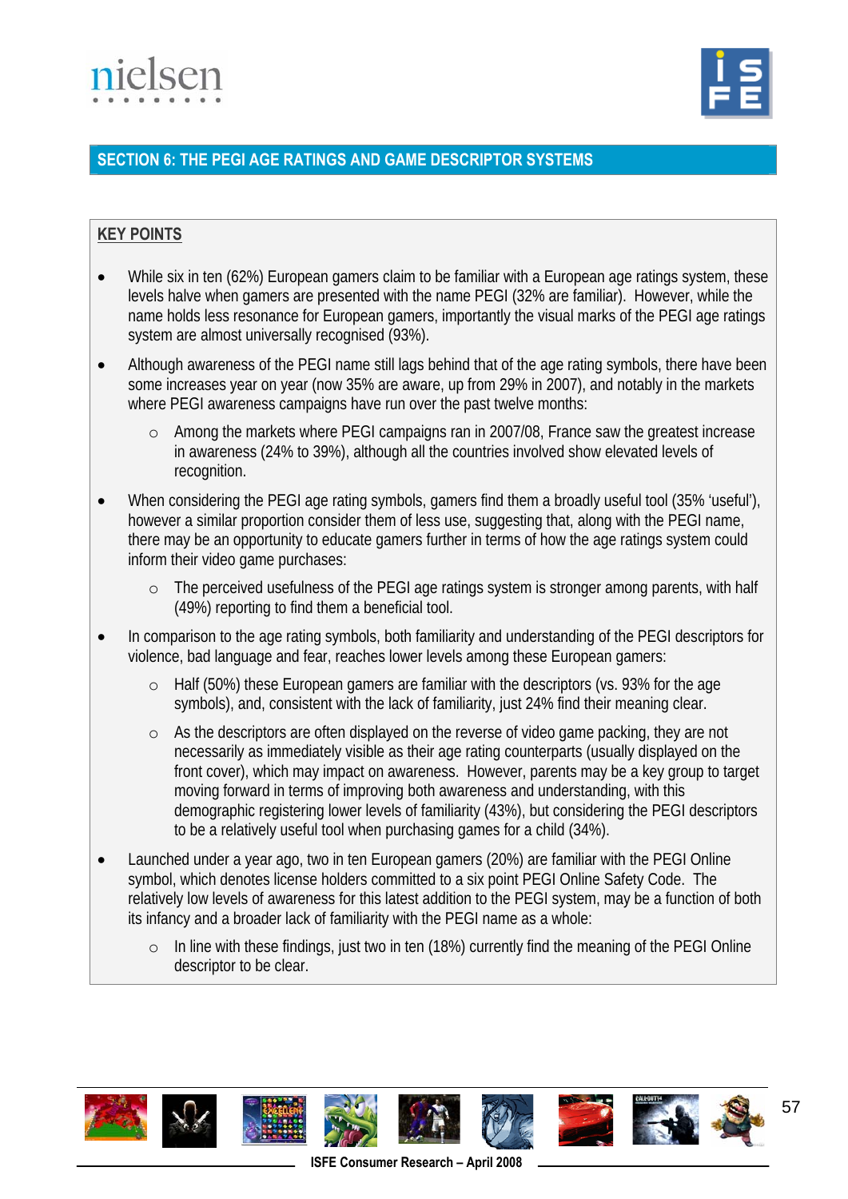## SECTION 6: THE PEGI AGE RATINGS AND GAME DESCRIPTOR SYSTEMS

**KEY POINTS**

- While six in ten (62%) European gamers claim to be familiar with a European age ratings system, these levels halve when gamers are presented with the name PEGI (32% are familiar). However, while the name holds less resonance for European gamers, importantly the visual marks of the PEGI age ratings system are almost universally recognised (93%).
- Although awareness of the PEGI name still lags behind that of the age rating symbols, there have been some increases year on year (now 35% are aware, up from 29% in 2007), and notably in the markets where PEGI awareness campaigns have run over the past twelve months:
  - Among the markets where PEGI campaigns ran in 2007/08, France saw the greatest increase in awareness (24% to 39%), although all the countries involved show elevated levels of recognition.
- When considering the PEGI age rating symbols, gamers find them a broadly useful tool (35% 'useful'), however a similar proportion consider them of less use, suggesting that, along with the PEGI name, there may be an opportunity to educate gamers further in terms of how the age ratings system could inform their video game purchases:
  - The perceived usefulness of the PEGI age ratings system is stronger among parents, with half (49%) reporting to find them a beneficial tool.
- In comparison to the age rating symbols, both familiarity and understanding of the PEGI descriptors for violence, bad language and fear, reaches lower levels among these European gamers:
  - Half (50%) these European gamers are familiar with the descriptors (vs. 93% for the age symbols), and, consistent with the lack of familiarity, just 24% find their meaning clear.
  - As the descriptors are often displayed on the reverse of video game packing, they are not necessarily as immediately visible as their age rating counterparts (usually displayed on the front cover), which may impact on awareness. However, parents may be a key group to target moving forward in terms of improving both awareness and understanding, with this demographic registering lower levels of familiarity (43%), but considering the PEGI descriptors to be a relatively useful tool when purchasing games for a child (34%).
- Launched under a year ago, two in ten European gamers (20%) are familiar with the PEGI Online symbol, which denotes license holders committed to a six point PEGI Online Safety Code. The relatively low levels of awareness for this latest addition to the PEGI system, may be a function of both its infancy and a broader lack of familiarity with the PEGI name as a whole:
  - In line with these findings, just two in ten (18%) currently find the meaning of the PEGI Online descriptor to be clear.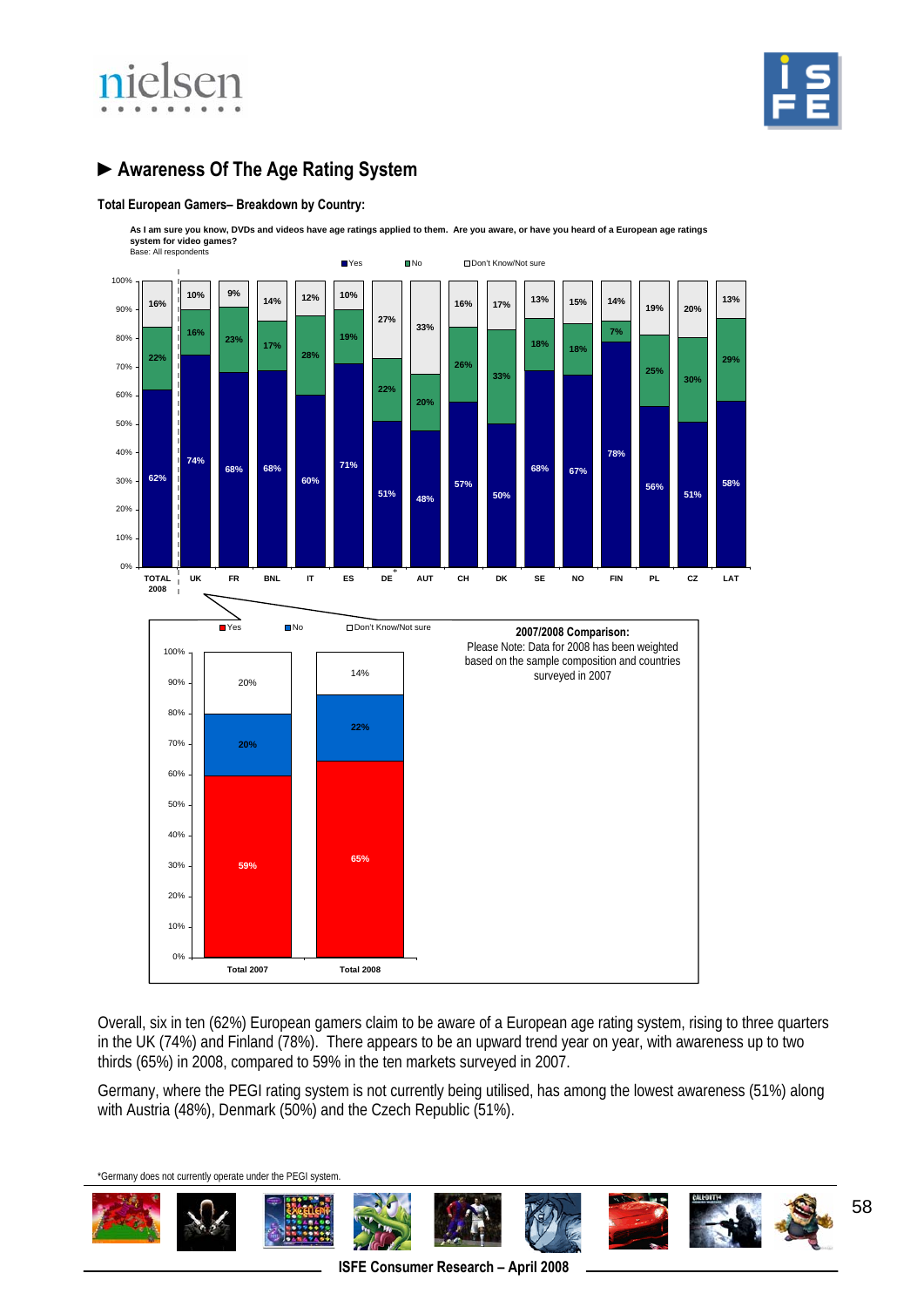## ► Awareness Of The Age Rating System

**Total European Gamers– Breakdown by Country:**

As I am sure you know, DVDs and videos have age ratings applied to them. Are you aware, or have you heard of a European age ratings system for video games?
Base: All respondents

| | TOTAL 2008 | UK | FR | BNL | IT | ES | DE* | AUT | CH | DK | SE | NO | FIN | PL | CZ | LAT |
|---|---|---|---|---|---|---|---|---|---|---|---|---|---|---|---|---|
| Yes | 62% | 74% | 68% | 68% | 60% | 71% | 51% | 48% | 57% | 50% | 68% | 67% | 78% | 56% | 51% | 58% |
| No | 22% | 16% | 23% | 17% | 28% | 19% | 22% | 20% | 26% | 33% | 18% | 18% | 7% | 25% | 30% | 29% |
| Don't Know/Not sure | 16% | 10% | 9% | 14% | 12% | 10% | 27% | 33% | 16% | 17% | 13% | 15% | 14% | 19% | 20% | 13% |

**2007/2008 Comparison:**
Please Note: Data for 2008 has been weighted based on the sample composition and countries surveyed in 2007

| | Total 2007 | Total 2008 |
|---|---|---|
| Yes | 59% | 65% |
| No | 20% | 22% |
| Don't Know/Not sure | 20% | 14% |

Overall, six in ten (62%) European gamers claim to be aware of a European age rating system, rising to three quarters in the UK (74%) and Finland (78%). There appears to be an upward trend year on year, with awareness up to two thirds (65%) in 2008, compared to 59% in the ten markets surveyed in 2007.

Germany, where the PEGI rating system is not currently being utilised, has among the lowest awareness (51%) along with Austria (48%), Denmark (50%) and the Czech Republic (51%).

*Germany does not currently operate under the PEGI system.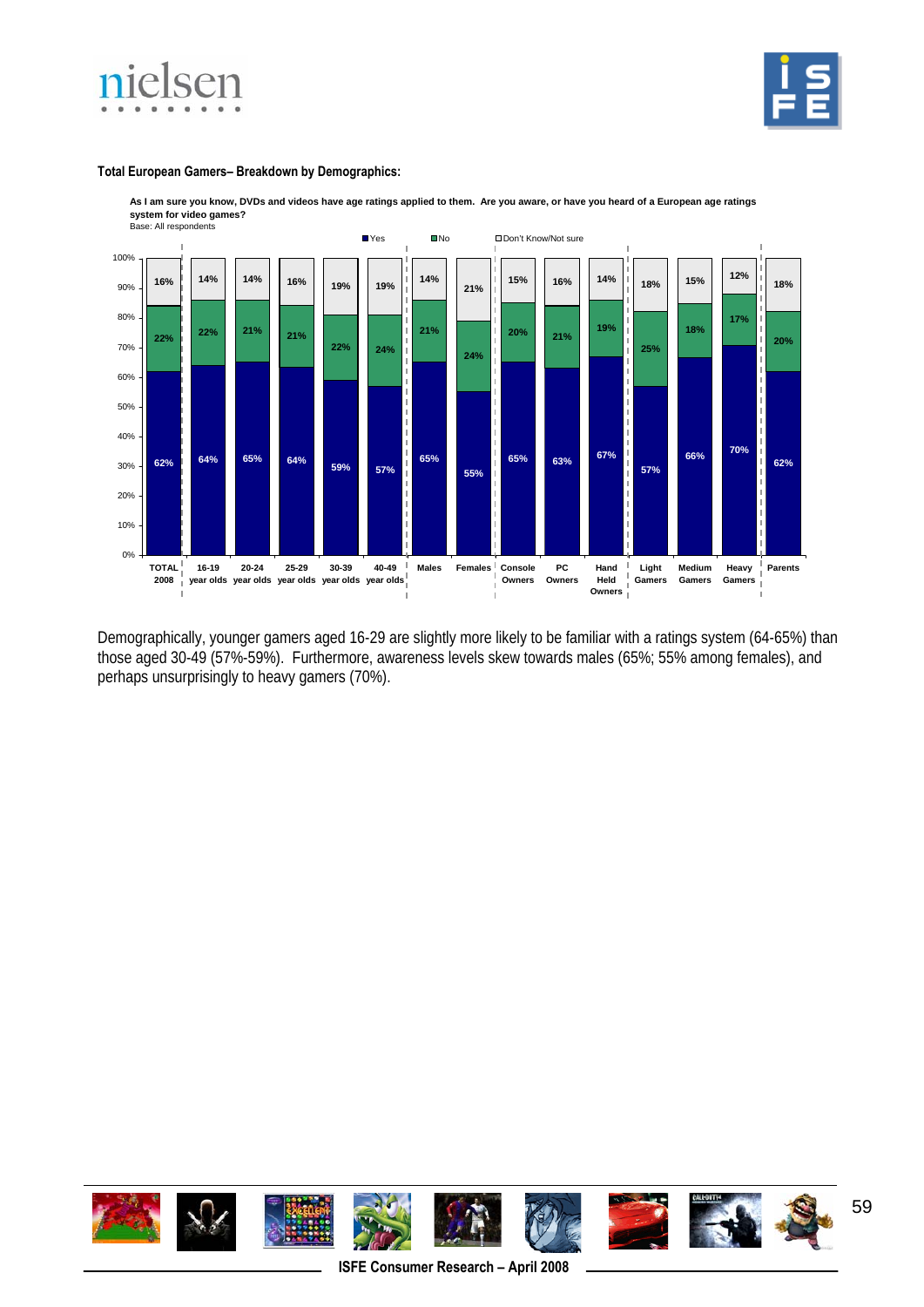**Total European Gamers– Breakdown by Demographics:**

**As I am sure you know, DVDs and videos have age ratings applied to them. Are you aware, or have you heard of a European age ratings system for video games?**
Base: All respondents

| | Yes | No | Don't Know/Not sure |
|---|---|---|---|
| TOTAL 2008 | 62% | 22% | 16% |
| 16-19 year olds | 64% | 22% | 14% |
| 20-24 year olds | 65% | 21% | 14% |
| 25-29 year olds | 64% | 21% | 16% |
| 30-39 year olds | 59% | 22% | 19% |
| 40-49 year olds | 57% | 24% | 19% |
| Males | 65% | 21% | 14% |
| Females | 55% | 24% | 21% |
| Console Owners | 65% | 20% | 15% |
| PC Owners | 63% | 21% | 16% |
| Hand Held Owners | 67% | 19% | 14% |
| Light Gamers | 57% | 25% | 18% |
| Medium Gamers | 66% | 18% | 15% |
| Heavy Gamers | 70% | 17% | 12% |
| Parents | 62% | 20% | 18% |

Demographically, younger gamers aged 16-29 are slightly more likely to be familiar with a ratings system (64-65%) than those aged 30-49 (57%-59%). Furthermore, awareness levels skew towards males (65%; 55% among females), and perhaps unsurprisingly to heavy gamers (70%).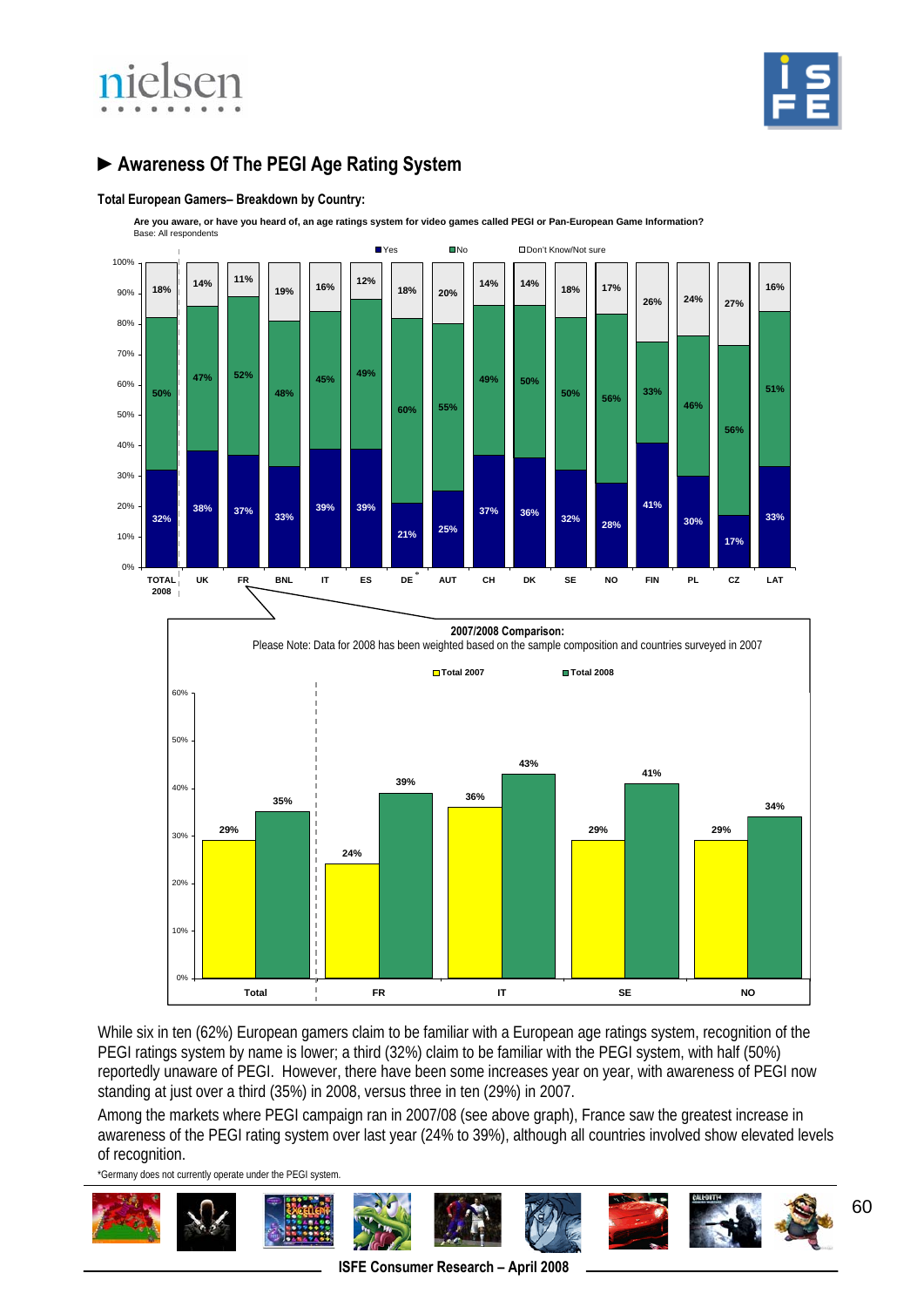## ► Awareness Of The PEGI Age Rating System

### Total European Gamers– Breakdown by Country:

**Are you aware, or have you heard of, an age ratings system for video games called PEGI or Pan-European Game Information?**
Base: All respondents

| | TOTAL 2008 | UK | FR | BNL | IT | ES | DE* | AUT | CH | DK | SE | NO | FIN | PL | CZ | LAT |
|---|---|---|---|---|---|---|---|---|---|---|---|---|---|---|---|---|
| Yes | 32% | 38% | 37% | 33% | 39% | 39% | 21% | 25% | 37% | 36% | 32% | 28% | 41% | 30% | 17% | 33% |
| No | 50% | 47% | 52% | 48% | 45% | 49% | 60% | 55% | 49% | 50% | 50% | 56% | 33% | 46% | 56% | 51% |
| Don't Know/Not sure | 18% | 14% | 11% | 19% | 16% | 12% | 18% | 20% | 14% | 14% | 18% | 17% | 26% | 24% | 27% | 16% |

**2007/2008 Comparison:**
Please Note: Data for 2008 has been weighted based on the sample composition and countries surveyed in 2007

| | Total | FR | IT | SE | NO |
|---|---|---|---|---|---|
| Total 2007 | 29% | 24% | 36% | 29% | 29% |
| Total 2008 | 35% | 39% | 43% | 41% | 34% |

While six in ten (62%) European gamers claim to be familiar with a European age ratings system, recognition of the PEGI ratings system by name is lower; a third (32%) claim to be familiar with the PEGI system, with half (50%) reportedly unaware of PEGI. However, there have been some increases year on year, with awareness of PEGI now standing at just over a third (35%) in 2008, versus three in ten (29%) in 2007.

Among the markets where PEGI campaign ran in 2007/08 (see above graph), France saw the greatest increase in awareness of the PEGI rating system over last year (24% to 39%), although all countries involved show elevated levels of recognition.

*Germany does not currently operate under the PEGI system.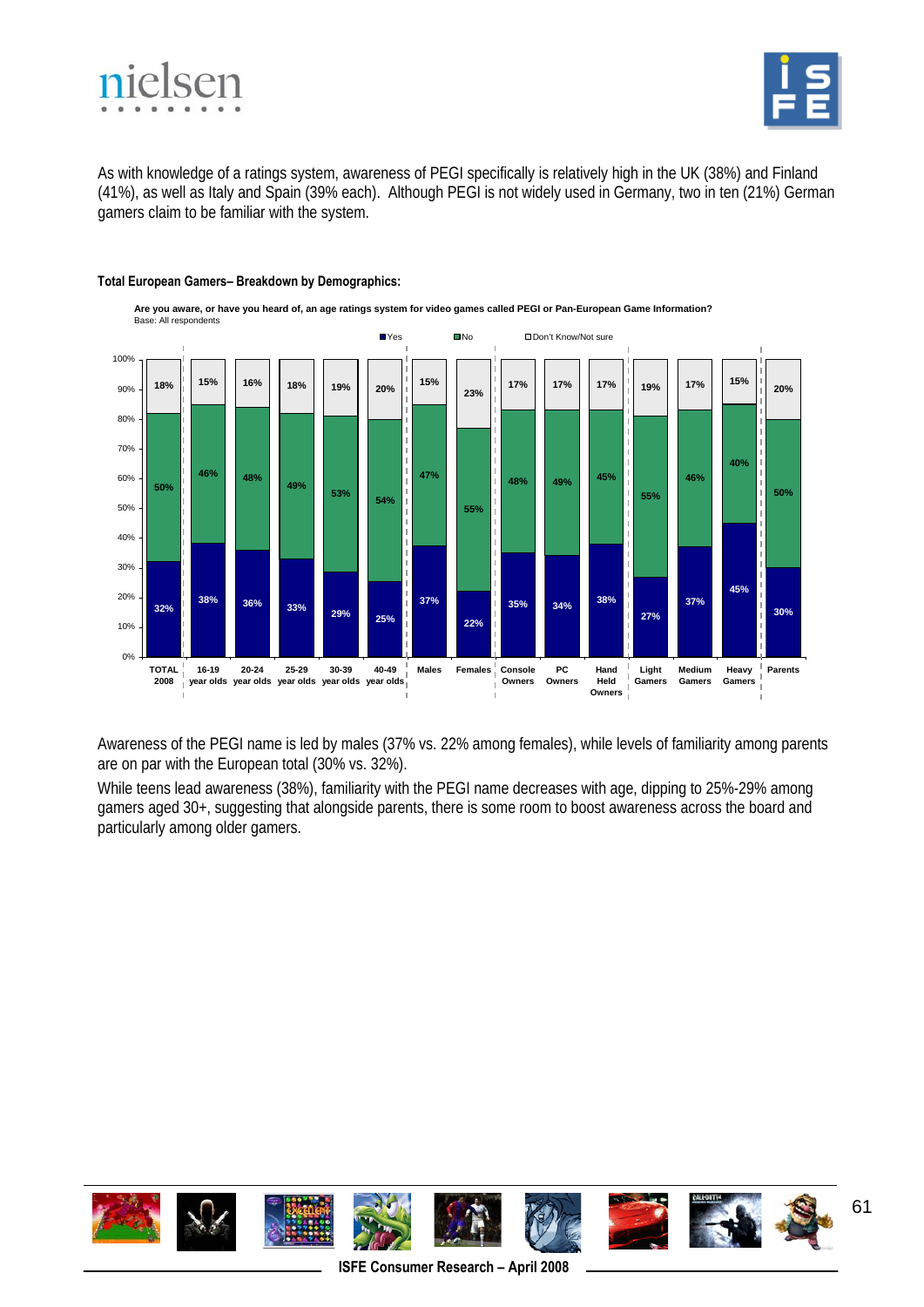As with knowledge of a ratings system, awareness of PEGI specifically is relatively high in the UK (38%) and Finland (41%), as well as Italy and Spain (39% each). Although PEGI is not widely used in Germany, two in ten (21%) German gamers claim to be familiar with the system.

**Total European Gamers– Breakdown by Demographics:**

**Are you aware, or have you heard of, an age ratings system for video games called PEGI or Pan-European Game Information?**
Base: All respondents

| | Yes | No | Don't Know/Not sure |
|---|---|---|---|
| TOTAL 2008 | 32% | 50% | 18% |
| 16-19 year olds | 38% | 46% | 15% |
| 20-24 year olds | 36% | 48% | 16% |
| 25-29 year olds | 33% | 49% | 18% |
| 30-39 year olds | 29% | 53% | 19% |
| 40-49 year olds | 25% | 54% | 20% |
| Males | 37% | 47% | 15% |
| Females | 22% | 55% | 23% |
| Console Owners | 35% | 48% | 17% |
| PC Owners | 34% | 49% | 17% |
| Hand Held Owners | 38% | 45% | 17% |
| Light Gamers | 27% | 55% | 19% |
| Medium Gamers | 37% | 46% | 17% |
| Heavy Gamers | 45% | 40% | 15% |
| Parents | 30% | 50% | 20% |

Awareness of the PEGI name is led by males (37% vs. 22% among females), while levels of familiarity among parents are on par with the European total (30% vs. 32%).

While teens lead awareness (38%), familiarity with the PEGI name decreases with age, dipping to 25%-29% among gamers aged 30+, suggesting that alongside parents, there is some room to boost awareness across the board and particularly among older gamers.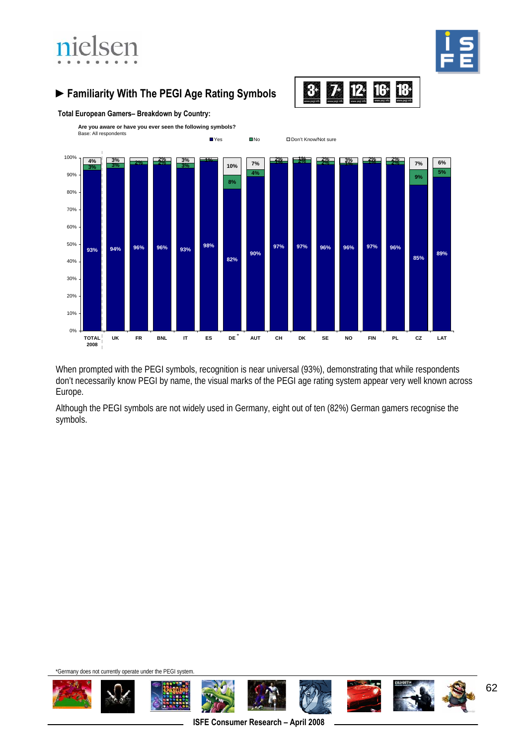## ► Familiarity With The PEGI Age Rating Symbols

**Total European Gamers– Breakdown by Country:**

**Are you aware or have you ever seen the following symbols?**
Base: All respondents

| | TOTAL 2008 | UK | FR | BNL | IT | ES | DE* | AUT | CH | DK | SE | NO | FIN | PL | CZ | LAT |
|---|---|---|---|---|---|---|---|---|---|---|---|---|---|---|---|---|
| Yes | 93% | 94% | 96% | 96% | 93% | 98% | 82% | 90% | 97% | 97% | 96% | 96% | 97% | 96% | 85% | 89% |
| No | 3% | 3% | 2% | 2% | 3% | 1% | 8% | 4% | 1% | 2% | 2% | 1% | 1% | 2% | 9% | 5% |
| Don't Know/Not sure | 4% | 3% | | 2% | 3% | 1% | 10% | 7% | 2% | 1% | 2% | 3% | 2% | 2% | 7% | 6% |

When prompted with the PEGI symbols, recognition is near universal (93%), demonstrating that while respondents don't necessarily know PEGI by name, the visual marks of the PEGI age rating system appear very well known across Europe.

Although the PEGI symbols are not widely used in Germany, eight out of ten (82%) German gamers recognise the symbols.

*Germany does not currently operate under the PEGI system.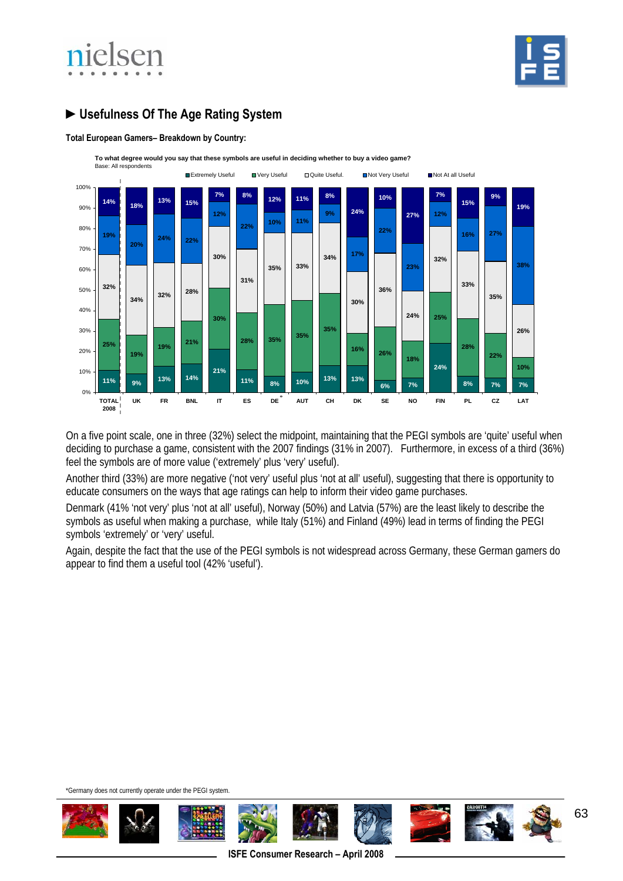## ► Usefulness Of The Age Rating System

**Total European Gamers– Breakdown by Country:**

**To what degree would you say that these symbols are useful in deciding whether to buy a video game?**
Base: All respondents

| | TOTAL 2008 | UK | FR | BNL | IT | ES | DE* | AUT | CH | DK | SE | NO | FIN | PL | CZ | LAT |
|---|---|---|---|---|---|---|---|---|---|---|---|---|---|---|---|---|
| Extremely Useful | 11% | 9% | 13% | 14% | 21% | 11% | 8% | 10% | 13% | 13% | 6% | 7% | 24% | 8% | 7% | 7% |
| Very Useful | 25% | 19% | 19% | 21% | 30% | 28% | 35% | 35% | 35% | 16% | 26% | 18% | 25% | 28% | 22% | 10% |
| Quite Useful. | 32% | 34% | 32% | 28% | 30% | 31% | 35% | 33% | 34% | 30% | 36% | 24% | 32% | 33% | 35% | 26% |
| Not Very Useful | 19% | 20% | 24% | 22% | 12% | 22% | 10% | 11% | 9% | 17% | 22% | 23% | 12% | 16% | 27% | 38% |
| Not At all Useful | 14% | 18% | 13% | 15% | 7% | 8% | 12% | 11% | 8% | 24% | 10% | 27% | 7% | 15% | 9% | 19% |

On a five point scale, one in three (32%) select the midpoint, maintaining that the PEGI symbols are 'quite' useful when deciding to purchase a game, consistent with the 2007 findings (31% in 2007). Furthermore, in excess of a third (36%) feel the symbols are of more value ('extremely' plus 'very' useful).

Another third (33%) are more negative ('not very' useful plus 'not at all' useful), suggesting that there is opportunity to educate consumers on the ways that age ratings can help to inform their video game purchases.

Denmark (41% 'not very' plus 'not at all' useful), Norway (50%) and Latvia (57%) are the least likely to describe the symbols as useful when making a purchase, while Italy (51%) and Finland (49%) lead in terms of finding the PEGI symbols 'extremely' or 'very' useful.

Again, despite the fact that the use of the PEGI symbols is not widespread across Germany, these German gamers do appear to find them a useful tool (42% 'useful').

*Germany does not currently operate under the PEGI system.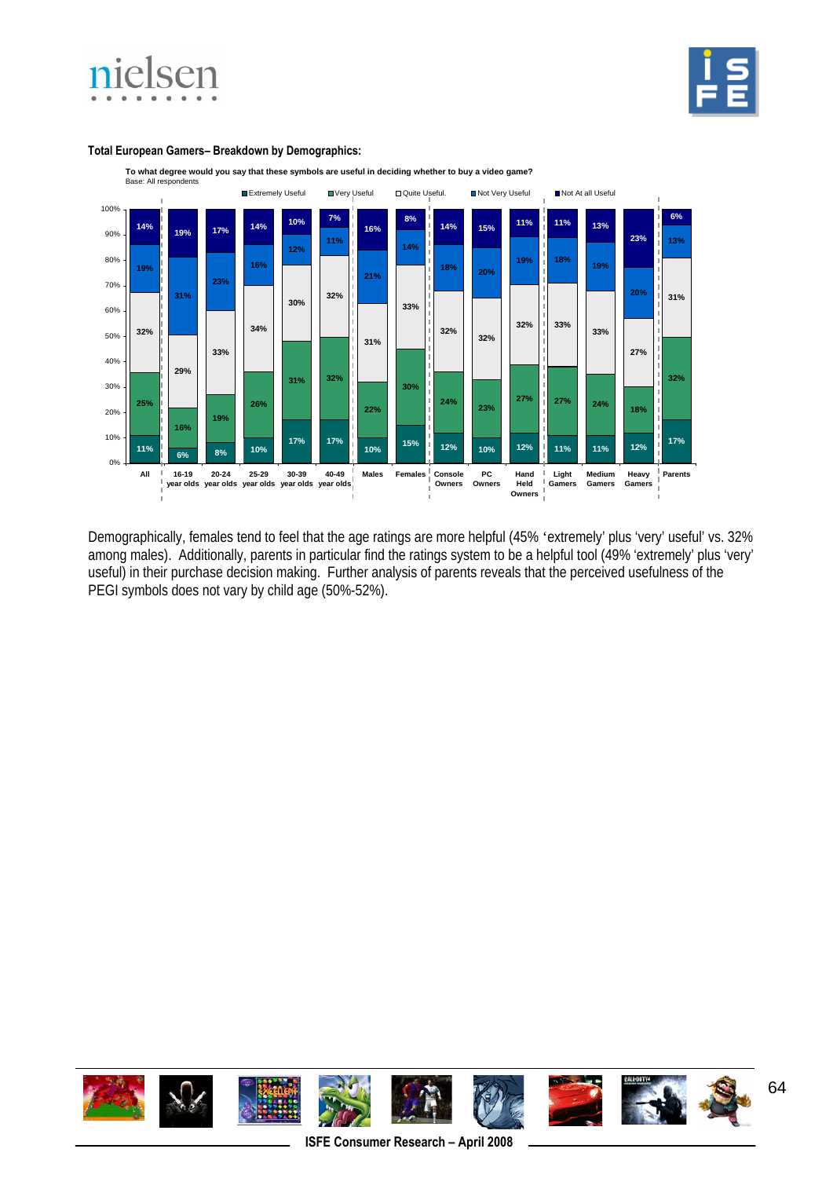**Total European Gamers– Breakdown by Demographics:**

**To what degree would you say that these symbols are useful in deciding whether to buy a video game?**
Base: All respondents

| | Extremely Useful | Very Useful | Quite Useful. | Not Very Useful | Not At all Useful |
|---|---|---|---|---|---|
| All | 11% | 25% | 32% | 19% | 14% |
| 16-19 year olds | 6% | 16% | 29% | 31% | 19% |
| 20-24 year olds | 8% | 19% | 33% | 23% | 17% |
| 25-29 year olds | 10% | 26% | 34% | 16% | 14% |
| 30-39 year olds | 17% | 31% | 30% | 12% | 10% |
| 40-49 year olds | 17% | 32% | 32% | 11% | 7% |
| Males | 10% | 22% | 31% | 21% | 16% |
| Females | 15% | 30% | 33% | 14% | 8% |
| Console Owners | 12% | 24% | 32% | 18% | 14% |
| PC Owners | 10% | 23% | 32% | 20% | 15% |
| Hand Held Owners | 12% | 27% | 32% | 19% | 11% |
| Light Gamers | 11% | 27% | 33% | 18% | 11% |
| Medium Gamers | 11% | 24% | 33% | 19% | 13% |
| Heavy Gamers | 12% | 18% | 27% | 20% | 23% |
| Parents | 17% | 32% | 31% | 13% | 6% |

Demographically, females tend to feel that the age ratings are more helpful (45% 'extremely' plus 'very' useful' vs. 32% among males). Additionally, parents in particular find the ratings system to be a helpful tool (49% 'extremely' plus 'very' useful) in their purchase decision making. Further analysis of parents reveals that the perceived usefulness of the PEGI symbols does not vary by child age (50%-52%).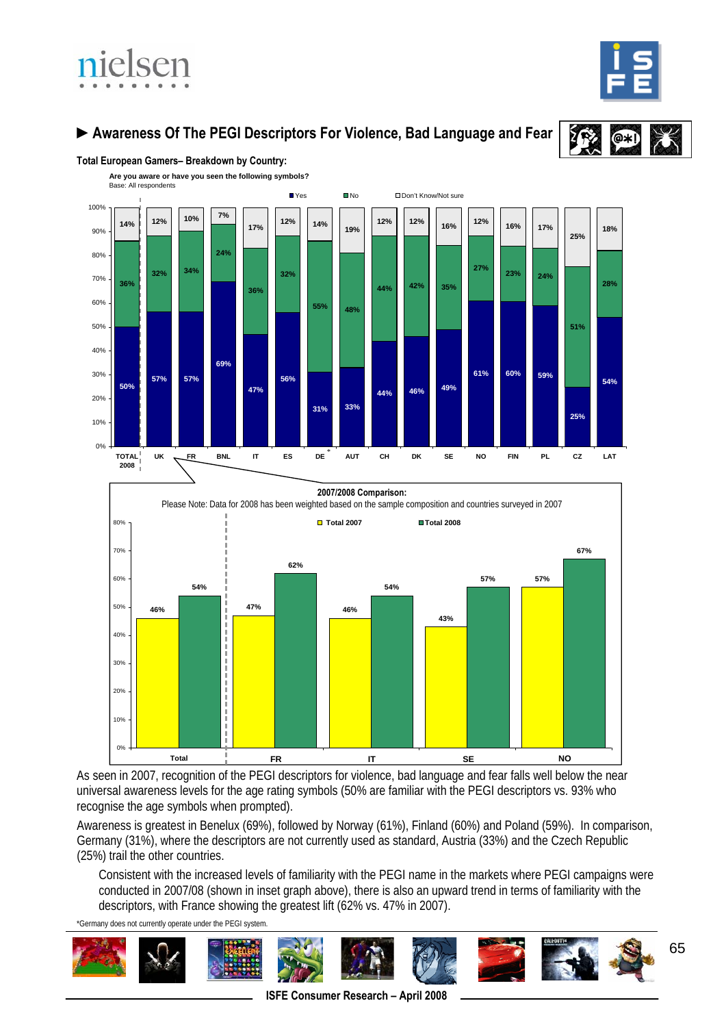## ► Awareness Of The PEGI Descriptors For Violence, Bad Language and Fear

**Total European Gamers– Breakdown by Country:**

**Are you aware or have you seen the following symbols?**
Base: All respondents

| | TOTAL 2008 | UK | FR | BNL | IT | ES | DE* | AUT | CH | DK | SE | NO | FIN | PL | CZ | LAT |
|---|---|---|---|---|---|---|---|---|---|---|---|---|---|---|---|---|
| Yes | 50% | 57% | 57% | 69% | 47% | 56% | 31% | 33% | 44% | 46% | 49% | 61% | 60% | 59% | 25% | 54% |
| No | 36% | 32% | 34% | 24% | 36% | 32% | 55% | 48% | 44% | 42% | 35% | 27% | 23% | 24% | 51% | 28% |
| Don't Know/Not sure | 14% | 12% | 10% | 7% | 17% | 12% | 14% | 19% | 12% | 12% | 16% | 12% | 16% | 17% | 25% | 18% |

**2007/2008 Comparison:**

Please Note: Data for 2008 has been weighted based on the sample composition and countries surveyed in 2007

| | Total | FR | IT | SE | NO |
|---|---|---|---|---|---|
| Total 2007 | 46% | 47% | 46% | 43% | 57% |
| Total 2008 | 54% | 62% | 54% | 57% | 67% |

As seen in 2007, recognition of the PEGI descriptors for violence, bad language and fear falls well below the near universal awareness levels for the age rating symbols (50% are familiar with the PEGI descriptors vs. 93% who recognise the age symbols when prompted).

Awareness is greatest in Benelux (69%), followed by Norway (61%), Finland (60%) and Poland (59%). In comparison, Germany (31%), where the descriptors are not currently used as standard, Austria (33%) and the Czech Republic (25%) trail the other countries.

Consistent with the increased levels of familiarity with the PEGI name in the markets where PEGI campaigns were conducted in 2007/08 (shown in inset graph above), there is also an upward trend in terms of familiarity with the descriptors, with France showing the greatest lift (62% vs. 47% in 2007).

*Germany does not currently operate under the PEGI system.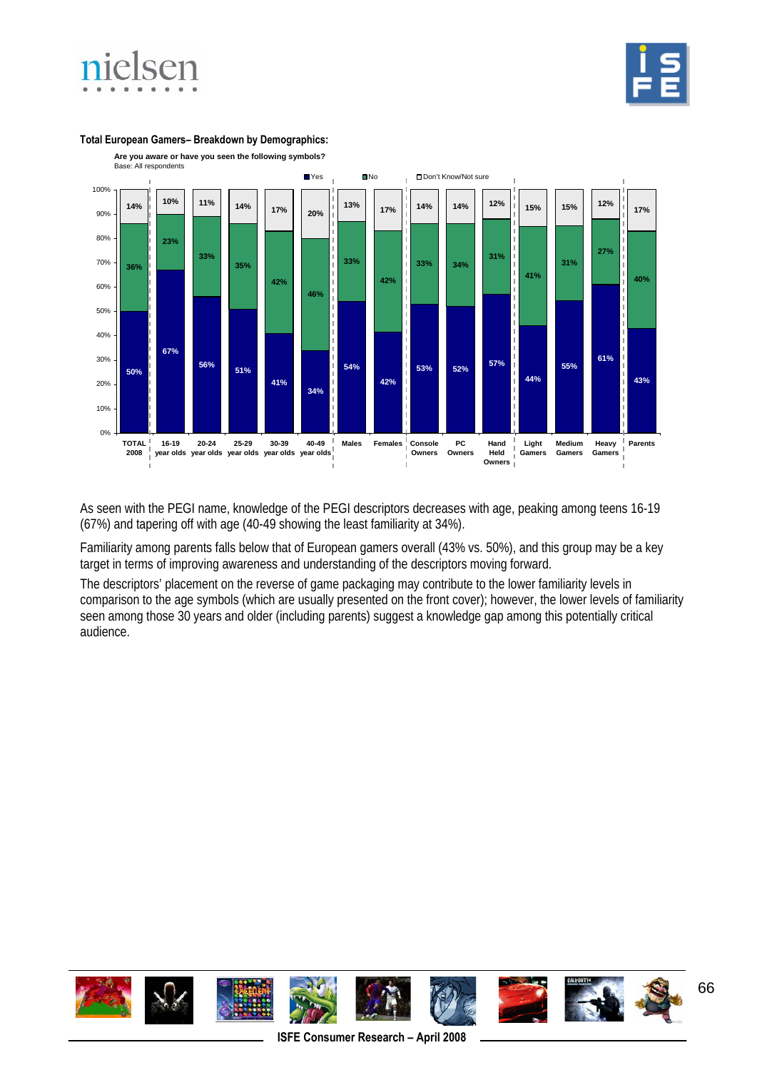**Total European Gamers– Breakdown by Demographics:**

**Are you aware or have you seen the following symbols?**
Base: All respondents

| | Yes | No | Don't Know/Not sure |
|---|---|---|---|
| TOTAL 2008 | 50% | 36% | 14% |
| 16-19 year olds | 67% | 23% | 10% |
| 20-24 year olds | 56% | 33% | 11% |
| 25-29 year olds | 51% | 35% | 14% |
| 30-39 year olds | 41% | 42% | 17% |
| 40-49 year olds | 34% | 46% | 20% |
| Males | 54% | 33% | 13% |
| Females | 42% | 42% | 17% |
| Console Owners | 53% | 33% | 14% |
| PC Owners | 52% | 34% | 14% |
| Hand Held Owners | 57% | 31% | 12% |
| Light Gamers | 44% | 41% | 15% |
| Medium Gamers | 55% | 31% | 15% |
| Heavy Gamers | 61% | 27% | 12% |
| Parents | 43% | 40% | 17% |

As seen with the PEGI name, knowledge of the PEGI descriptors decreases with age, peaking among teens 16-19 (67%) and tapering off with age (40-49 showing the least familiarity at 34%).

Familiarity among parents falls below that of European gamers overall (43% vs. 50%), and this group may be a key target in terms of improving awareness and understanding of the descriptors moving forward.

The descriptors' placement on the reverse of game packaging may contribute to the lower familiarity levels in comparison to the age symbols (which are usually presented on the front cover); however, the lower levels of familiarity seen among those 30 years and older (including parents) suggest a knowledge gap among this potentially critical audience.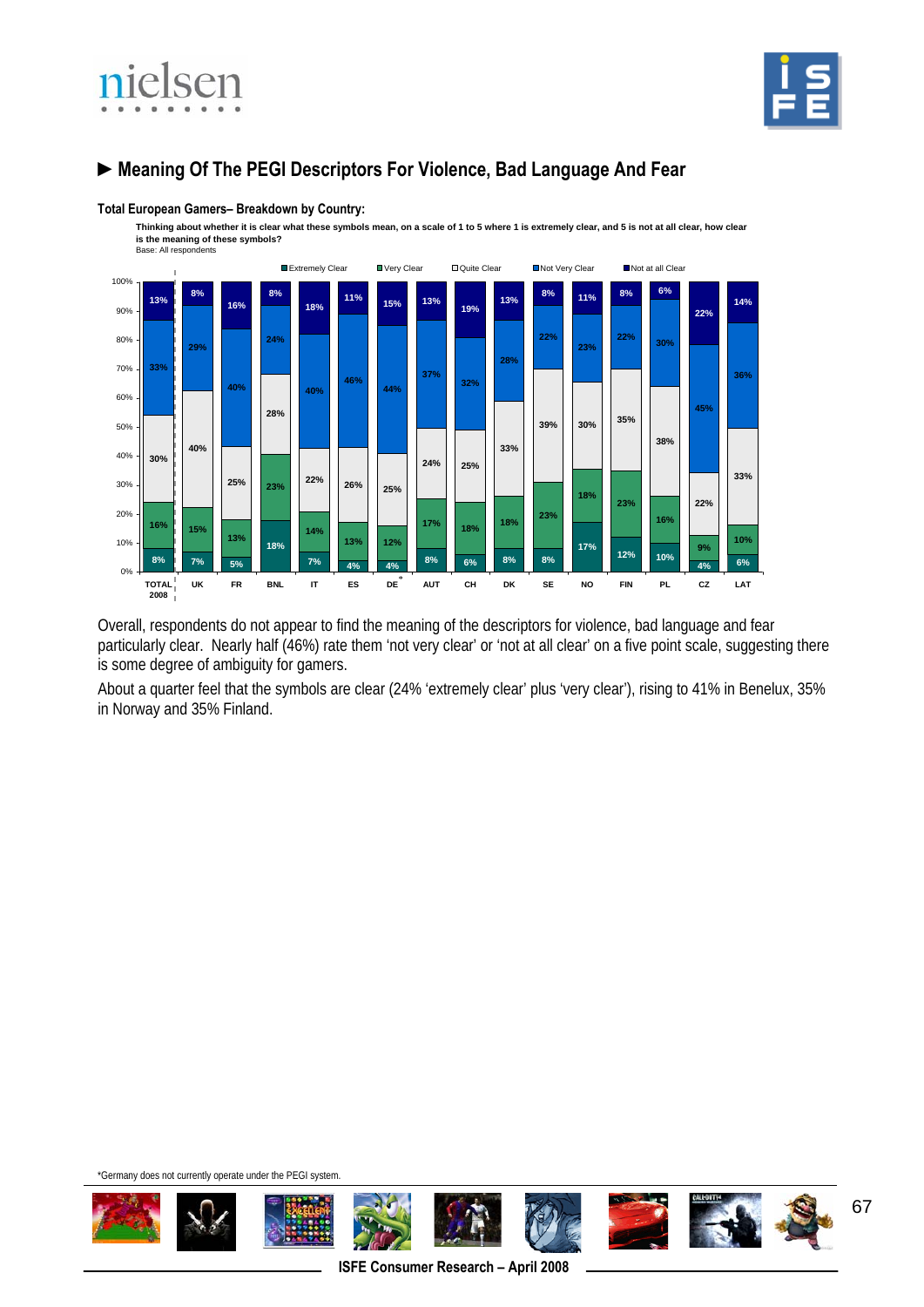## ► Meaning Of The PEGI Descriptors For Violence, Bad Language And Fear

**Total European Gamers– Breakdown by Country:**

**Thinking about whether it is clear what these symbols mean, on a scale of 1 to 5 where 1 is extremely clear, and 5 is not at all clear, how clear is the meaning of these symbols?**
Base: All respondents

| | Extremely Clear | Very Clear | Quite Clear | Not Very Clear | Not at all Clear |
|---|---|---|---|---|---|
| TOTAL 2008 | 8% | 16% | 30% | 33% | 13% |
| UK | 7% | 15% | 40% | 29% | 8% |
| FR | 5% | 13% | 25% | 40% | 16% |
| BNL | 18% | 23% | 28% | 24% | 8% |
| IT | 7% | 14% | 22% | 40% | 18% |
| ES | 4% | 13% | 26% | 46% | 11% |
| DE* | 4% | 12% | 25% | 44% | 15% |
| AUT | 8% | 17% | 24% | 37% | 13% |
| CH | 6% | 18% | 25% | 32% | 19% |
| DK | 8% | 18% | 33% | 28% | 13% |
| SE | 8% | 23% | 39% | 22% | 8% |
| NO | 17% | 18% | 30% | 23% | 11% |
| FIN | 12% | 23% | 35% | 22% | 8% |
| PL | 10% | 16% | 38% | 30% | 6% |
| CZ | 4% | 9% | 22% | 45% | 22% |
| LAT | 6% | 10% | 33% | 36% | 14% |

Overall, respondents do not appear to find the meaning of the descriptors for violence, bad language and fear particularly clear. Nearly half (46%) rate them 'not very clear' or 'not at all clear' on a five point scale, suggesting there is some degree of ambiguity for gamers.

About a quarter feel that the symbols are clear (24% 'extremely clear' plus 'very clear'), rising to 41% in Benelux, 35% in Norway and 35% Finland.

*Germany does not currently operate under the PEGI system.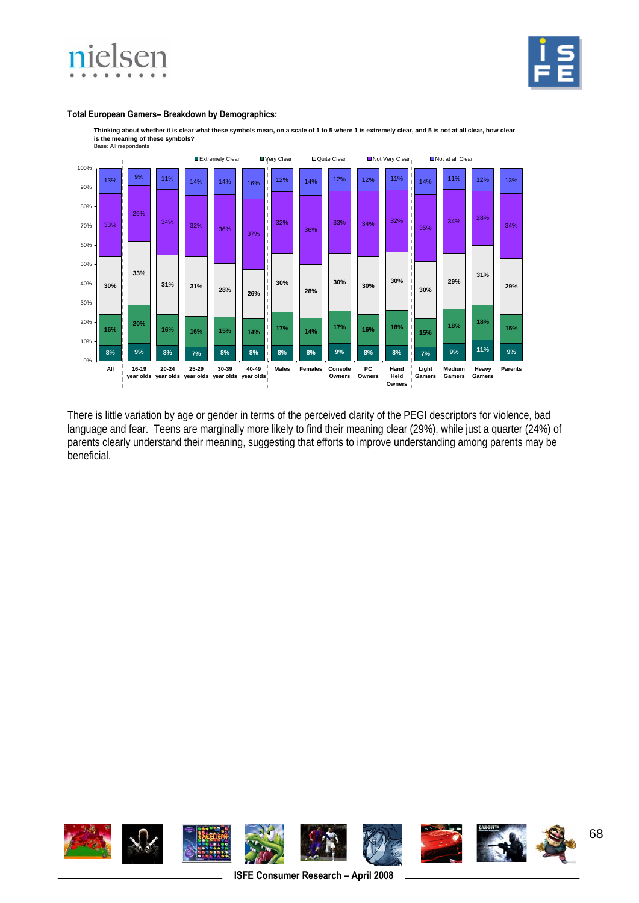**Total European Gamers– Breakdown by Demographics:**

**Thinking about whether it is clear what these symbols mean, on a scale of 1 to 5 where 1 is extremely clear, and 5 is not at all clear, how clear is the meaning of these symbols?**
Base: All respondents

| | Extremely Clear | Very Clear | Quite Clear | Not Very Clear | Not at all Clear |
|---|---|---|---|---|---|
| All | 8% | 16% | 30% | 33% | 13% |
| 16-19 year olds | 9% | 20% | 33% | 29% | 9% |
| 20-24 year olds | 8% | 16% | 31% | 34% | 11% |
| 25-29 year olds | 7% | 16% | 31% | 32% | 14% |
| 30-39 year olds | 8% | 15% | 28% | 36% | 14% |
| 40-49 year olds | 8% | 14% | 26% | 37% | 16% |
| Males | 8% | 17% | 30% | 32% | 12% |
| Females | 8% | 14% | 28% | 36% | 14% |
| Console Owners | 9% | 17% | 30% | 33% | 12% |
| PC Owners | 8% | 16% | 30% | 34% | 12% |
| Hand Held Owners | 8% | 18% | 30% | 32% | 11% |
| Light Gamers | 7% | 15% | 30% | 35% | 14% |
| Medium Gamers | 9% | 18% | 29% | 34% | 11% |
| Heavy Gamers | 11% | 18% | 31% | 28% | 12% |
| Parents | 9% | 15% | 29% | 34% | 13% |

There is little variation by age or gender in terms of the perceived clarity of the PEGI descriptors for violence, bad language and fear. Teens are marginally more likely to find their meaning clear (29%), while just a quarter (24%) of parents clearly understand their meaning, suggesting that efforts to improve understanding among parents may be beneficial.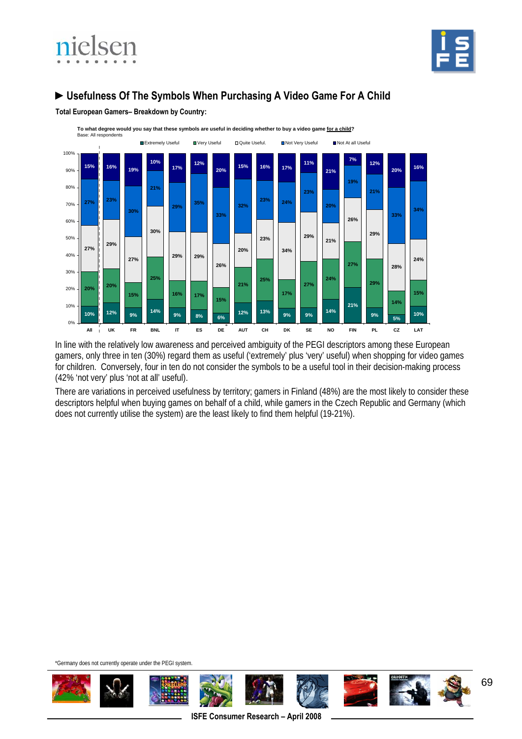## ► Usefulness Of The Symbols When Purchasing A Video Game For A Child

**Total European Gamers– Breakdown by Country:**

**To what degree would you say that these symbols are useful in deciding whether to buy a video game for a child?**
Base: All respondents

| | All | UK | FR | BNL | IT | ES | DE* | AUT | CH | DK | SE | NO | FIN | PL | CZ | LAT |
|---|---|---|---|---|---|---|---|---|---|---|---|---|---|---|---|---|
| Extremely Useful | 10% | 12% | 9% | 14% | 9% | 8% | 6% | 12% | 13% | 9% | 9% | 14% | 21% | 9% | 5% | 10% |
| Very Useful | 20% | 20% | 15% | 25% | 16% | 17% | 15% | 21% | 25% | 17% | 27% | 24% | 27% | 29% | 14% | 15% |
| Quite Useful. | 27% | 29% | 27% | 30% | 29% | 29% | 26% | 20% | 23% | 34% | 29% | 21% | 26% | 29% | 28% | 24% |
| Not Very Useful | 27% | 23% | 30% | 21% | 29% | 35% | 33% | 32% | 23% | 24% | 23% | 20% | 19% | 21% | 33% | 34% |
| Not At all Useful | 15% | 16% | 19% | 10% | 17% | 12% | 20% | 15% | 16% | 17% | 11% | 21% | 7% | 12% | 20% | 16% |

In line with the relatively low awareness and perceived ambiguity of the PEGI descriptors among these European gamers, only three in ten (30%) regard them as useful ('extremely' plus 'very' useful) when shopping for video games for children. Conversely, four in ten do not consider the symbols to be a useful tool in their decision-making process (42% 'not very' plus 'not at all' useful).

There are variations in perceived usefulness by territory; gamers in Finland (48%) are the most likely to consider these descriptors helpful when buying games on behalf of a child, while gamers in the Czech Republic and Germany (which does not currently utilise the system) are the least likely to find them helpful (19-21%).

*Germany does not currently operate under the PEGI system.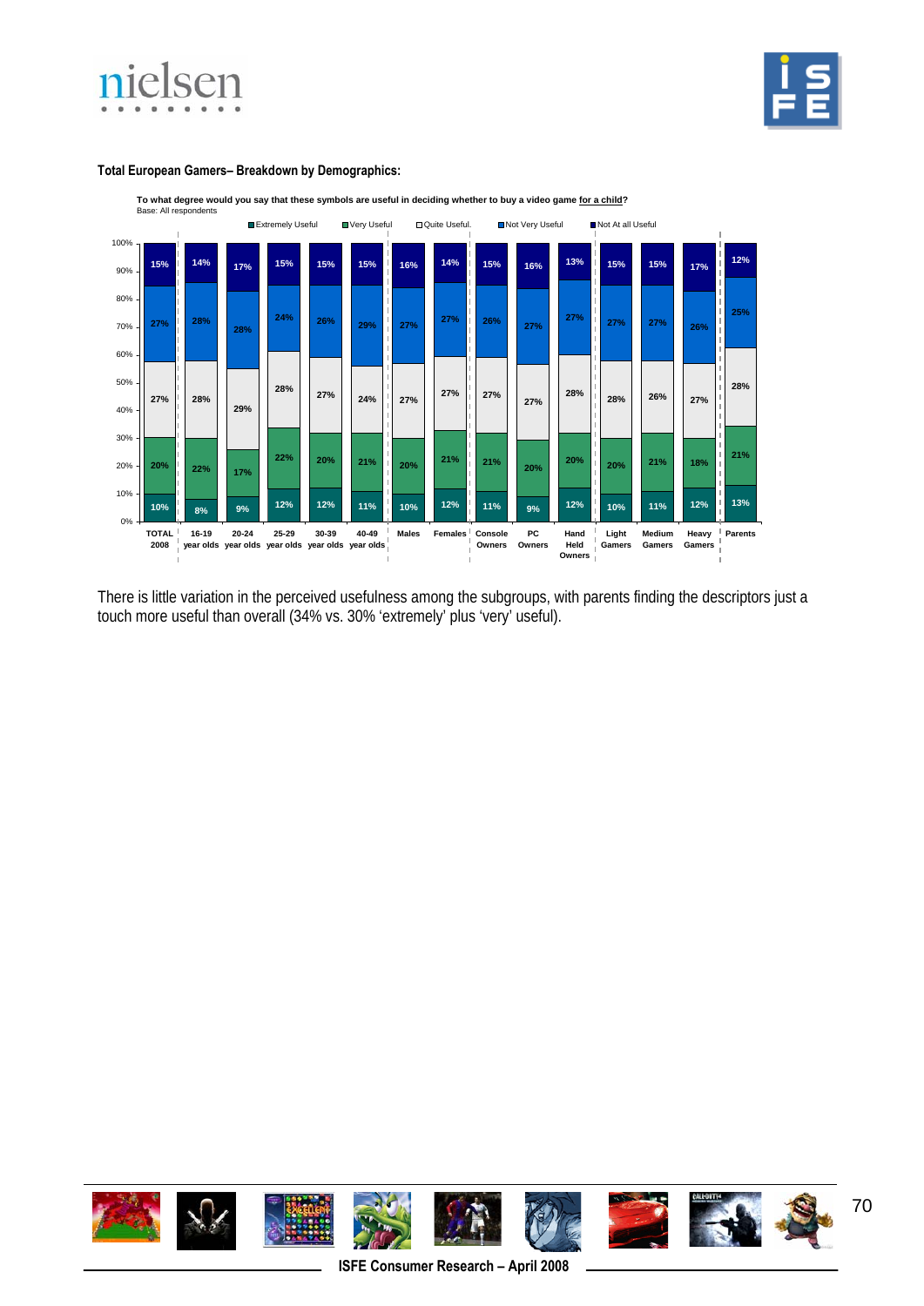**Total European Gamers– Breakdown by Demographics:**

**To what degree would you say that these symbols are useful in deciding whether to buy a video game for a child?**
Base: All respondents

| | Extremely Useful | Very Useful | Quite Useful. | Not Very Useful | Not At all Useful |
|---|---|---|---|---|---|
| TOTAL 2008 | 10% | 20% | 27% | 27% | 15% |
| 16-19 year olds | 8% | 22% | 28% | 28% | 14% |
| 20-24 year olds | 9% | 17% | 29% | 28% | 17% |
| 25-29 year olds | 12% | 22% | 28% | 24% | 15% |
| 30-39 year olds | 12% | 20% | 27% | 26% | 15% |
| 40-49 year olds | 11% | 21% | 24% | 29% | 15% |
| Males | 10% | 20% | 27% | 27% | 16% |
| Females | 12% | 21% | 27% | 27% | 14% |
| Console Owners | 11% | 21% | 27% | 26% | 15% |
| PC Owners | 9% | 20% | 27% | 27% | 16% |
| Hand Held Owners | 12% | 20% | 28% | 27% | 13% |
| Light Gamers | 10% | 20% | 28% | 27% | 15% |
| Medium Gamers | 11% | 21% | 26% | 27% | 15% |
| Heavy Gamers | 12% | 18% | 27% | 26% | 17% |
| Parents | 13% | 21% | 28% | 25% | 12% |

There is little variation in the perceived usefulness among the subgroups, with parents finding the descriptors just a touch more useful than overall (34% vs. 30% 'extremely' plus 'very' useful).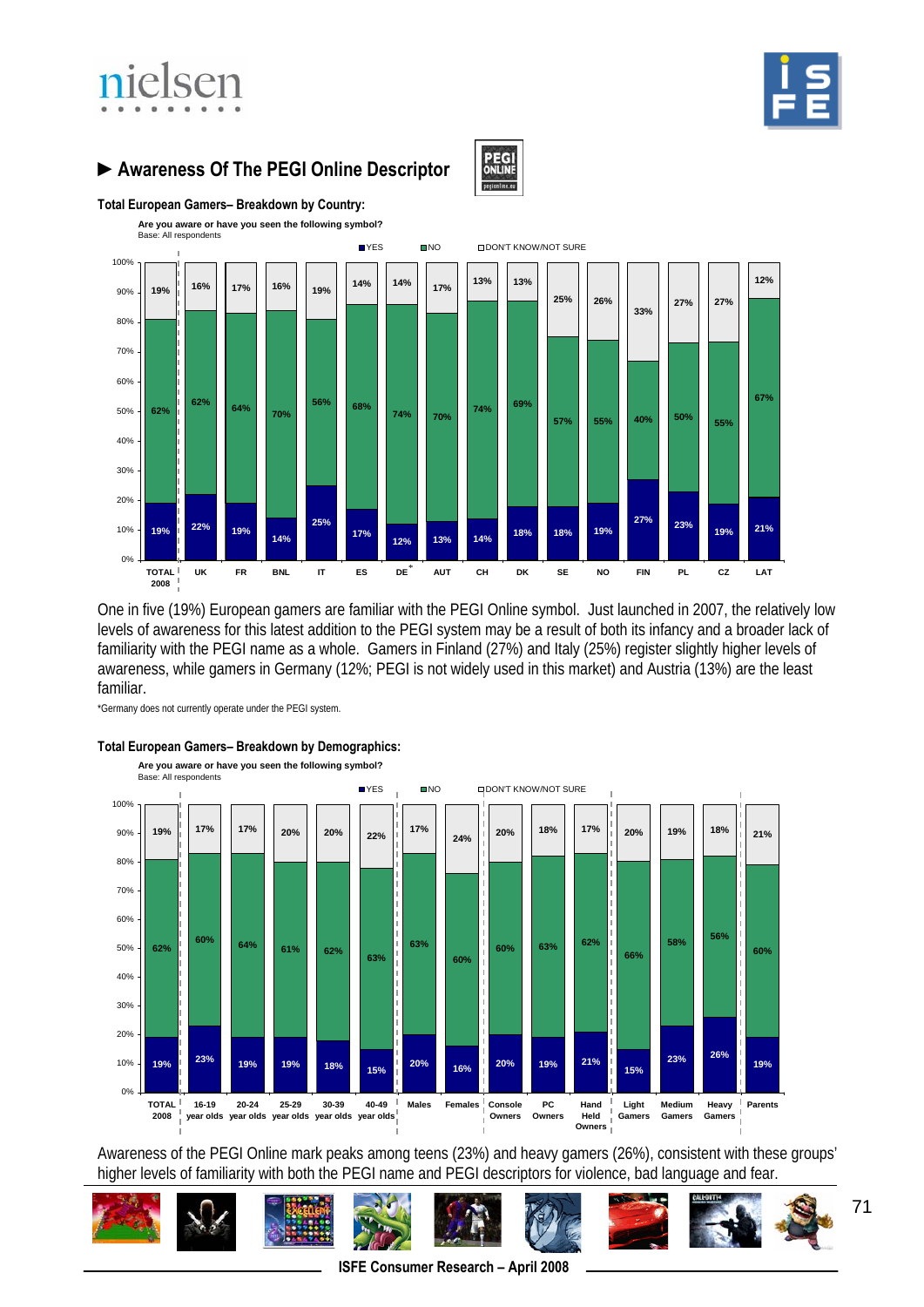## ► Awareness Of The PEGI Online Descriptor

**Total European Gamers– Breakdown by Country:**

**Are you aware or have you seen the following symbol?**
Base: All respondents

| | TOTAL 2008 | UK | FR | BNL | IT | ES | DE* | AUT | CH | DK | SE | NO | FIN | PL | CZ | LAT |
|---|---|---|---|---|---|---|---|---|---|---|---|---|---|---|---|---|
| YES | 19% | 22% | 19% | 14% | 25% | 17% | 12% | 13% | 14% | 18% | 18% | 19% | 27% | 23% | 19% | 21% |
| NO | 62% | 62% | 64% | 70% | 56% | 68% | 74% | 70% | 74% | 69% | 57% | 55% | 40% | 50% | 55% | 67% |
| DON'T KNOW/NOT SURE | 19% | 16% | 17% | 16% | 19% | 14% | 14% | 17% | 13% | 13% | 25% | 26% | 33% | 27% | 27% | 12% |

One in five (19%) European gamers are familiar with the PEGI Online symbol. Just launched in 2007, the relatively low levels of awareness for this latest addition to the PEGI system may be a result of both its infancy and a broader lack of familiarity with the PEGI name as a whole. Gamers in Finland (27%) and Italy (25%) register slightly higher levels of awareness, while gamers in Germany (12%; PEGI is not widely used in this market) and Austria (13%) are the least familiar.

*Germany does not currently operate under the PEGI system.

**Total European Gamers– Breakdown by Demographics:**

**Are you aware or have you seen the following symbol?**
Base: All respondents

| | TOTAL 2008 | 16-19 year olds | 20-24 year olds | 25-29 year olds | 30-39 year olds | 40-49 year olds | Males | Females | Console Owners | PC Owners | Hand Held Owners | Light Gamers | Medium Gamers | Heavy Gamers | Parents |
|---|---|---|---|---|---|---|---|---|---|---|---|---|---|---|---|
| YES | 19% | 23% | 19% | 19% | 18% | 15% | 20% | 16% | 20% | 19% | 21% | 15% | 23% | 26% | 19% |
| NO | 62% | 60% | 64% | 61% | 62% | 63% | 63% | 60% | 60% | 63% | 62% | 66% | 58% | 56% | 60% |
| DON'T KNOW/NOT SURE | 19% | 17% | 17% | 20% | 20% | 22% | 17% | 24% | 20% | 18% | 17% | 20% | 19% | 18% | 21% |

Awareness of the PEGI Online mark peaks among teens (23%) and heavy gamers (26%), consistent with these groups' higher levels of familiarity with both the PEGI name and PEGI descriptors for violence, bad language and fear.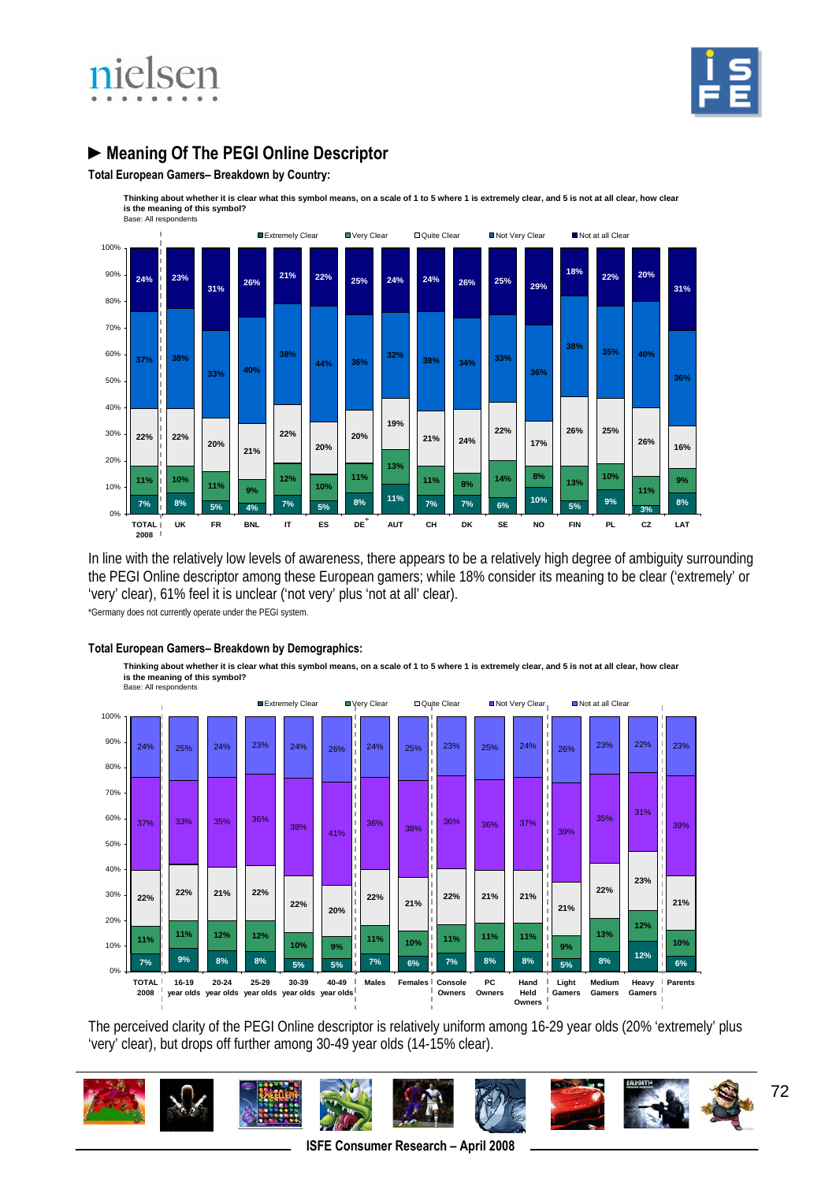## ► Meaning Of The PEGI Online Descriptor

**Total European Gamers– Breakdown by Country:**

**Thinking about whether it is clear what this symbol means, on a scale of 1 to 5 where 1 is extremely clear, and 5 is not at all clear, how clear is the meaning of this symbol?**
Base: All respondents

| | TOTAL 2008 | UK | FR | BNL | IT | ES | DE* | AUT | CH | DK | SE | NO | FIN | PL | CZ | LAT |
|---|---|---|---|---|---|---|---|---|---|---|---|---|---|---|---|---|
| Not at all Clear | 24% | 23% | 31% | 26% | 21% | 22% | 25% | 24% | 24% | 26% | 25% | 29% | 18% | 22% | 20% | 31% |
| Not Very Clear | 37% | 38% | 33% | 40% | 38% | 44% | 36% | 32% | 38% | 34% | 33% | 36% | 38% | 35% | 40% | 36% |
| Quite Clear | 22% | 22% | 20% | 21% | 22% | 20% | 20% | 19% | 21% | 24% | 22% | 17% | 26% | 25% | 26% | 16% |
| Very Clear | 11% | 10% | 11% | 9% | 12% | 10% | 11% | 13% | 11% | 8% | 14% | 8% | 13% | 10% | 11% | 9% |
| Extremely Clear | 7% | 8% | 5% | 4% | 7% | 5% | 8% | 11% | 7% | 7% | 6% | 10% | 5% | 9% | 3% | 8% |

In line with the relatively low levels of awareness, there appears to be a relatively high degree of ambiguity surrounding the PEGI Online descriptor among these European gamers; while 18% consider its meaning to be clear ('extremely' or 'very' clear), 61% feel it is unclear ('not very' plus 'not at all' clear).

*Germany does not currently operate under the PEGI system.

**Total European Gamers– Breakdown by Demographics:**

**Thinking about whether it is clear what this symbol means, on a scale of 1 to 5 where 1 is extremely clear, and 5 is not at all clear, how clear is the meaning of this symbol?**
Base: All respondents

| | TOTAL 2008 | 16-19 year olds | 20-24 year olds | 25-29 year olds | 30-39 year olds | 40-49 year olds | Males | Females | Console Owners | PC Owners | Hand Held Owners | Light Gamers | Medium Gamers | Heavy Gamers | Parents |
|---|---|---|---|---|---|---|---|---|---|---|---|---|---|---|---|
| Not at all Clear | 24% | 25% | 24% | 23% | 24% | 26% | 24% | 25% | 23% | 25% | 24% | 26% | 23% | 22% | 23% |
| Not Very Clear | 37% | 33% | 35% | 36% | 38% | 41% | 36% | 38% | 36% | 36% | 37% | 39% | 35% | 31% | 39% |
| Quite Clear | 22% | 22% | 21% | 22% | 22% | 20% | 22% | 21% | 22% | 21% | 21% | 21% | 22% | 23% | 21% |
| Very Clear | 11% | 11% | 12% | 12% | 10% | 9% | 11% | 10% | 11% | 11% | 11% | 9% | 13% | 12% | 10% |
| Extremely Clear | 7% | 9% | 8% | 8% | 5% | 5% | 7% | 6% | 7% | 8% | 8% | 5% | 8% | 12% | 6% |

The perceived clarity of the PEGI Online descriptor is relatively uniform among 16-29 year olds (20% 'extremely' plus 'very' clear), but drops off further among 30-49 year olds (14-15% clear).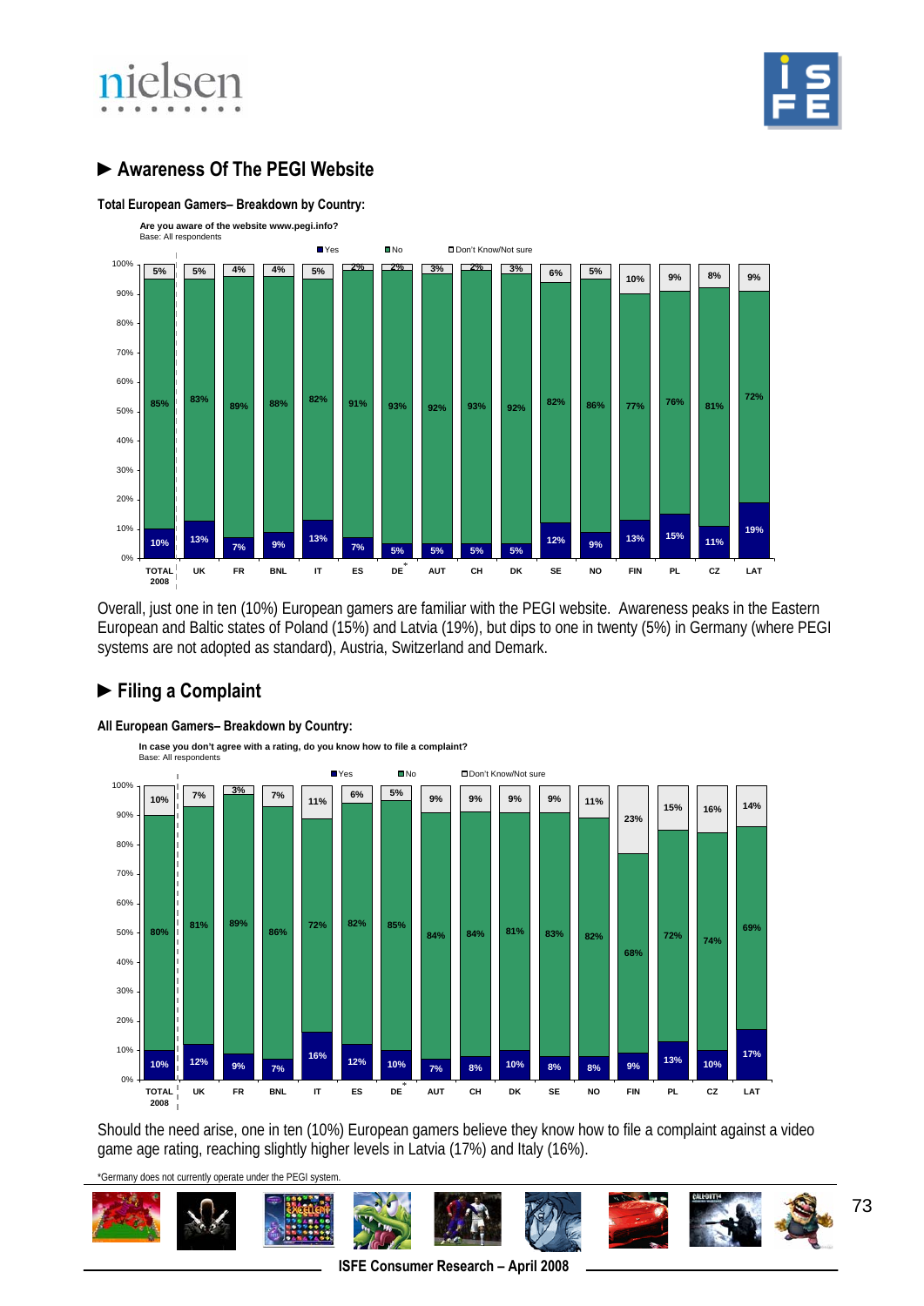## ► Awareness Of The PEGI Website

**Total European Gamers– Breakdown by Country:**

**Are you aware of the website www.pegi.info?**
Base: All respondents

| | TOTAL 2008 | UK | FR | BNL | IT | ES | DE* | AUT | CH | DK | SE | NO | FIN | PL | CZ | LAT |
|---|---|---|---|---|---|---|---|---|---|---|---|---|---|---|---|---|
| Yes | 10% | 13% | 7% | 9% | 13% | 7% | 5% | 5% | 5% | 5% | 12% | 9% | 13% | 15% | 11% | 19% |
| No | 85% | 83% | 89% | 88% | 82% | 91% | 93% | 92% | 93% | 92% | 82% | 86% | 77% | 76% | 81% | 72% |
| Don't Know/Not sure | 5% | 5% | 4% | 4% | 5% | 2% | 2% | 3% | 2% | 3% | 6% | 5% | 10% | 9% | 8% | 9% |

Overall, just one in ten (10%) European gamers are familiar with the PEGI website. Awareness peaks in the Eastern European and Baltic states of Poland (15%) and Latvia (19%), but dips to one in twenty (5%) in Germany (where PEGI systems are not adopted as standard), Austria, Switzerland and Demark.

## ► Filing a Complaint

**All European Gamers– Breakdown by Country:**

**In case you don't agree with a rating, do you know how to file a complaint?**
Base: All respondents

| | TOTAL 2008 | UK | FR | BNL | IT | ES | DE* | AUT | CH | DK | SE | NO | FIN | PL | CZ | LAT |
|---|---|---|---|---|---|---|---|---|---|---|---|---|---|---|---|---|
| Yes | 10% | 12% | 9% | 7% | 16% | 12% | 10% | 7% | 8% | 10% | 8% | 8% | 9% | 13% | 10% | 17% |
| No | 80% | 81% | 89% | 86% | 72% | 82% | 85% | 84% | 84% | 81% | 83% | 82% | 68% | 72% | 74% | 69% |
| Don't Know/Not sure | 10% | 7% | 3% | 7% | 11% | 6% | 5% | 9% | 9% | 9% | 9% | 11% | 23% | 15% | 16% | 14% |

Should the need arise, one in ten (10%) European gamers believe they know how to file a complaint against a video game age rating, reaching slightly higher levels in Latvia (17%) and Italy (16%).

*Germany does not currently operate under the PEGI system.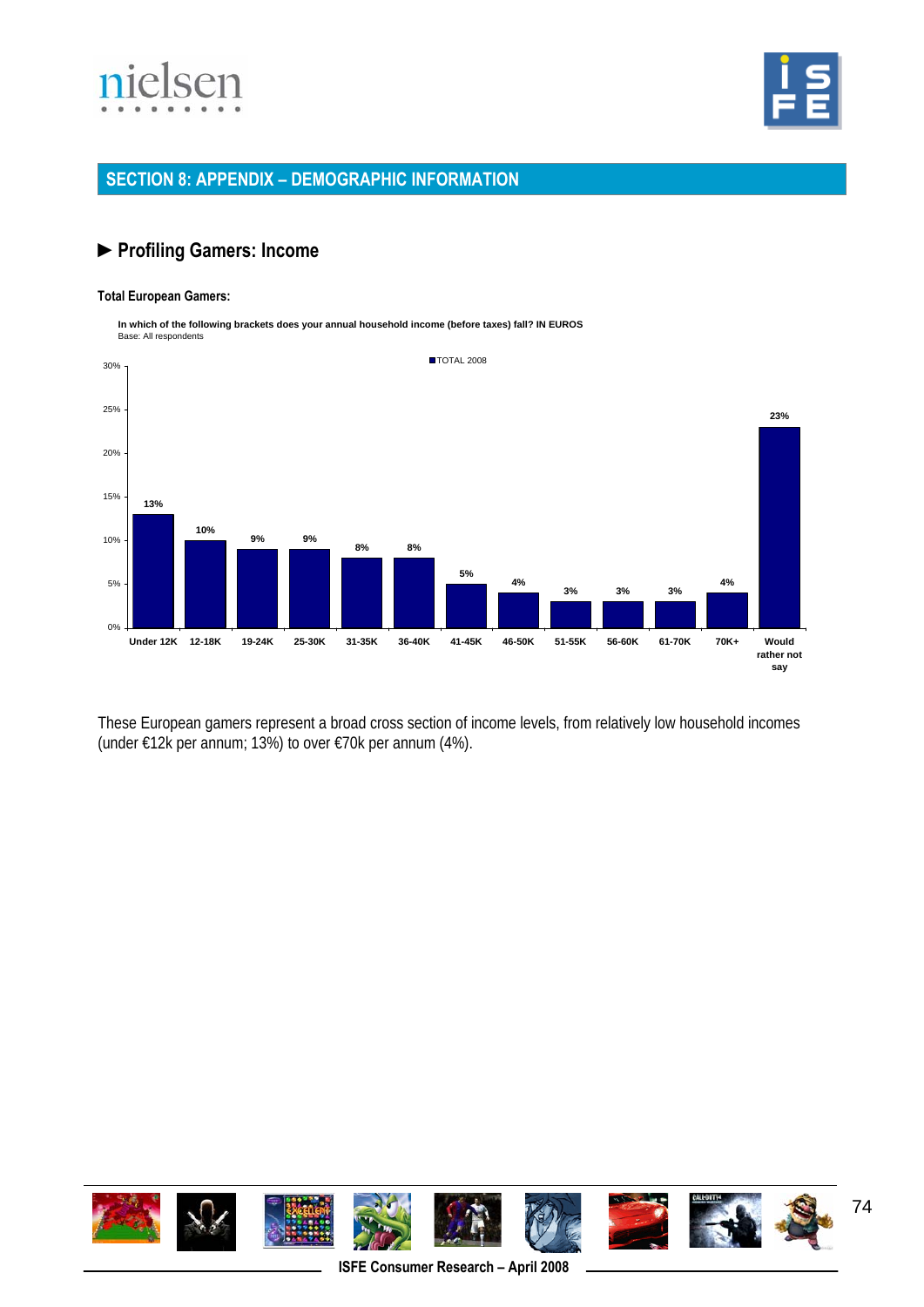## SECTION 8: APPENDIX – DEMOGRAPHIC INFORMATION

### ► Profiling Gamers: Income

**Total European Gamers:**

**In which of the following brackets does your annual household income (before taxes) fall? IN EUROS**
Base: All respondents

| Income bracket | TOTAL 2008 |
|---|---|
| Under 12K | 13% |
| 12-18K | 10% |
| 19-24K | 9% |
| 25-30K | 9% |
| 31-35K | 8% |
| 36-40K | 8% |
| 41-45K | 5% |
| 46-50K | 4% |
| 51-55K | 3% |
| 56-60K | 3% |
| 61-70K | 3% |
| 70K+ | 4% |
| Would rather not say | 23% |

These European gamers represent a broad cross section of income levels, from relatively low household incomes (under €12k per annum; 13%) to over €70k per annum (4%).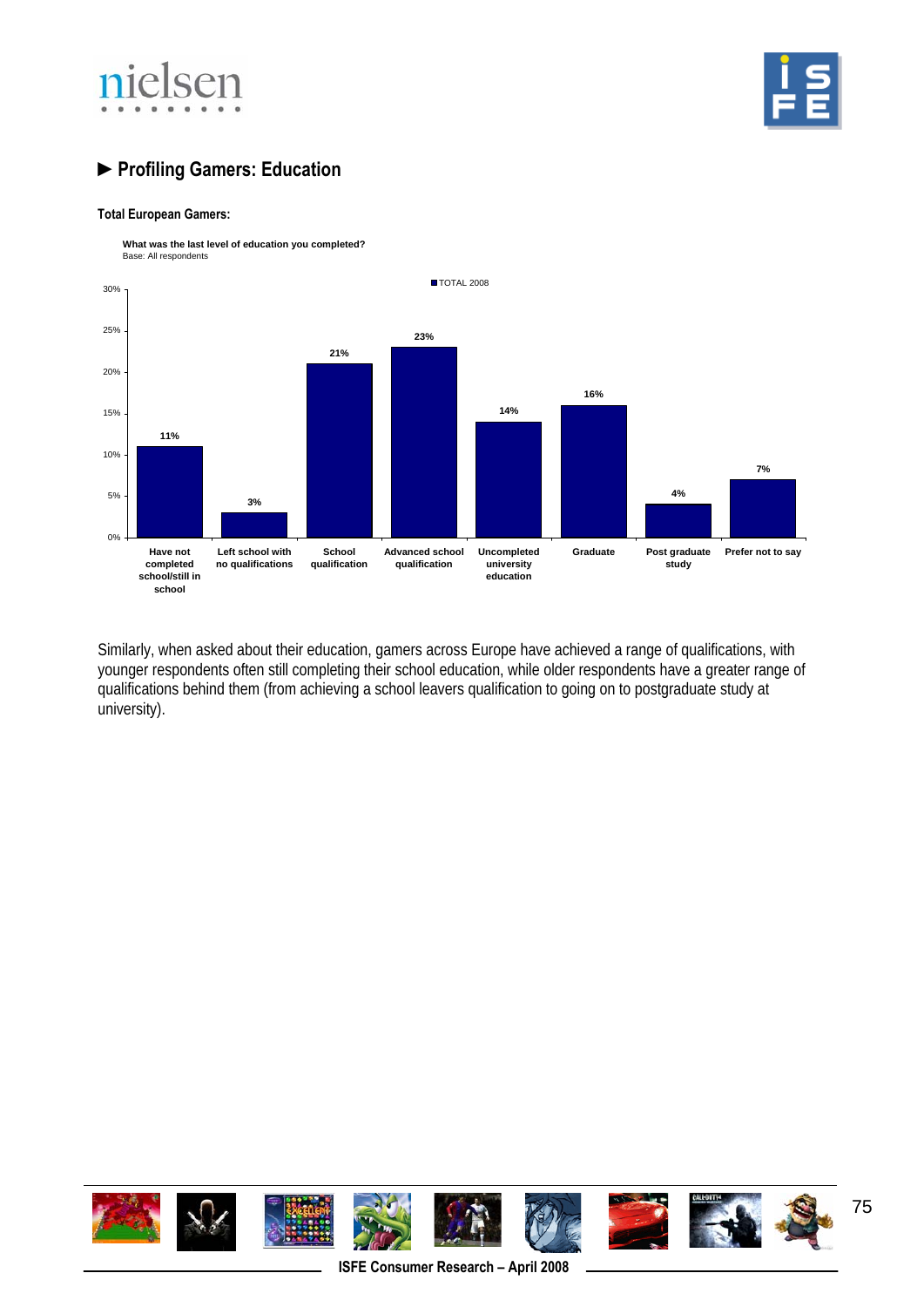## ► Profiling Gamers: Education

**Total European Gamers:**

**What was the last level of education you completed?**
Base: All respondents

| Education level | TOTAL 2008 |
|---|---|
| Have not completed school/still in school | 11% |
| Left school with no qualifications | 3% |
| School qualification | 21% |
| Advanced school qualification | 23% |
| Uncompleted university education | 14% |
| Graduate | 16% |
| Post graduate study | 4% |
| Prefer not to say | 7% |

Similarly, when asked about their education, gamers across Europe have achieved a range of qualifications, with younger respondents often still completing their school education, while older respondents have a greater range of qualifications behind them (from achieving a school leavers qualification to going on to postgraduate study at university).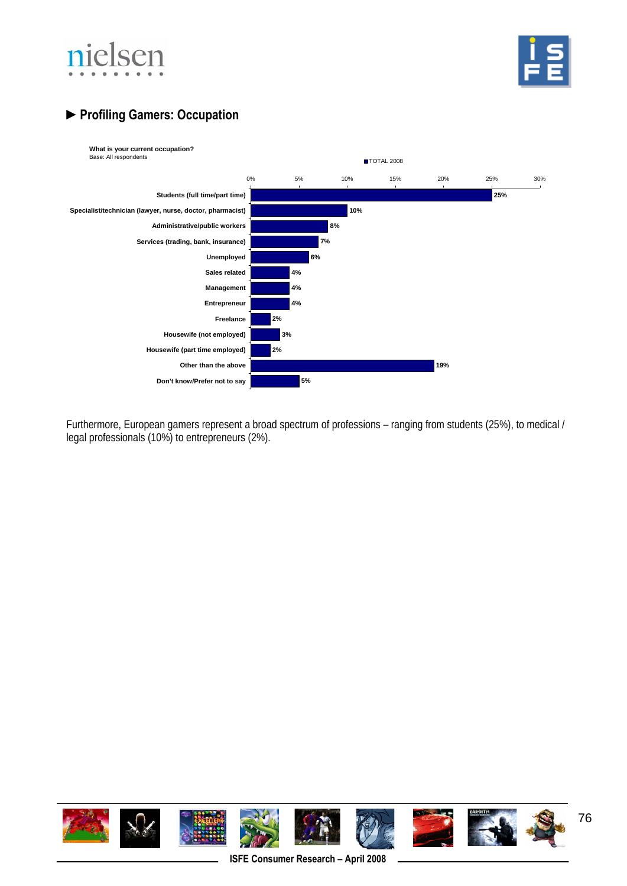## ► Profiling Gamers: Occupation

**What is your current occupation?**
Base: All respondents

TOTAL 2008

0% 5% 10% 15% 20% 25% 30%

Students (full time/part time) 25%
Specialist/technician (lawyer, nurse, doctor, pharmacist) 10%
Administrative/public workers 8%
Services (trading, bank, insurance) 7%
Unemployed 6%
Sales related 4%
Management 4%
Entrepreneur 4%
Freelance 2%
Housewife (not employed) 3%
Housewife (part time employed) 2%
Other than the above 19%
Don't know/Prefer not to say 5%

Furthermore, European gamers represent a broad spectrum of professions – ranging from students (25%), to medical / legal professionals (10%) to entrepreneurs (2%).